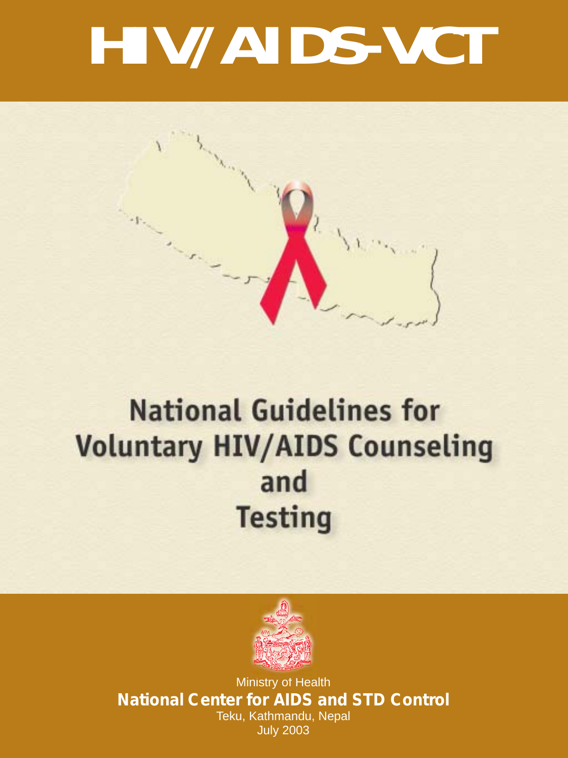# HIV/AIDS-VCT

## National Guidelines for Voluntary HIV/AIDS Counseling and Testing

Ministry of Health

**National Center for AIDS and STD Control**

Teku, Kathmandu, Nepal

July 2003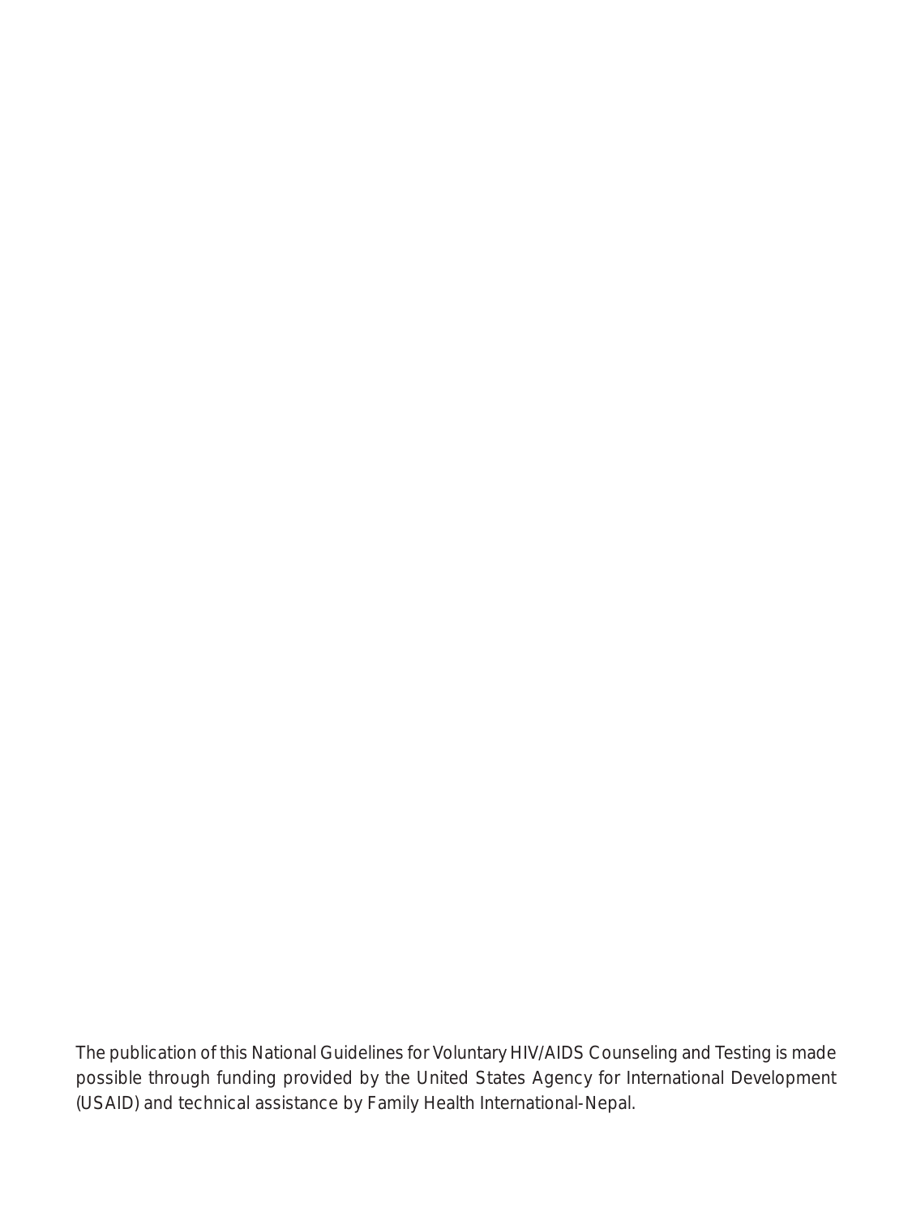The publication of this National Guidelines for Voluntary HIV/AIDS Counseling and Testing is made possible through funding provided by the United States Agency for International Development (USAID) and technical assistance by Family Health International-Nepal.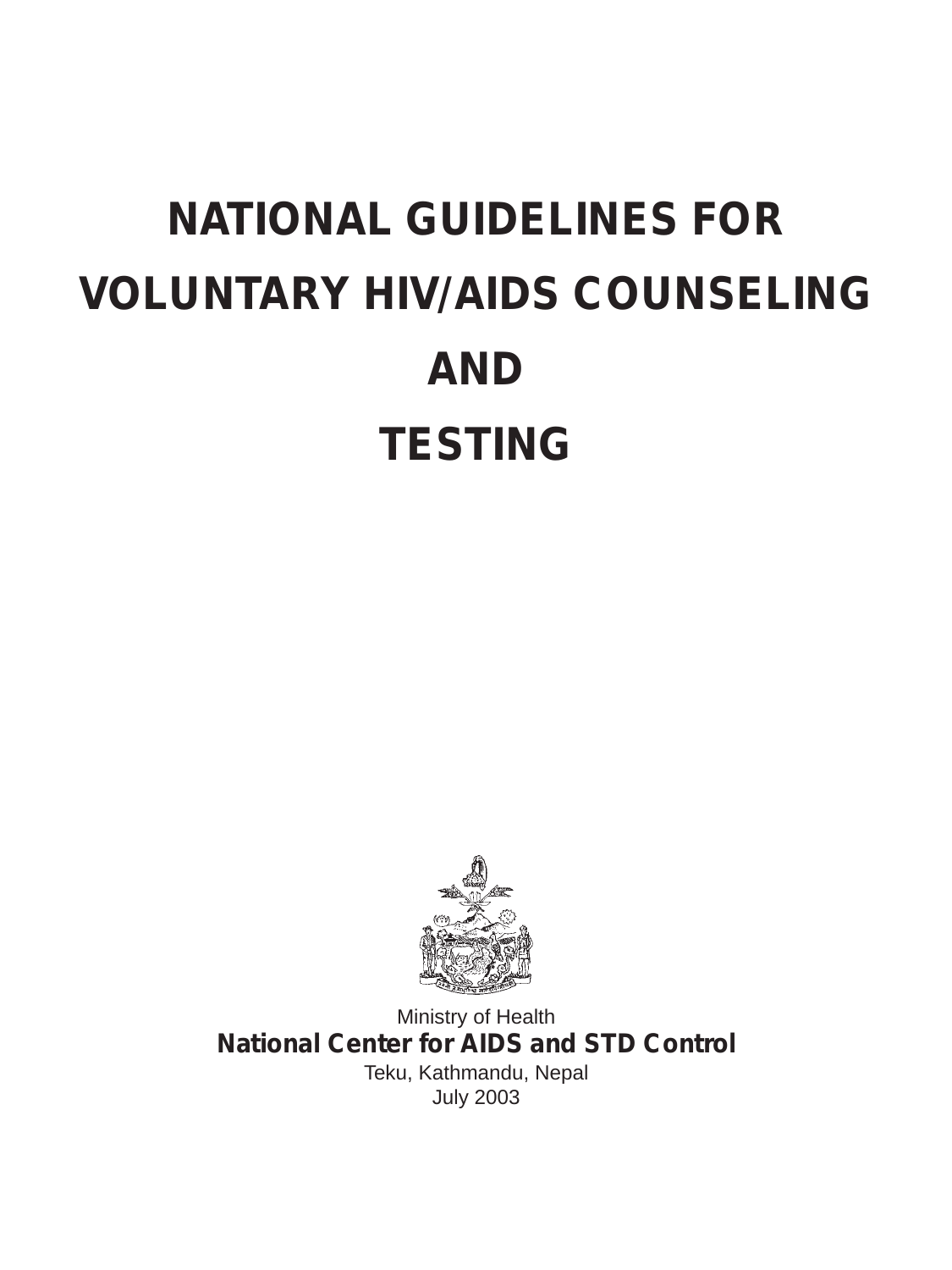# NATIONAL GUIDELINES FOR VOLUNTARY HIV/AIDS COUNSELING AND TESTING

Ministry of Health

**National Center for AIDS and STD Control**

Teku, Kathmandu, Nepal

July 2003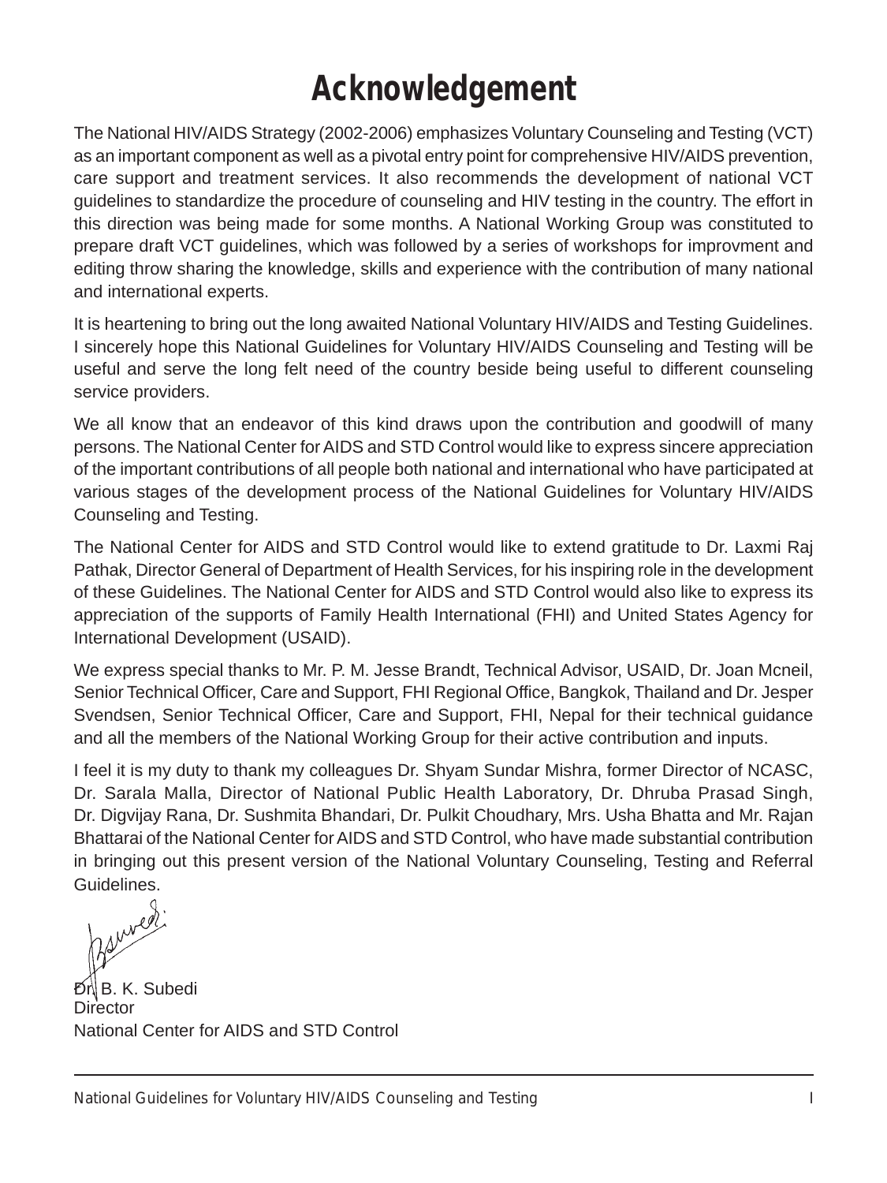# Acknowledgement

The National HIV/AIDS Strategy (2002-2006) emphasizes Voluntary Counseling and Testing (VCT) as an important component as well as a pivotal entry point for comprehensive HIV/AIDS prevention, care support and treatment services. It also recommends the development of national VCT guidelines to standardize the procedure of counseling and HIV testing in the country. The effort in this direction was being made for some months. A National Working Group was constituted to prepare draft VCT guidelines, which was followed by a series of workshops for improvment and editing throw sharing the knowledge, skills and experience with the contribution of many national and international experts.

It is heartening to bring out the long awaited National Voluntary HIV/AIDS and Testing Guidelines. I sincerely hope this National Guidelines for Voluntary HIV/AIDS Counseling and Testing will be useful and serve the long felt need of the country beside being useful to different counseling service providers.

We all know that an endeavor of this kind draws upon the contribution and goodwill of many persons. The National Center for AIDS and STD Control would like to express sincere appreciation of the important contributions of all people both national and international who have participated at various stages of the development process of the National Guidelines for Voluntary HIV/AIDS Counseling and Testing.

The National Center for AIDS and STD Control would like to extend gratitude to Dr. Laxmi Raj Pathak, Director General of Department of Health Services, for his inspiring role in the development of these Guidelines. The National Center for AIDS and STD Control would also like to express its appreciation of the supports of Family Health International (FHI) and United States Agency for International Development (USAID).

We express special thanks to Mr. P. M. Jesse Brandt, Technical Advisor, USAID, Dr. Joan Mcneil, Senior Technical Officer, Care and Support, FHI Regional Office, Bangkok, Thailand and Dr. Jesper Svendsen, Senior Technical Officer, Care and Support, FHI, Nepal for their technical guidance and all the members of the National Working Group for their active contribution and inputs.

I feel it is my duty to thank my colleagues Dr. Shyam Sundar Mishra, former Director of NCASC, Dr. Sarala Malla, Director of National Public Health Laboratory, Dr. Dhruba Prasad Singh, Dr. Digvijay Rana, Dr. Sushmita Bhandari, Dr. Pulkit Choudhary, Mrs. Usha Bhatta and Mr. Rajan Bhattarai of the National Center for AIDS and STD Control, who have made substantial contribution in bringing out this present version of the National Voluntary Counseling, Testing and Referral Guidelines.

Dr. B. K. Subedi
Director
National Center for AIDS and STD Control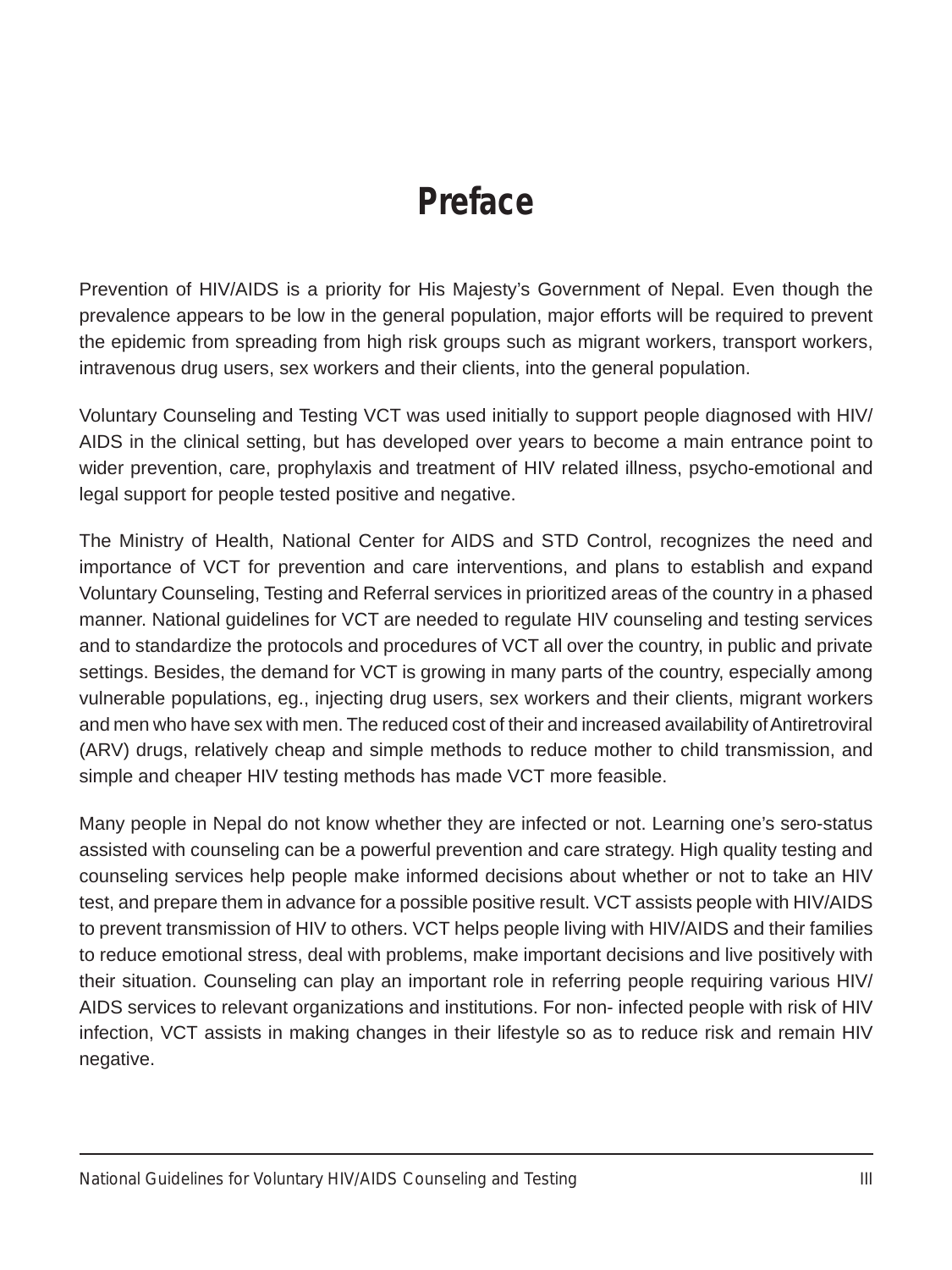# Preface

Prevention of HIV/AIDS is a priority for His Majesty's Government of Nepal. Even though the prevalence appears to be low in the general population, major efforts will be required to prevent the epidemic from spreading from high risk groups such as migrant workers, transport workers, intravenous drug users, sex workers and their clients, into the general population.

Voluntary Counseling and Testing VCT was used initially to support people diagnosed with HIV/AIDS in the clinical setting, but has developed over years to become a main entrance point to wider prevention, care, prophylaxis and treatment of HIV related illness, psycho-emotional and legal support for people tested positive and negative.

The Ministry of Health, National Center for AIDS and STD Control, recognizes the need and importance of VCT for prevention and care interventions, and plans to establish and expand Voluntary Counseling, Testing and Referral services in prioritized areas of the country in a phased manner. National guidelines for VCT are needed to regulate HIV counseling and testing services and to standardize the protocols and procedures of VCT all over the country, in public and private settings. Besides, the demand for VCT is growing in many parts of the country, especially among vulnerable populations, eg., injecting drug users, sex workers and their clients, migrant workers and men who have sex with men. The reduced cost of their and increased availability of Antiretroviral (ARV) drugs, relatively cheap and simple methods to reduce mother to child transmission, and simple and cheaper HIV testing methods has made VCT more feasible.

Many people in Nepal do not know whether they are infected or not. Learning one's sero-status assisted with counseling can be a powerful prevention and care strategy. High quality testing and counseling services help people make informed decisions about whether or not to take an HIV test, and prepare them in advance for a possible positive result. VCT assists people with HIV/AIDS to prevent transmission of HIV to others. VCT helps people living with HIV/AIDS and their families to reduce emotional stress, deal with problems, make important decisions and live positively with their situation. Counseling can play an important role in referring people requiring various HIV/AIDS services to relevant organizations and institutions. For non- infected people with risk of HIV infection, VCT assists in making changes in their lifestyle so as to reduce risk and remain HIV negative.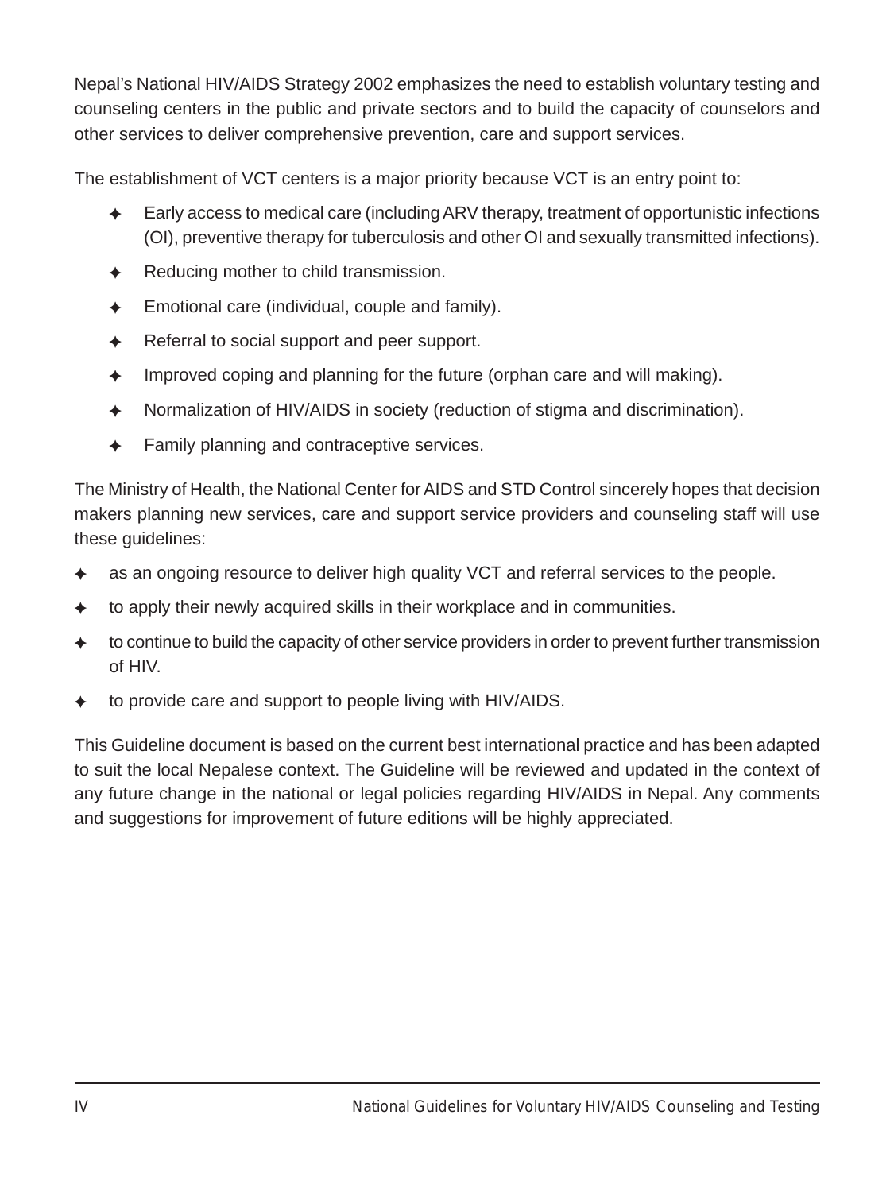Nepal's National HIV/AIDS Strategy 2002 emphasizes the need to establish voluntary testing and counseling centers in the public and private sectors and to build the capacity of counselors and other services to deliver comprehensive prevention, care and support services.

The establishment of VCT centers is a major priority because VCT is an entry point to:

- Early access to medical care (including ARV therapy, treatment of opportunistic infections (OI), preventive therapy for tuberculosis and other OI and sexually transmitted infections).
- Reducing mother to child transmission.
- Emotional care (individual, couple and family).
- Referral to social support and peer support.
- Improved coping and planning for the future (orphan care and will making).
- Normalization of HIV/AIDS in society (reduction of stigma and discrimination).
- Family planning and contraceptive services.

The Ministry of Health, the National Center for AIDS and STD Control sincerely hopes that decision makers planning new services, care and support service providers and counseling staff will use these guidelines:

- as an ongoing resource to deliver high quality VCT and referral services to the people.
- to apply their newly acquired skills in their workplace and in communities.
- to continue to build the capacity of other service providers in order to prevent further transmission of HIV.
- to provide care and support to people living with HIV/AIDS.

This Guideline document is based on the current best international practice and has been adapted to suit the local Nepalese context. The Guideline will be reviewed and updated in the context of any future change in the national or legal policies regarding HIV/AIDS in Nepal. Any comments and suggestions for improvement of future editions will be highly appreciated.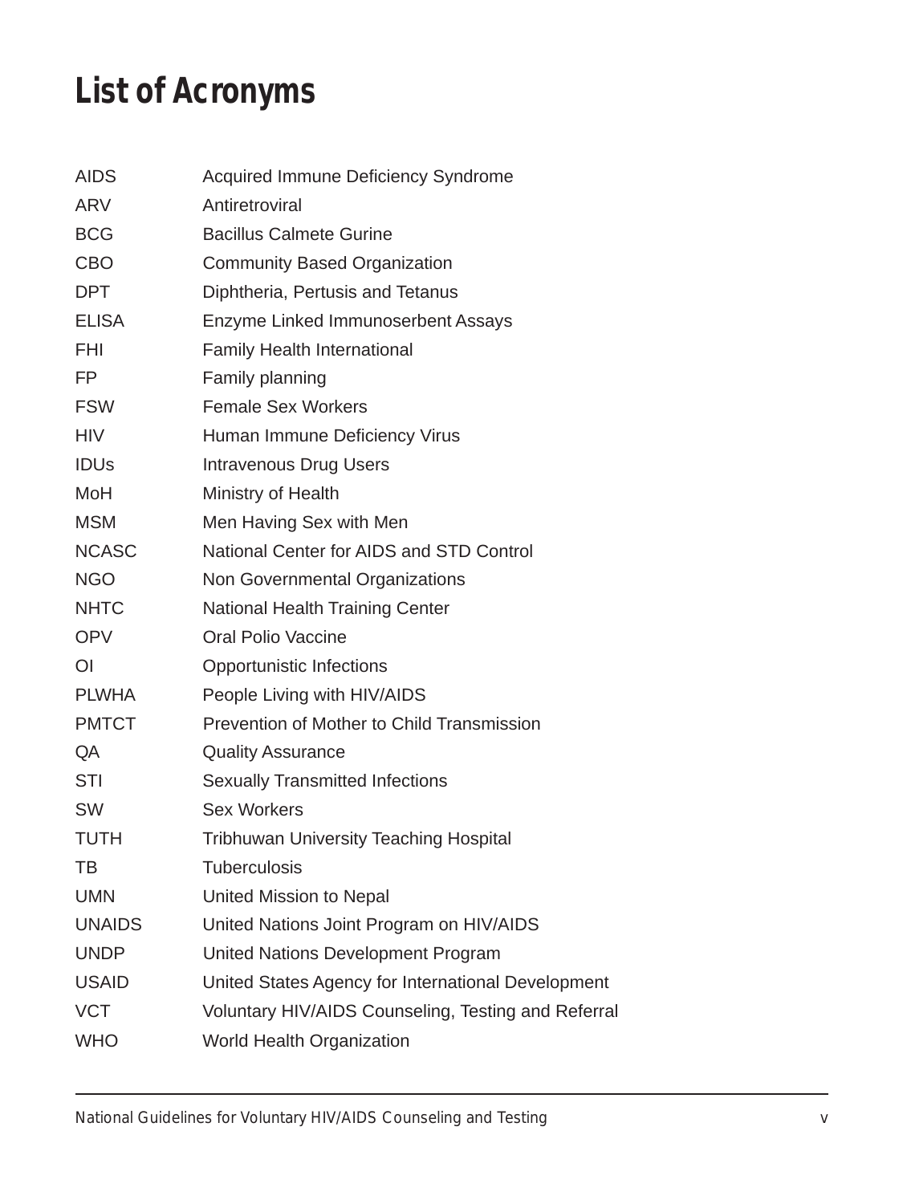# List of Acronyms

| | |
|---|---|
| AIDS | Acquired Immune Deficiency Syndrome |
| ARV | Antiretroviral |
| BCG | Bacillus Calmete Gurine |
| CBO | Community Based Organization |
| DPT | Diphtheria, Pertusis and Tetanus |
| ELISA | Enzyme Linked Immunoserbent Assays |
| FHI | Family Health International |
| FP | Family planning |
| FSW | Female Sex Workers |
| HIV | Human Immune Deficiency Virus |
| IDUs | Intravenous Drug Users |
| MoH | Ministry of Health |
| MSM | Men Having Sex with Men |
| NCASC | National Center for AIDS and STD Control |
| NGO | Non Governmental Organizations |
| NHTC | National Health Training Center |
| OPV | Oral Polio Vaccine |
| OI | Opportunistic Infections |
| PLWHA | People Living with HIV/AIDS |
| PMTCT | Prevention of Mother to Child Transmission |
| QA | Quality Assurance |
| STI | Sexually Transmitted Infections |
| SW | Sex Workers |
| TUTH | Tribhuwan University Teaching Hospital |
| TB | Tuberculosis |
| UMN | United Mission to Nepal |
| UNAIDS | United Nations Joint Program on HIV/AIDS |
| UNDP | United Nations Development Program |
| USAID | United States Agency for International Development |
| VCT | Voluntary HIV/AIDS Counseling, Testing and Referral |
| WHO | World Health Organization |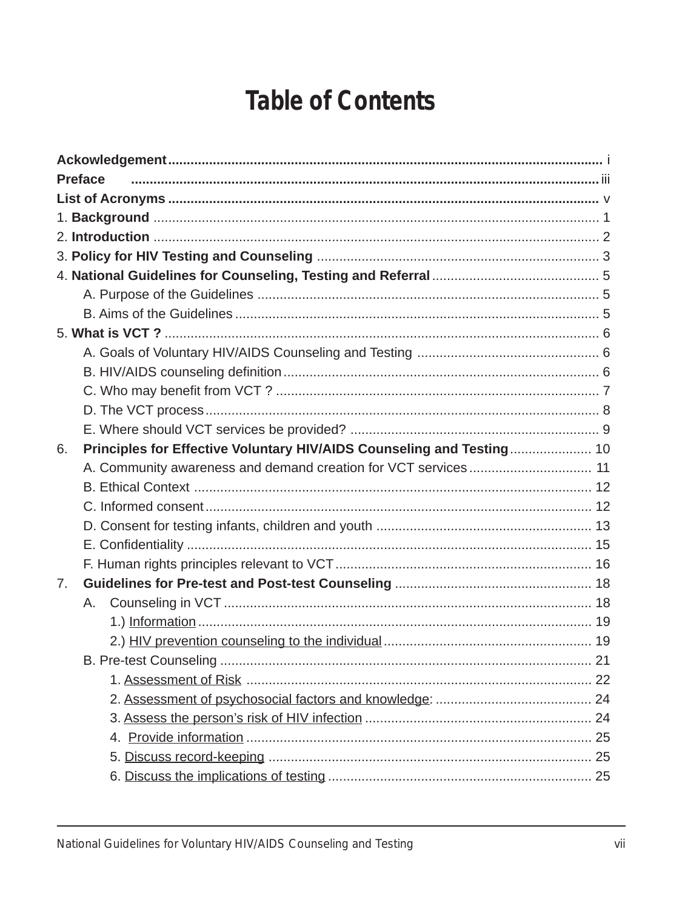# Table of Contents

**Ackowledgement** .................................................. i
**Preface** .................................................. iii
**List of Acronyms** .................................................. v
1. **Background** .................................................. 1
2. **Introduction** .................................................. 2
3. **Policy for HIV Testing and Counseling** .................................................. 3
4. **National Guidelines for Counseling, Testing and Referral** .................................................. 5
   - A. Purpose of the Guidelines .................................................. 5
   - B. Aims of the Guidelines .................................................. 5
5. **What is VCT ?** .................................................. 6
   - A. Goals of Voluntary HIV/AIDS Counseling and Testing .................................................. 6
   - B. HIV/AIDS counseling definition .................................................. 6
   - C. Who may benefit from VCT ? .................................................. 7
   - D. The VCT process .................................................. 8
   - E. Where should VCT services be provided? .................................................. 9
6. **Principles for Effective Voluntary HIV/AIDS Counseling and Testing** .................................................. 10
   - A. Community awareness and demand creation for VCT services .................................................. 11
   - B. Ethical Context .................................................. 12
   - C. Informed consent .................................................. 12
   - D. Consent for testing infants, children and youth .................................................. 13
   - E. Confidentiality .................................................. 15
   - F. Human rights principles relevant to VCT .................................................. 16
7. **Guidelines for Pre-test and Post-test Counseling** .................................................. 18
   - A. Counseling in VCT .................................................. 18
     - 1.) Information .................................................. 19
     - 2.) HIV prevention counseling to the individual .................................................. 19
   - B. Pre-test Counseling .................................................. 21
     - 1. Assessment of Risk .................................................. 22
     - 2. Assessment of psychosocial factors and knowledge: .................................................. 24
     - 3. Assess the person's risk of HIV infection .................................................. 24
     - 4. Provide information .................................................. 25
     - 5. Discuss record-keeping .................................................. 25
     - 6. Discuss the implications of testing .................................................. 25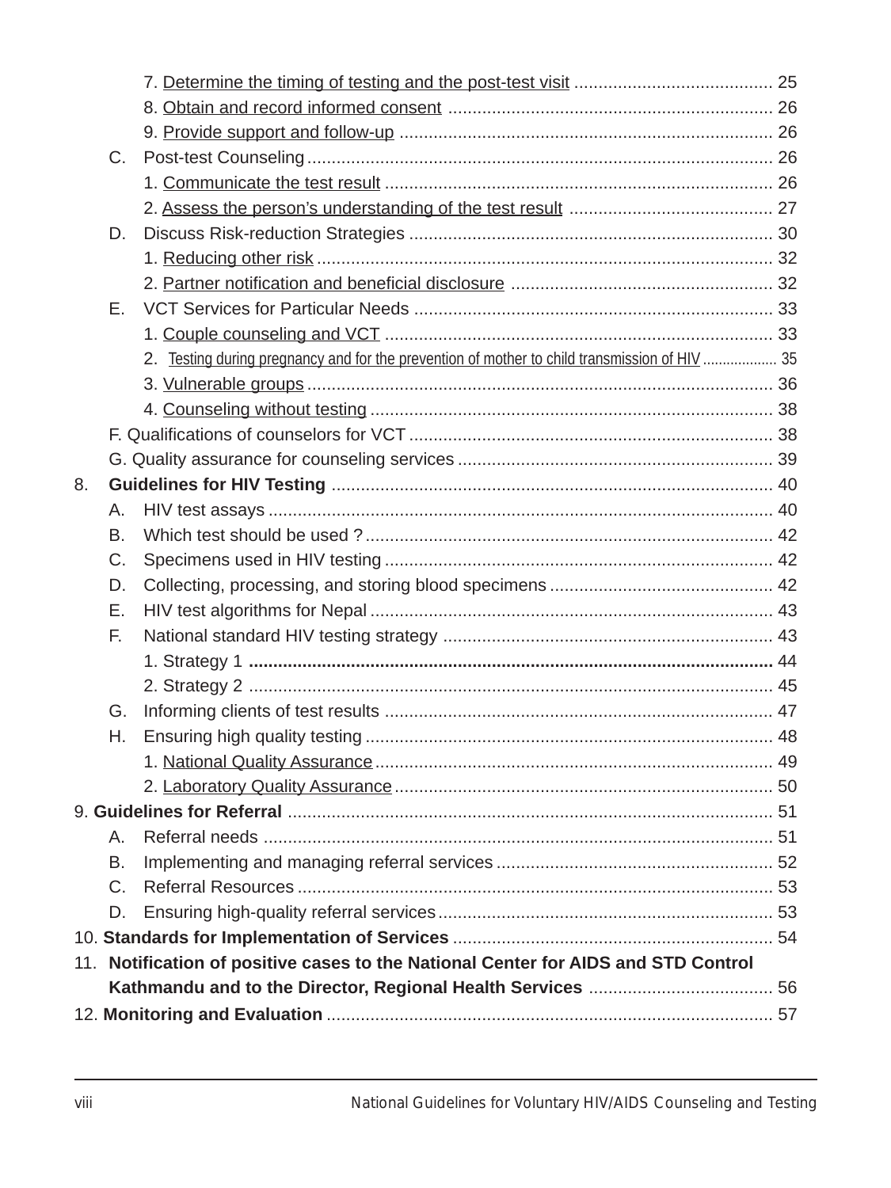7. Determine the timing of testing and the post-test visit ........................................ 25

8. Obtain and record informed consent .................................................................. 26

9. Provide support and follow-up ............................................................................ 26

C. Post-test Counseling ................................................................................................ 26

1. Communicate the test result ............................................................................... 26

2. Assess the person's understanding of the test result ......................................... 27

D. Discuss Risk-reduction Strategies .......................................................................... 30

1. Reducing other risk ............................................................................................. 32

2. Partner notification and beneficial disclosure ..................................................... 32

E. VCT Services for Particular Needs ......................................................................... 33

1. Couple counseling and VCT ............................................................................... 33

2. Testing during pregnancy and for the prevention of mother to child transmission of HIV .................. 35

3. Vulnerable groups ............................................................................................... 36

4. Counseling without testing .................................................................................. 38

F. Qualifications of counselors for VCT .......................................................................... 38

G. Quality assurance for counseling services ................................................................ 39

8. **Guidelines for HIV Testing** .......................................................................................... 40

A. HIV test assays ....................................................................................................... 40

B. Which test should be used ? ................................................................................... 42

C. Specimens used in HIV testing ............................................................................... 42

D. Collecting, processing, and storing blood specimens ............................................. 42

E. HIV test algorithms for Nepal .................................................................................. 43

F. National standard HIV testing strategy ................................................................... 43

1. Strategy 1 ........................................................................................................... 44

2. Strategy 2 ........................................................................................................... 45

G. Informing clients of test results ............................................................................... 47

H. Ensuring high quality testing ................................................................................... 48

1. National Quality Assurance ................................................................................. 49

2. Laboratory Quality Assurance ............................................................................. 50

9. **Guidelines for Referral** ................................................................................................... 51

A. Referral needs ........................................................................................................ 51

B. Implementing and managing referral services ......................................................... 52

C. Referral Resources ................................................................................................. 53

D. Ensuring high-quality referral services .................................................................... 53

10. **Standards for Implementation of Services** ................................................................. 54

11. **Notification of positive cases to the National Center for AIDS and STD Control Kathmandu and to the Director, Regional Health Services** ...................................... 56

12. **Monitoring and Evaluation** ........................................................................................... 57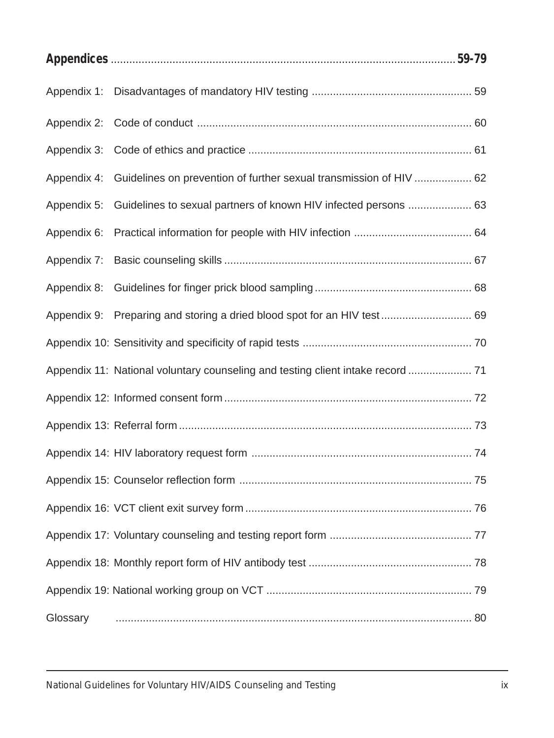**Appendices** .......... 59-79

Appendix 1: Disadvantages of mandatory HIV testing .......... 59

Appendix 2: Code of conduct .......... 60

Appendix 3: Code of ethics and practice .......... 61

Appendix 4: Guidelines on prevention of further sexual transmission of HIV .......... 62

Appendix 5: Guidelines to sexual partners of known HIV infected persons .......... 63

Appendix 6: Practical information for people with HIV infection .......... 64

Appendix 7: Basic counseling skills .......... 67

Appendix 8: Guidelines for finger prick blood sampling .......... 68

Appendix 9: Preparing and storing a dried blood spot for an HIV test .......... 69

Appendix 10: Sensitivity and specificity of rapid tests .......... 70

Appendix 11: National voluntary counseling and testing client intake record .......... 71

Appendix 12: Informed consent form .......... 72

Appendix 13: Referral form .......... 73

Appendix 14: HIV laboratory request form .......... 74

Appendix 15: Counselor reflection form .......... 75

Appendix 16: VCT client exit survey form .......... 76

Appendix 17: Voluntary counseling and testing report form .......... 77

Appendix 18: Monthly report form of HIV antibody test .......... 78

Appendix 19: National working group on VCT .......... 79

Glossary .......... 80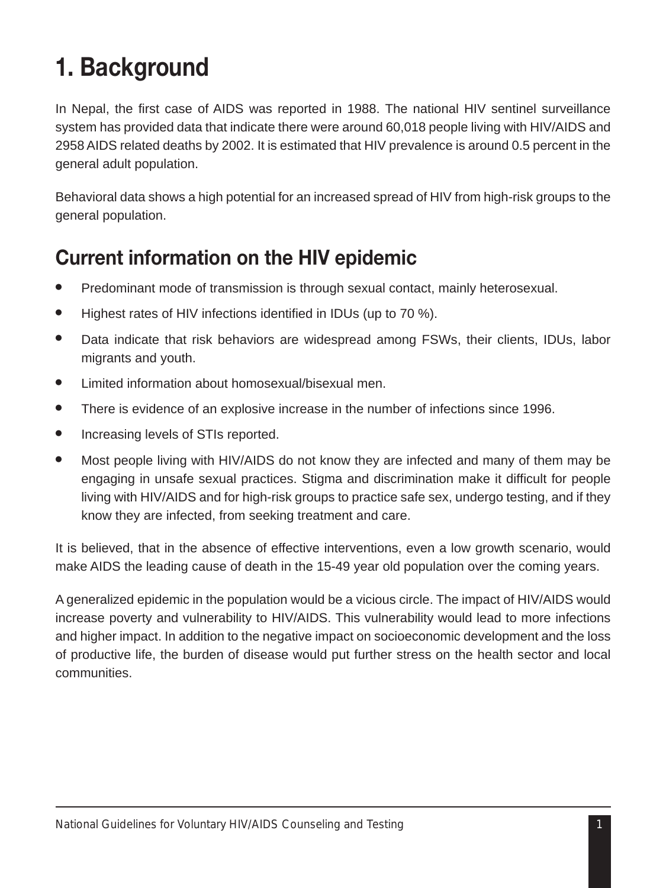# 1. Background

In Nepal, the first case of AIDS was reported in 1988. The national HIV sentinel surveillance system has provided data that indicate there were around 60,018 people living with HIV/AIDS and 2958 AIDS related deaths by 2002. It is estimated that HIV prevalence is around 0.5 percent in the general adult population.

Behavioral data shows a high potential for an increased spread of HIV from high-risk groups to the general population.

## Current information on the HIV epidemic

- Predominant mode of transmission is through sexual contact, mainly heterosexual.
- Highest rates of HIV infections identified in IDUs (up to 70 %).
- Data indicate that risk behaviors are widespread among FSWs, their clients, IDUs, labor migrants and youth.
- Limited information about homosexual/bisexual men.
- There is evidence of an explosive increase in the number of infections since 1996.
- Increasing levels of STIs reported.
- Most people living with HIV/AIDS do not know they are infected and many of them may be engaging in unsafe sexual practices. Stigma and discrimination make it difficult for people living with HIV/AIDS and for high-risk groups to practice safe sex, undergo testing, and if they know they are infected, from seeking treatment and care.

It is believed, that in the absence of effective interventions, even a low growth scenario, would make AIDS the leading cause of death in the 15-49 year old population over the coming years.

A generalized epidemic in the population would be a vicious circle. The impact of HIV/AIDS would increase poverty and vulnerability to HIV/AIDS. This vulnerability would lead to more infections and higher impact. In addition to the negative impact on socioeconomic development and the loss of productive life, the burden of disease would put further stress on the health sector and local communities.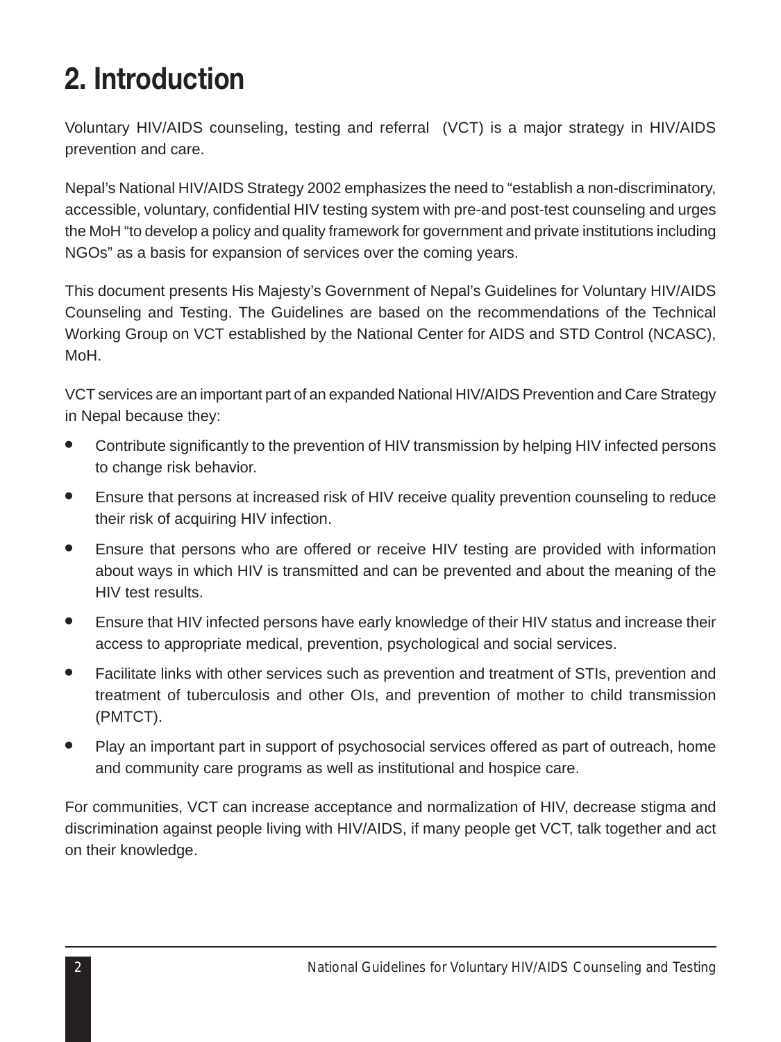# 2. Introduction

Voluntary HIV/AIDS counseling, testing and referral (VCT) is a major strategy in HIV/AIDS prevention and care.

Nepal's National HIV/AIDS Strategy 2002 emphasizes the need to "establish a non-discriminatory, accessible, voluntary, confidential HIV testing system with pre-and post-test counseling and urges the MoH "to develop a policy and quality framework for government and private institutions including NGOs" as a basis for expansion of services over the coming years.

This document presents His Majesty's Government of Nepal's Guidelines for Voluntary HIV/AIDS Counseling and Testing. The Guidelines are based on the recommendations of the Technical Working Group on VCT established by the National Center for AIDS and STD Control (NCASC), MoH.

VCT services are an important part of an expanded National HIV/AIDS Prevention and Care Strategy in Nepal because they:

- Contribute significantly to the prevention of HIV transmission by helping HIV infected persons to change risk behavior.
- Ensure that persons at increased risk of HIV receive quality prevention counseling to reduce their risk of acquiring HIV infection.
- Ensure that persons who are offered or receive HIV testing are provided with information about ways in which HIV is transmitted and can be prevented and about the meaning of the HIV test results.
- Ensure that HIV infected persons have early knowledge of their HIV status and increase their access to appropriate medical, prevention, psychological and social services.
- Facilitate links with other services such as prevention and treatment of STIs, prevention and treatment of tuberculosis and other OIs, and prevention of mother to child transmission (PMTCT).
- Play an important part in support of psychosocial services offered as part of outreach, home and community care programs as well as institutional and hospice care.

For communities, VCT can increase acceptance and normalization of HIV, decrease stigma and discrimination against people living with HIV/AIDS, if many people get VCT, talk together and act on their knowledge.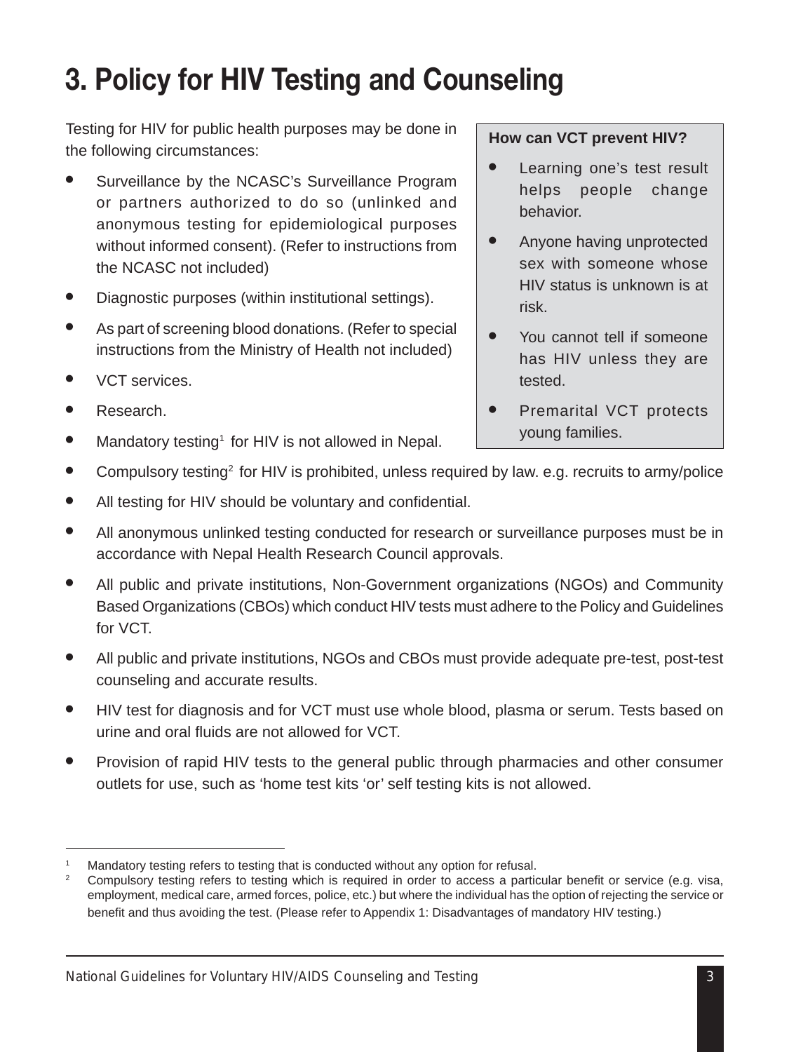# 3. Policy for HIV Testing and Counseling

Testing for HIV for public health purposes may be done in the following circumstances:

- Surveillance by the NCASC's Surveillance Program or partners authorized to do so (unlinked and anonymous testing for epidemiological purposes without informed consent). (Refer to instructions from the NCASC not included)
- Diagnostic purposes (within institutional settings).
- As part of screening blood donations. (Refer to special instructions from the Ministry of Health not included)
- VCT services.
- Research.
- Mandatory testing[1] for HIV is not allowed in Nepal.
- Compulsory testing[2] for HIV is prohibited, unless required by law. e.g. recruits to army/police
- All testing for HIV should be voluntary and confidential.
- All anonymous unlinked testing conducted for research or surveillance purposes must be in accordance with Nepal Health Research Council approvals.
- All public and private institutions, Non-Government organizations (NGOs) and Community Based Organizations (CBOs) which conduct HIV tests must adhere to the Policy and Guidelines for VCT.
- All public and private institutions, NGOs and CBOs must provide adequate pre-test, post-test counseling and accurate results.
- HIV test for diagnosis and for VCT must use whole blood, plasma or serum. Tests based on urine and oral fluids are not allowed for VCT.
- Provision of rapid HIV tests to the general public through pharmacies and other consumer outlets for use, such as 'home test kits 'or' self testing kits is not allowed.

**How can VCT prevent HIV?**

- Learning one's test result helps people change behavior.
- Anyone having unprotected sex with someone whose HIV status is unknown is at risk.
- You cannot tell if someone has HIV unless they are tested.
- Premarital VCT protects young families.

---

[1] Mandatory testing refers to testing that is conducted without any option for refusal.

[2] Compulsory testing refers to testing which is required in order to access a particular benefit or service (e.g. visa, employment, medical care, armed forces, police, etc.) but where the individual has the option of rejecting the service or benefit and thus avoiding the test. (Please refer to Appendix 1: Disadvantages of mandatory HIV testing.)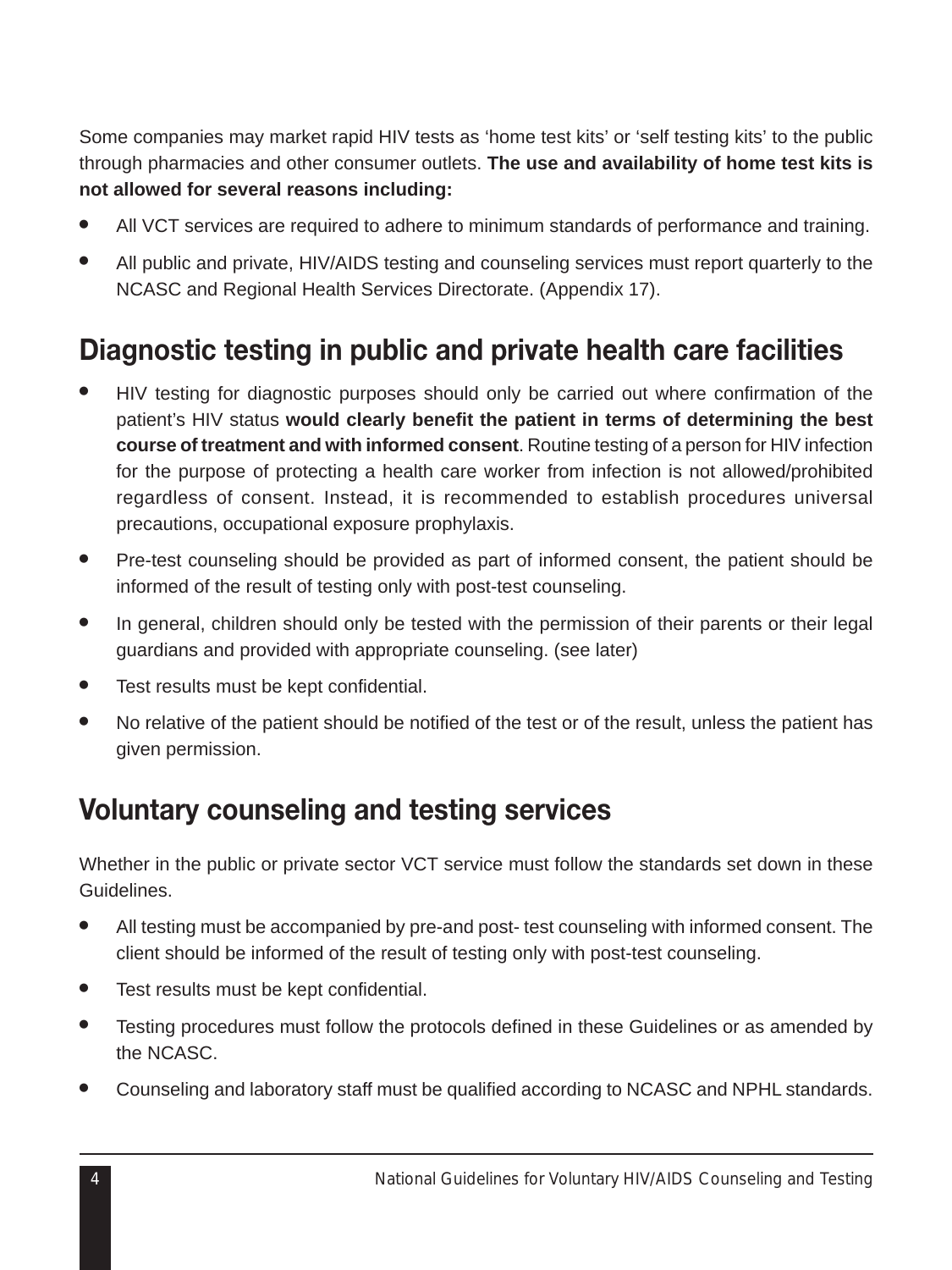Some companies may market rapid HIV tests as 'home test kits' or 'self testing kits' to the public through pharmacies and other consumer outlets. **The use and availability of home test kits is not allowed for several reasons including:**

- All VCT services are required to adhere to minimum standards of performance and training.
- All public and private, HIV/AIDS testing and counseling services must report quarterly to the NCASC and Regional Health Services Directorate. (Appendix 17).

## Diagnostic testing in public and private health care facilities

- HIV testing for diagnostic purposes should only be carried out where confirmation of the patient's HIV status **would clearly benefit the patient in terms of determining the best course of treatment and with informed consent**. Routine testing of a person for HIV infection for the purpose of protecting a health care worker from infection is not allowed/prohibited regardless of consent. Instead, it is recommended to establish procedures universal precautions, occupational exposure prophylaxis.
- Pre-test counseling should be provided as part of informed consent, the patient should be informed of the result of testing only with post-test counseling.
- In general, children should only be tested with the permission of their parents or their legal guardians and provided with appropriate counseling. (see later)
- Test results must be kept confidential.
- No relative of the patient should be notified of the test or of the result, unless the patient has given permission.

## Voluntary counseling and testing services

Whether in the public or private sector VCT service must follow the standards set down in these Guidelines.

- All testing must be accompanied by pre-and post- test counseling with informed consent. The client should be informed of the result of testing only with post-test counseling.
- Test results must be kept confidential.
- Testing procedures must follow the protocols defined in these Guidelines or as amended by the NCASC.
- Counseling and laboratory staff must be qualified according to NCASC and NPHL standards.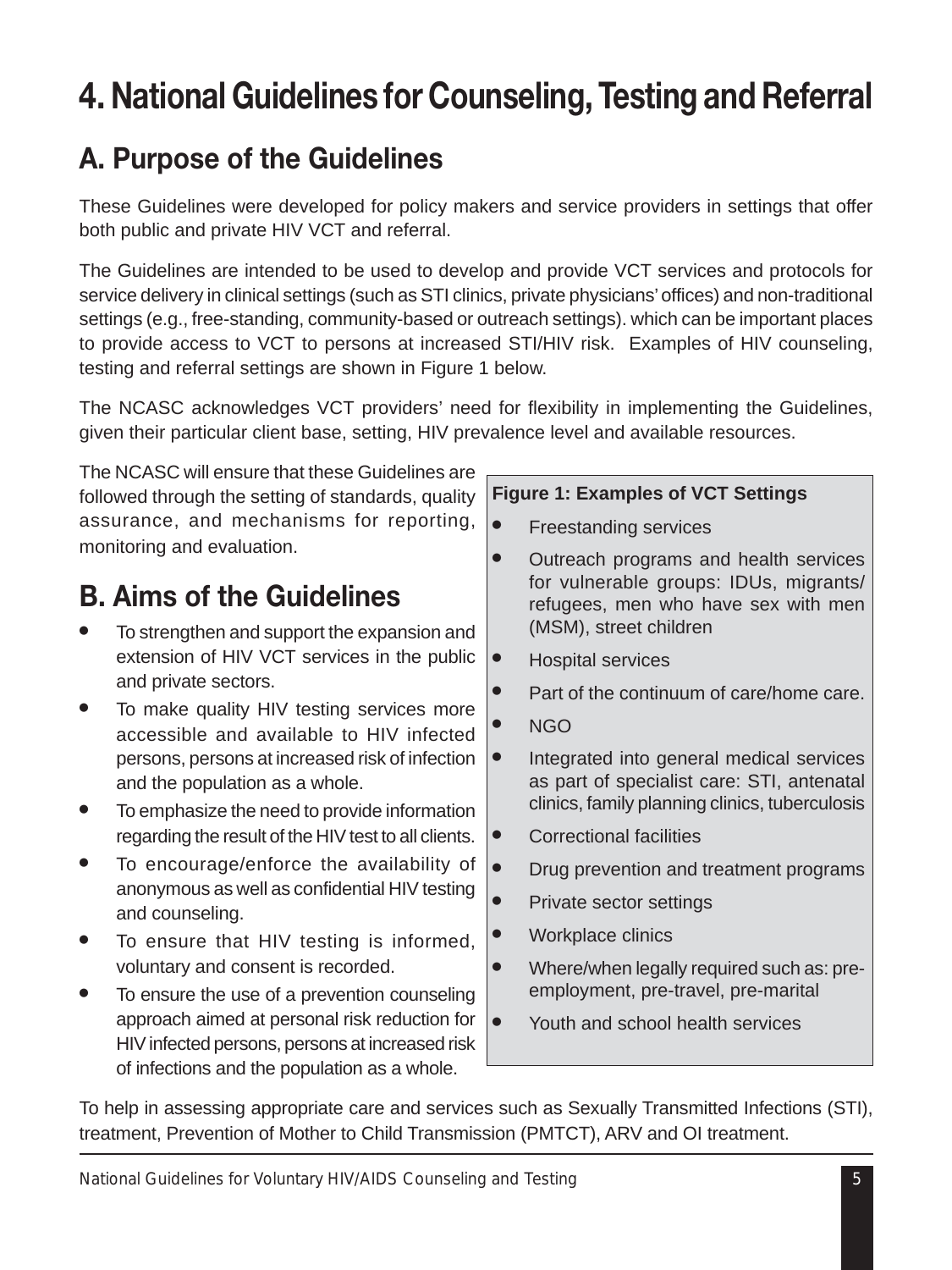# 4. National Guidelines for Counseling, Testing and Referral

## A. Purpose of the Guidelines

These Guidelines were developed for policy makers and service providers in settings that offer both public and private HIV VCT and referral.

The Guidelines are intended to be used to develop and provide VCT services and protocols for service delivery in clinical settings (such as STI clinics, private physicians' offices) and non-traditional settings (e.g., free-standing, community-based or outreach settings). which can be important places to provide access to VCT to persons at increased STI/HIV risk. Examples of HIV counseling, testing and referral settings are shown in Figure 1 below.

The NCASC acknowledges VCT providers' need for flexibility in implementing the Guidelines, given their particular client base, setting, HIV prevalence level and available resources.

The NCASC will ensure that these Guidelines are followed through the setting of standards, quality assurance, and mechanisms for reporting, monitoring and evaluation.

**Figure 1: Examples of VCT Settings**

- Freestanding services
- Outreach programs and health services for vulnerable groups: IDUs, migrants/ refugees, men who have sex with men (MSM), street children
- Hospital services
- Part of the continuum of care/home care.
- NGO
- Integrated into general medical services as part of specialist care: STI, antenatal clinics, family planning clinics, tuberculosis
- Correctional facilities
- Drug prevention and treatment programs
- Private sector settings
- Workplace clinics
- Where/when legally required such as: pre-employment, pre-travel, pre-marital
- Youth and school health services

## B. Aims of the Guidelines

- To strengthen and support the expansion and extension of HIV VCT services in the public and private sectors.
- To make quality HIV testing services more accessible and available to HIV infected persons, persons at increased risk of infection and the population as a whole.
- To emphasize the need to provide information regarding the result of the HIV test to all clients.
- To encourage/enforce the availability of anonymous as well as confidential HIV testing and counseling.
- To ensure that HIV testing is informed, voluntary and consent is recorded.
- To ensure the use of a prevention counseling approach aimed at personal risk reduction for HIV infected persons, persons at increased risk of infections and the population as a whole.

To help in assessing appropriate care and services such as Sexually Transmitted Infections (STI), treatment, Prevention of Mother to Child Transmission (PMTCT), ARV and OI treatment.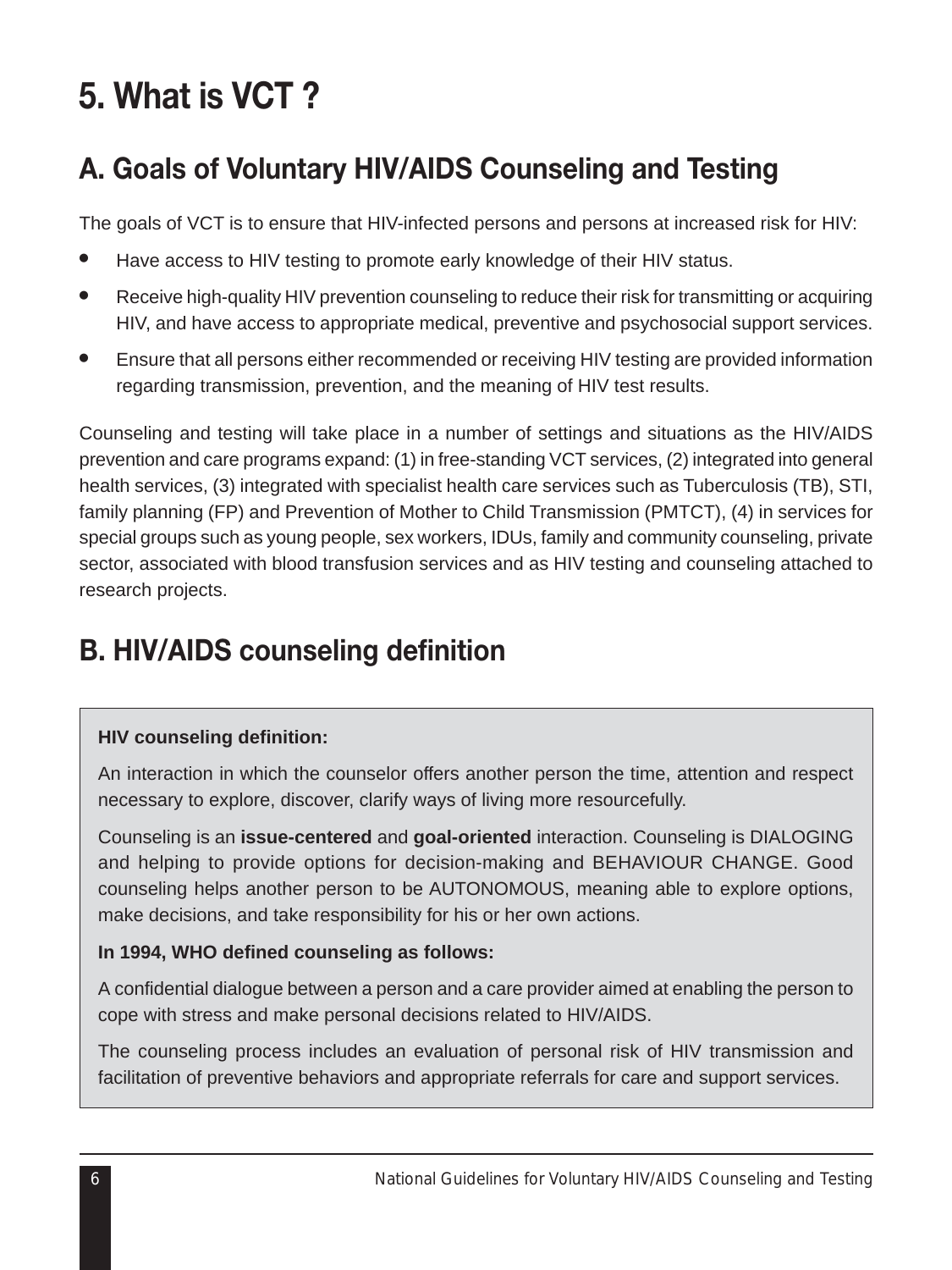# 5. What is VCT ?

## A. Goals of Voluntary HIV/AIDS Counseling and Testing

The goals of VCT is to ensure that HIV-infected persons and persons at increased risk for HIV:

- Have access to HIV testing to promote early knowledge of their HIV status.
- Receive high-quality HIV prevention counseling to reduce their risk for transmitting or acquiring HIV, and have access to appropriate medical, preventive and psychosocial support services.
- Ensure that all persons either recommended or receiving HIV testing are provided information regarding transmission, prevention, and the meaning of HIV test results.

Counseling and testing will take place in a number of settings and situations as the HIV/AIDS prevention and care programs expand: (1) in free-standing VCT services, (2) integrated into general health services, (3) integrated with specialist health care services such as Tuberculosis (TB), STI, family planning (FP) and Prevention of Mother to Child Transmission (PMTCT), (4) in services for special groups such as young people, sex workers, IDUs, family and community counseling, private sector, associated with blood transfusion services and as HIV testing and counseling attached to research projects.

## B. HIV/AIDS counseling definition

**HIV counseling definition:**

An interaction in which the counselor offers another person the time, attention and respect necessary to explore, discover, clarify ways of living more resourcefully.

Counseling is an **issue-centered** and **goal-oriented** interaction. Counseling is DIALOGING and helping to provide options for decision-making and BEHAVIOUR CHANGE. Good counseling helps another person to be AUTONOMOUS, meaning able to explore options, make decisions, and take responsibility for his or her own actions.

**In 1994, WHO defined counseling as follows:**

A confidential dialogue between a person and a care provider aimed at enabling the person to cope with stress and make personal decisions related to HIV/AIDS.

The counseling process includes an evaluation of personal risk of HIV transmission and facilitation of preventive behaviors and appropriate referrals for care and support services.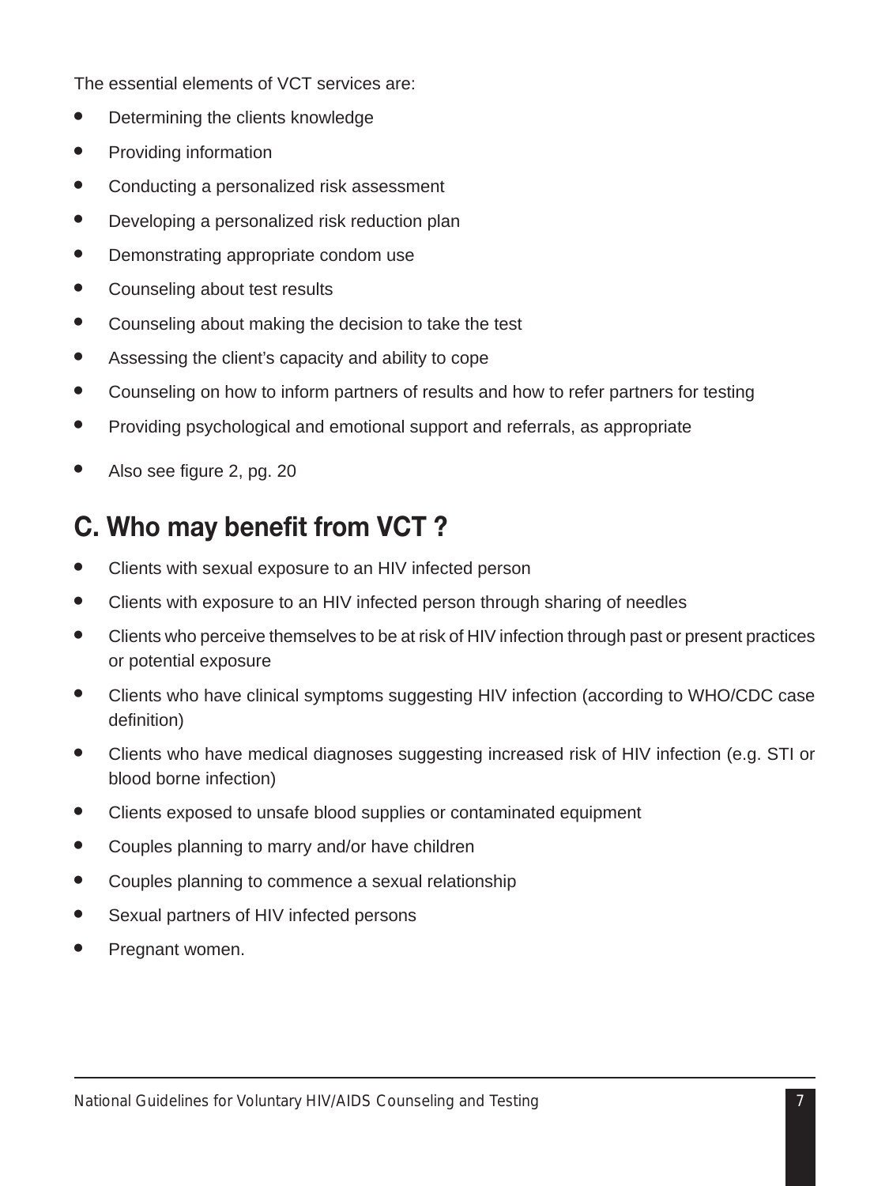The essential elements of VCT services are:

- Determining the clients knowledge
- Providing information
- Conducting a personalized risk assessment
- Developing a personalized risk reduction plan
- Demonstrating appropriate condom use
- Counseling about test results
- Counseling about making the decision to take the test
- Assessing the client's capacity and ability to cope
- Counseling on how to inform partners of results and how to refer partners for testing
- Providing psychological and emotional support and referrals, as appropriate
- Also see figure 2, pg. 20

## C. Who may benefit from VCT ?

- Clients with sexual exposure to an HIV infected person
- Clients with exposure to an HIV infected person through sharing of needles
- Clients who perceive themselves to be at risk of HIV infection through past or present practices or potential exposure
- Clients who have clinical symptoms suggesting HIV infection (according to WHO/CDC case definition)
- Clients who have medical diagnoses suggesting increased risk of HIV infection (e.g. STI or blood borne infection)
- Clients exposed to unsafe blood supplies or contaminated equipment
- Couples planning to marry and/or have children
- Couples planning to commence a sexual relationship
- Sexual partners of HIV infected persons
- Pregnant women.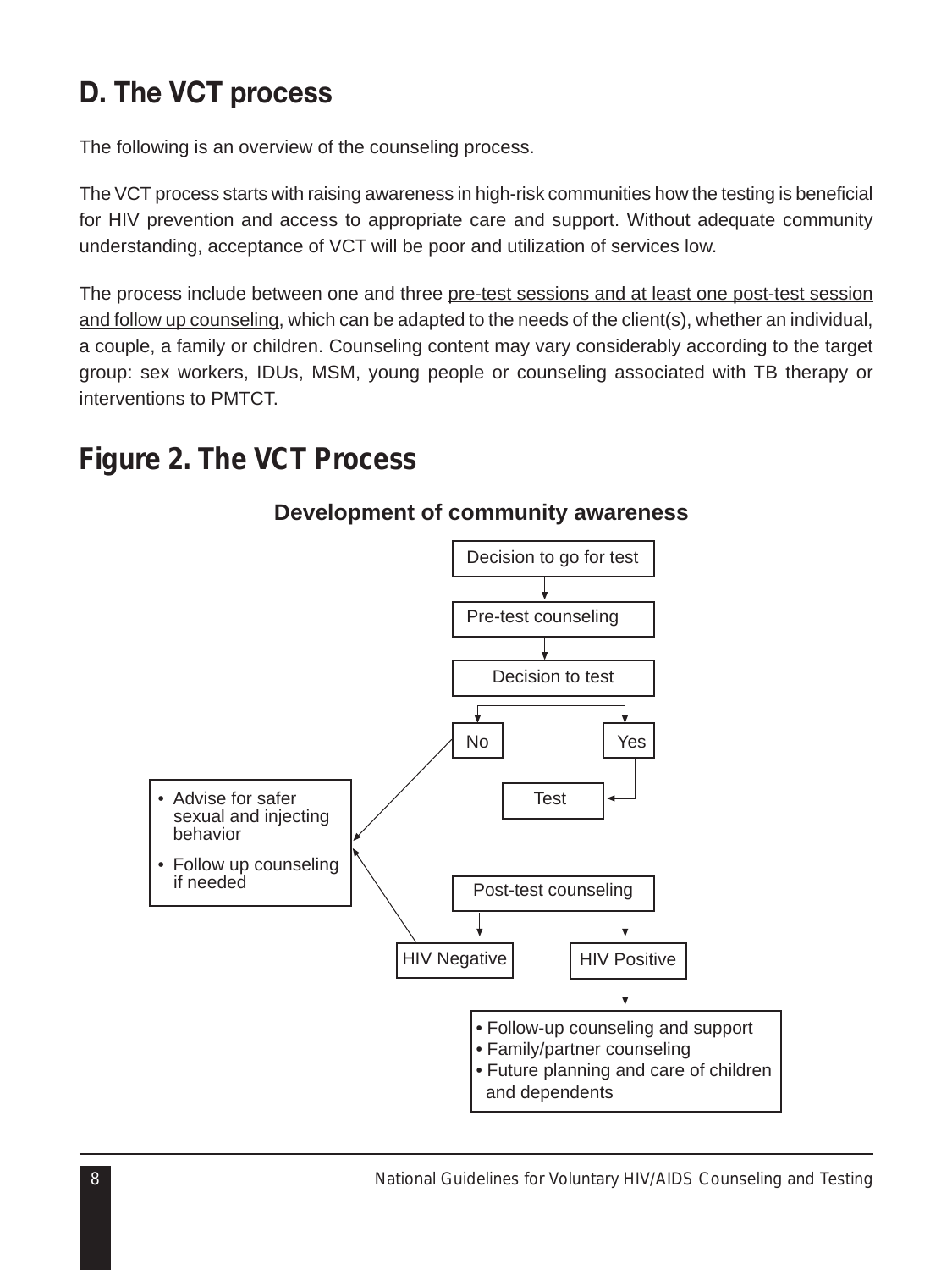## D. The VCT process

The following is an overview of the counseling process.

The VCT process starts with raising awareness in high-risk communities how the testing is beneficial for HIV prevention and access to appropriate care and support. Without adequate community understanding, acceptance of VCT will be poor and utilization of services low.

The process include between one and three pre-test sessions and at least one post-test session and follow up counseling, which can be adapted to the needs of the client(s), whether an individual, a couple, a family or children. Counseling content may vary considerably according to the target group: sex workers, IDUs, MSM, young people or counseling associated with TB therapy or interventions to PMTCT.

## Figure 2. The VCT Process

**Development of community awareness**

Decision to go for test

Pre-test counseling

Decision to test

No

Yes

Test

- Advise for safer sexual and injecting behavior
- Follow up counseling if needed

Post-test counseling

HIV Negative

HIV Positive

- Follow-up counseling and support
- Family/partner counseling
- Future planning and care of children and dependents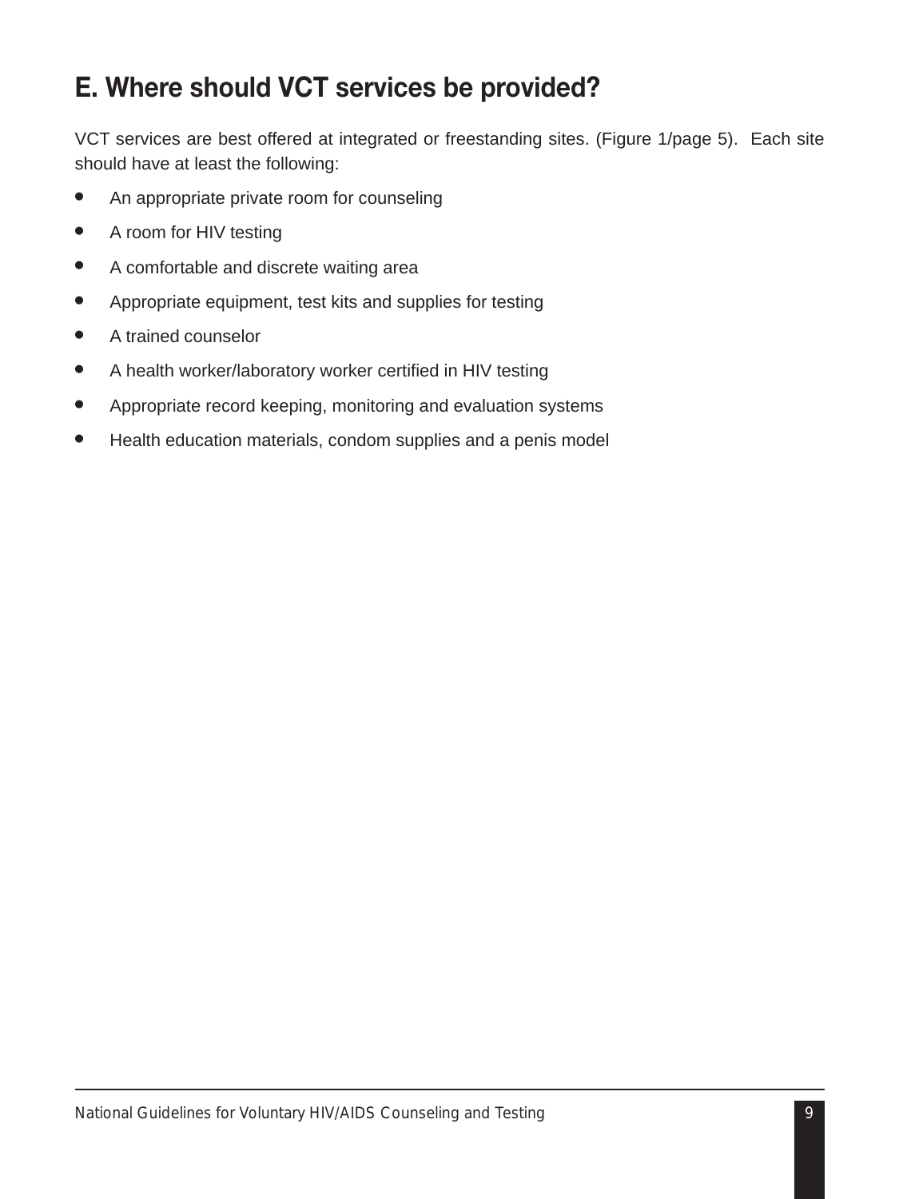## E. Where should VCT services be provided?

VCT services are best offered at integrated or freestanding sites. (Figure 1/page 5). Each site should have at least the following:

- An appropriate private room for counseling
- A room for HIV testing
- A comfortable and discrete waiting area
- Appropriate equipment, test kits and supplies for testing
- A trained counselor
- A health worker/laboratory worker certified in HIV testing
- Appropriate record keeping, monitoring and evaluation systems
- Health education materials, condom supplies and a penis model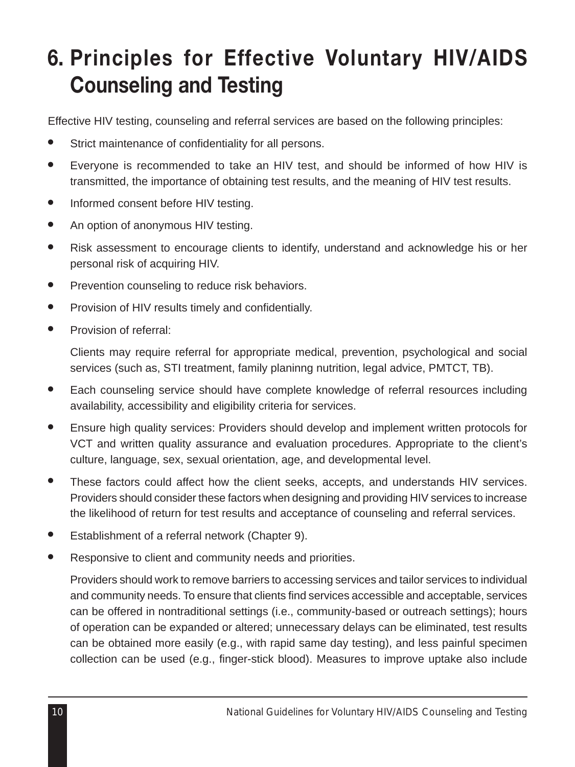# 6. Principles for Effective Voluntary HIV/AIDS Counseling and Testing

Effective HIV testing, counseling and referral services are based on the following principles:

- Strict maintenance of confidentiality for all persons.
- Everyone is recommended to take an HIV test, and should be informed of how HIV is transmitted, the importance of obtaining test results, and the meaning of HIV test results.
- Informed consent before HIV testing.
- An option of anonymous HIV testing.
- Risk assessment to encourage clients to identify, understand and acknowledge his or her personal risk of acquiring HIV.
- Prevention counseling to reduce risk behaviors.
- Provision of HIV results timely and confidentially.
- Provision of referral:

  Clients may require referral for appropriate medical, prevention, psychological and social services (such as, STI treatment, family planinng nutrition, legal advice, PMTCT, TB).

- Each counseling service should have complete knowledge of referral resources including availability, accessibility and eligibility criteria for services.
- Ensure high quality services: Providers should develop and implement written protocols for VCT and written quality assurance and evaluation procedures. Appropriate to the client's culture, language, sex, sexual orientation, age, and developmental level.
- These factors could affect how the client seeks, accepts, and understands HIV services. Providers should consider these factors when designing and providing HIV services to increase the likelihood of return for test results and acceptance of counseling and referral services.
- Establishment of a referral network (Chapter 9).
- Responsive to client and community needs and priorities.

  Providers should work to remove barriers to accessing services and tailor services to individual and community needs. To ensure that clients find services accessible and acceptable, services can be offered in nontraditional settings (i.e., community-based or outreach settings); hours of operation can be expanded or altered; unnecessary delays can be eliminated, test results can be obtained more easily (e.g., with rapid same day testing), and less painful specimen collection can be used (e.g., finger-stick blood). Measures to improve uptake also include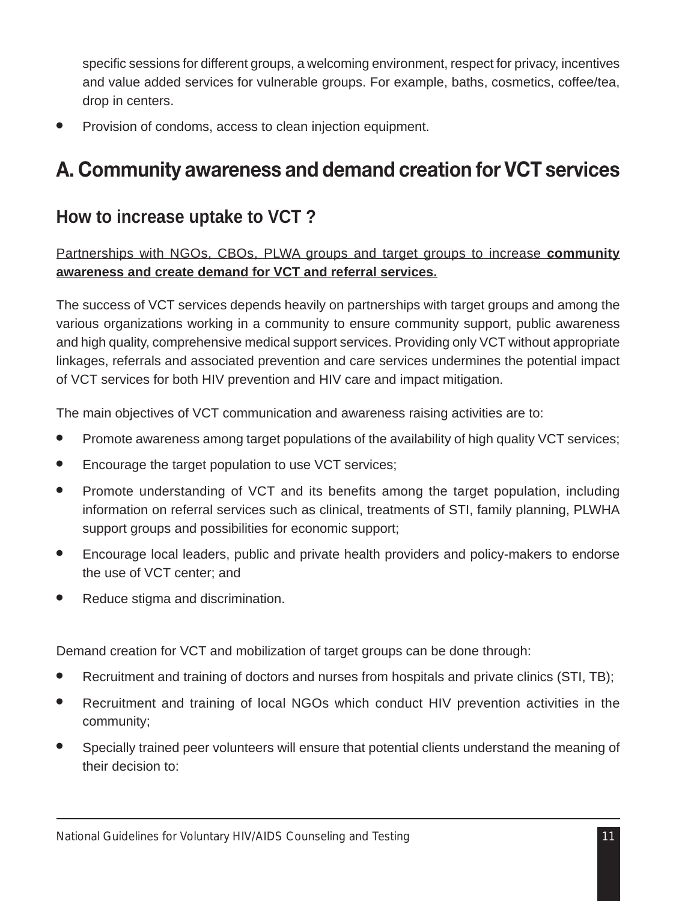specific sessions for different groups, a welcoming environment, respect for privacy, incentives and value added services for vulnerable groups. For example, baths, cosmetics, coffee/tea, drop in centers.

- Provision of condoms, access to clean injection equipment.

## A. Community awareness and demand creation for VCT services

### How to increase uptake to VCT ?

<u>Partnerships with NGOs, CBOs, PLWA groups and target groups to increase **community awareness and create demand for VCT and referral services.**</u>

The success of VCT services depends heavily on partnerships with target groups and among the various organizations working in a community to ensure community support, public awareness and high quality, comprehensive medical support services. Providing only VCT without appropriate linkages, referrals and associated prevention and care services undermines the potential impact of VCT services for both HIV prevention and HIV care and impact mitigation.

The main objectives of VCT communication and awareness raising activities are to:

- Promote awareness among target populations of the availability of high quality VCT services;
- Encourage the target population to use VCT services;
- Promote understanding of VCT and its benefits among the target population, including information on referral services such as clinical, treatments of STI, family planning, PLWHA support groups and possibilities for economic support;
- Encourage local leaders, public and private health providers and policy-makers to endorse the use of VCT center; and
- Reduce stigma and discrimination.

Demand creation for VCT and mobilization of target groups can be done through:

- Recruitment and training of doctors and nurses from hospitals and private clinics (STI, TB);
- Recruitment and training of local NGOs which conduct HIV prevention activities in the community;
- Specially trained peer volunteers will ensure that potential clients understand the meaning of their decision to: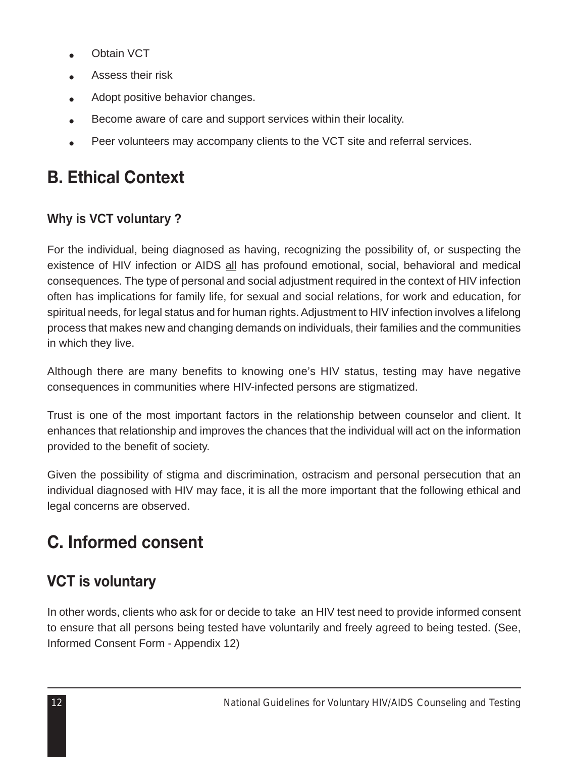- Obtain VCT
- Assess their risk
- Adopt positive behavior changes.
- Become aware of care and support services within their locality.
- Peer volunteers may accompany clients to the VCT site and referral services.

## B. Ethical Context

### Why is VCT voluntary ?

For the individual, being diagnosed as having, recognizing the possibility of, or suspecting the existence of HIV infection or AIDS all has profound emotional, social, behavioral and medical consequences. The type of personal and social adjustment required in the context of HIV infection often has implications for family life, for sexual and social relations, for work and education, for spiritual needs, for legal status and for human rights. Adjustment to HIV infection involves a lifelong process that makes new and changing demands on individuals, their families and the communities in which they live.

Although there are many benefits to knowing one's HIV status, testing may have negative consequences in communities where HIV-infected persons are stigmatized.

Trust is one of the most important factors in the relationship between counselor and client. It enhances that relationship and improves the chances that the individual will act on the information provided to the benefit of society.

Given the possibility of stigma and discrimination, ostracism and personal persecution that an individual diagnosed with HIV may face, it is all the more important that the following ethical and legal concerns are observed.

## C. Informed consent

### VCT is voluntary

In other words, clients who ask for or decide to take an HIV test need to provide informed consent to ensure that all persons being tested have voluntarily and freely agreed to being tested. (See, Informed Consent Form - Appendix 12)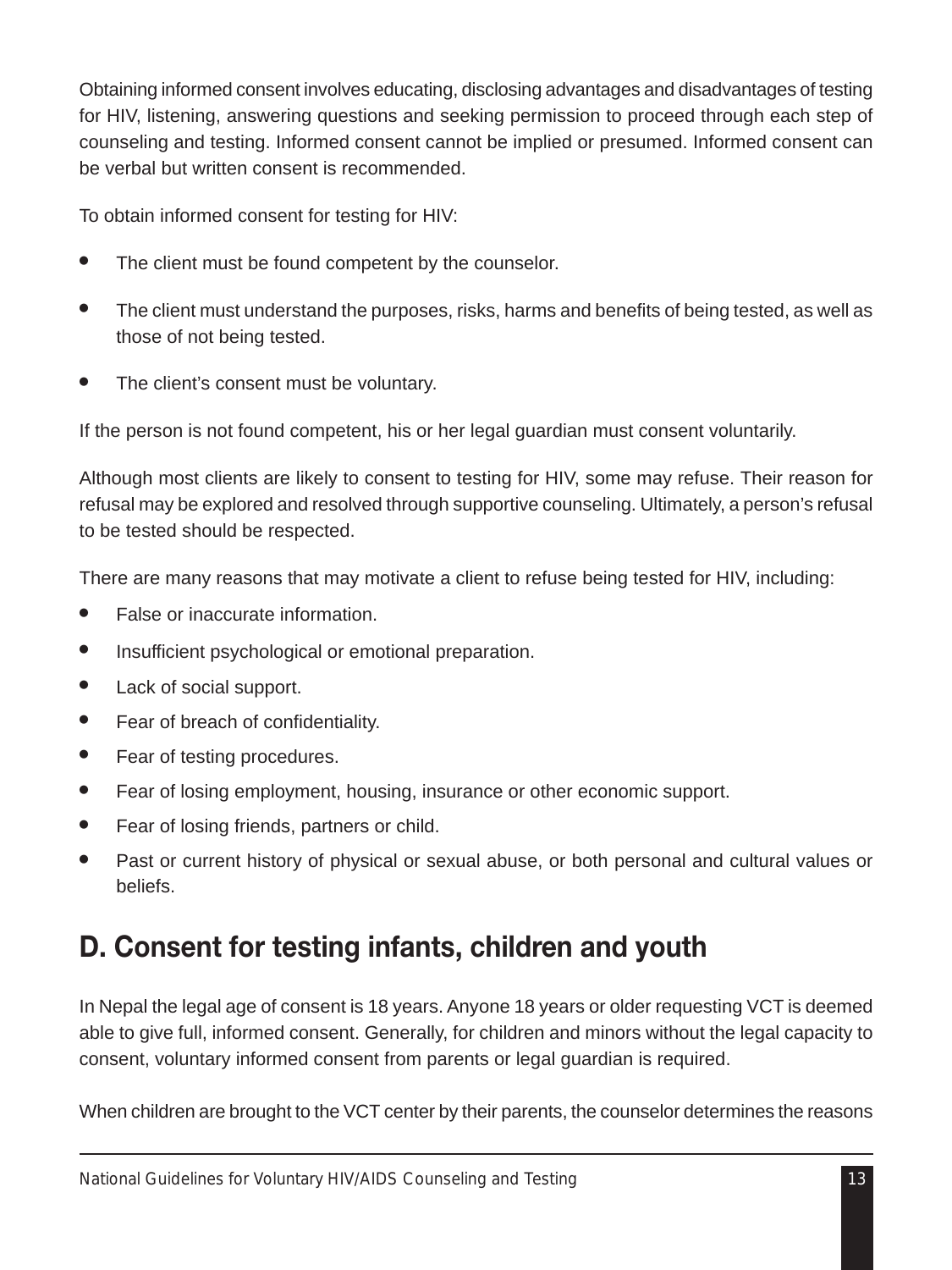Obtaining informed consent involves educating, disclosing advantages and disadvantages of testing for HIV, listening, answering questions and seeking permission to proceed through each step of counseling and testing. Informed consent cannot be implied or presumed. Informed consent can be verbal but written consent is recommended.

To obtain informed consent for testing for HIV:

- The client must be found competent by the counselor.
- The client must understand the purposes, risks, harms and benefits of being tested, as well as those of not being tested.
- The client's consent must be voluntary.

If the person is not found competent, his or her legal guardian must consent voluntarily.

Although most clients are likely to consent to testing for HIV, some may refuse. Their reason for refusal may be explored and resolved through supportive counseling. Ultimately, a person's refusal to be tested should be respected.

There are many reasons that may motivate a client to refuse being tested for HIV, including:

- False or inaccurate information.
- Insufficient psychological or emotional preparation.
- Lack of social support.
- Fear of breach of confidentiality.
- Fear of testing procedures.
- Fear of losing employment, housing, insurance or other economic support.
- Fear of losing friends, partners or child.
- Past or current history of physical or sexual abuse, or both personal and cultural values or beliefs.

## D. Consent for testing infants, children and youth

In Nepal the legal age of consent is 18 years. Anyone 18 years or older requesting VCT is deemed able to give full, informed consent. Generally, for children and minors without the legal capacity to consent, voluntary informed consent from parents or legal guardian is required.

When children are brought to the VCT center by their parents, the counselor determines the reasons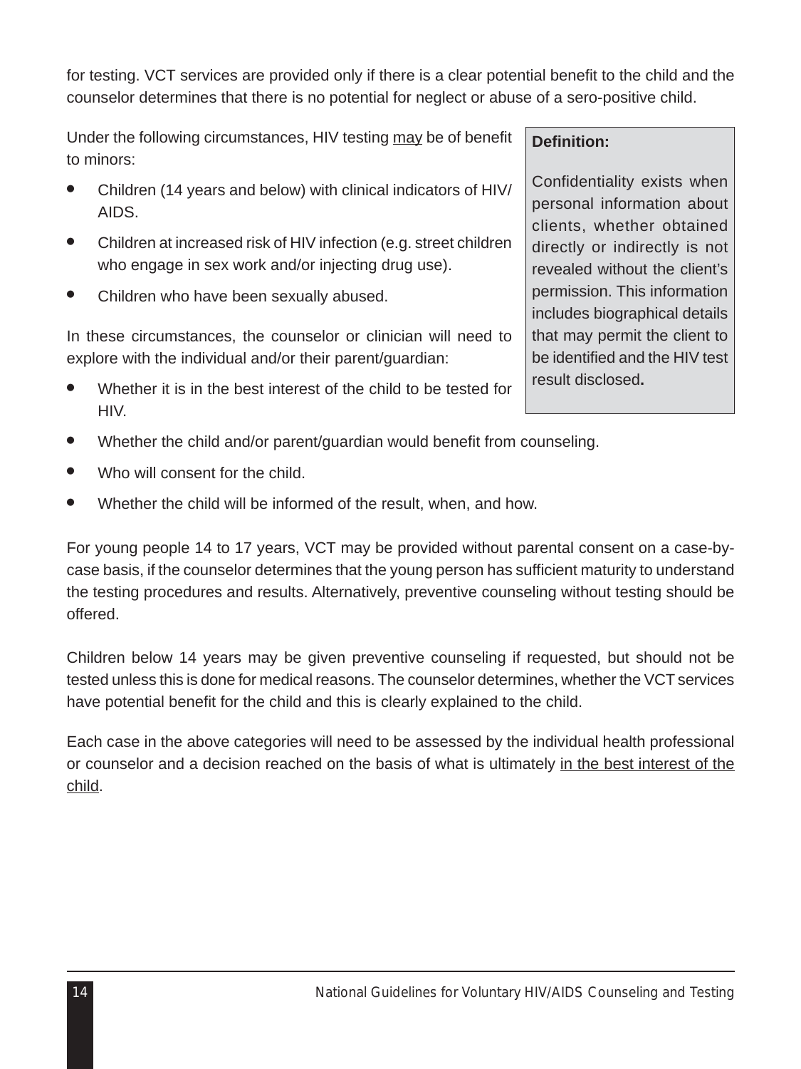for testing. VCT services are provided only if there is a clear potential benefit to the child and the counselor determines that there is no potential for neglect or abuse of a sero-positive child.

Under the following circumstances, HIV testing <u>may</u> be of benefit to minors:

- Children (14 years and below) with clinical indicators of HIV/AIDS.
- Children at increased risk of HIV infection (e.g. street children who engage in sex work and/or injecting drug use).
- Children who have been sexually abused.

In these circumstances, the counselor or clinician will need to explore with the individual and/or their parent/guardian:

- Whether it is in the best interest of the child to be tested for HIV.
- Whether the child and/or parent/guardian would benefit from counseling.
- Who will consent for the child.
- Whether the child will be informed of the result, when, and how.

> **Definition:**
>
> Confidentiality exists when personal information about clients, whether obtained directly or indirectly is not revealed without the client's permission. This information includes biographical details that may permit the client to be identified and the HIV test result disclosed.

For young people 14 to 17 years, VCT may be provided without parental consent on a case-by-case basis, if the counselor determines that the young person has sufficient maturity to understand the testing procedures and results. Alternatively, preventive counseling without testing should be offered.

Children below 14 years may be given preventive counseling if requested, but should not be tested unless this is done for medical reasons. The counselor determines, whether the VCT services have potential benefit for the child and this is clearly explained to the child.

Each case in the above categories will need to be assessed by the individual health professional or counselor and a decision reached on the basis of what is ultimately <u>in the best interest of the child</u>.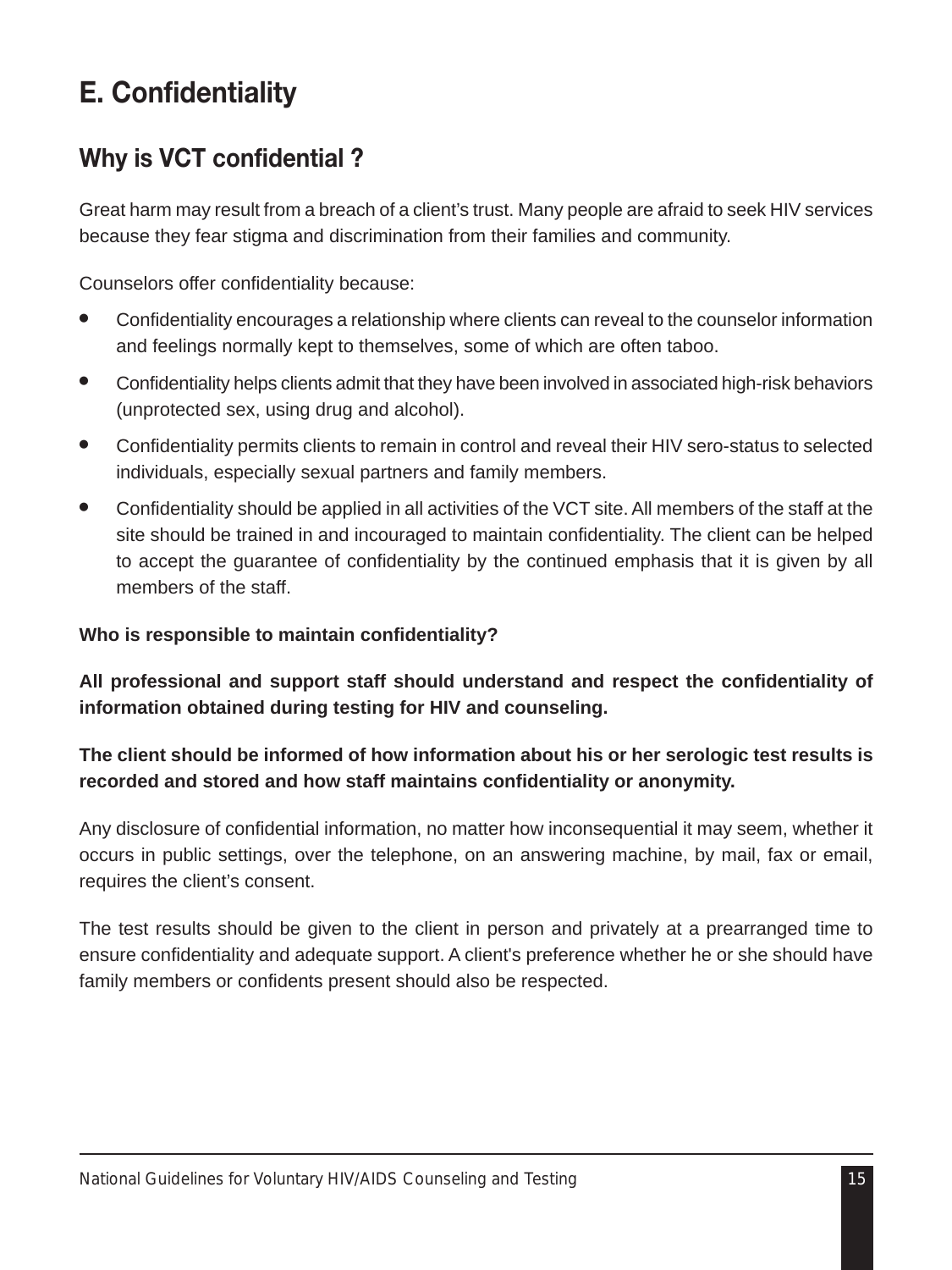# E. Confidentiality

## Why is VCT confidential ?

Great harm may result from a breach of a client's trust. Many people are afraid to seek HIV services because they fear stigma and discrimination from their families and community.

Counselors offer confidentiality because:

- Confidentiality encourages a relationship where clients can reveal to the counselor information and feelings normally kept to themselves, some of which are often taboo.
- Confidentiality helps clients admit that they have been involved in associated high-risk behaviors (unprotected sex, using drug and alcohol).
- Confidentiality permits clients to remain in control and reveal their HIV sero-status to selected individuals, especially sexual partners and family members.
- Confidentiality should be applied in all activities of the VCT site. All members of the staff at the site should be trained in and incouraged to maintain confidentiality. The client can be helped to accept the guarantee of confidentiality by the continued emphasis that it is given by all members of the staff.

**Who is responsible to maintain confidentiality?**

**All professional and support staff should understand and respect the confidentiality of information obtained during testing for HIV and counseling.**

**The client should be informed of how information about his or her serologic test results is recorded and stored and how staff maintains confidentiality or anonymity.**

Any disclosure of confidential information, no matter how inconsequential it may seem, whether it occurs in public settings, over the telephone, on an answering machine, by mail, fax or email, requires the client's consent.

The test results should be given to the client in person and privately at a prearranged time to ensure confidentiality and adequate support. A client's preference whether he or she should have family members or confidents present should also be respected.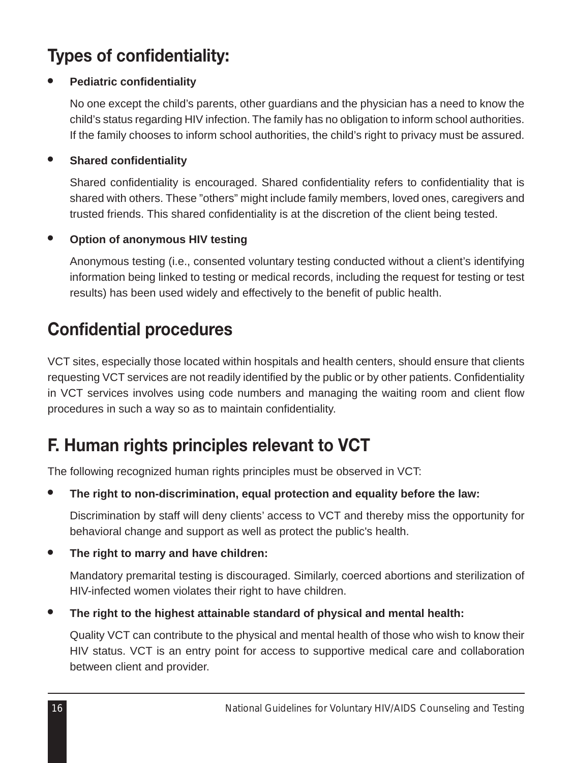## Types of confidentiality:

- **Pediatric confidentiality**

  No one except the child's parents, other guardians and the physician has a need to know the child's status regarding HIV infection. The family has no obligation to inform school authorities. If the family chooses to inform school authorities, the child's right to privacy must be assured.

- **Shared confidentiality**

  Shared confidentiality is encouraged. Shared confidentiality refers to confidentiality that is shared with others. These "others" might include family members, loved ones, caregivers and trusted friends. This shared confidentiality is at the discretion of the client being tested.

- **Option of anonymous HIV testing**

  Anonymous testing (i.e., consented voluntary testing conducted without a client's identifying information being linked to testing or medical records, including the request for testing or test results) has been used widely and effectively to the benefit of public health.

## Confidential procedures

VCT sites, especially those located within hospitals and health centers, should ensure that clients requesting VCT services are not readily identified by the public or by other patients. Confidentiality in VCT services involves using code numbers and managing the waiting room and client flow procedures in such a way so as to maintain confidentiality.

## F. Human rights principles relevant to VCT

The following recognized human rights principles must be observed in VCT:

- **The right to non-discrimination, equal protection and equality before the law:**

  Discrimination by staff will deny clients' access to VCT and thereby miss the opportunity for behavioral change and support as well as protect the public's health.

- **The right to marry and have children:**

  Mandatory premarital testing is discouraged. Similarly, coerced abortions and sterilization of HIV-infected women violates their right to have children.

- **The right to the highest attainable standard of physical and mental health:**

  Quality VCT can contribute to the physical and mental health of those who wish to know their HIV status. VCT is an entry point for access to supportive medical care and collaboration between client and provider.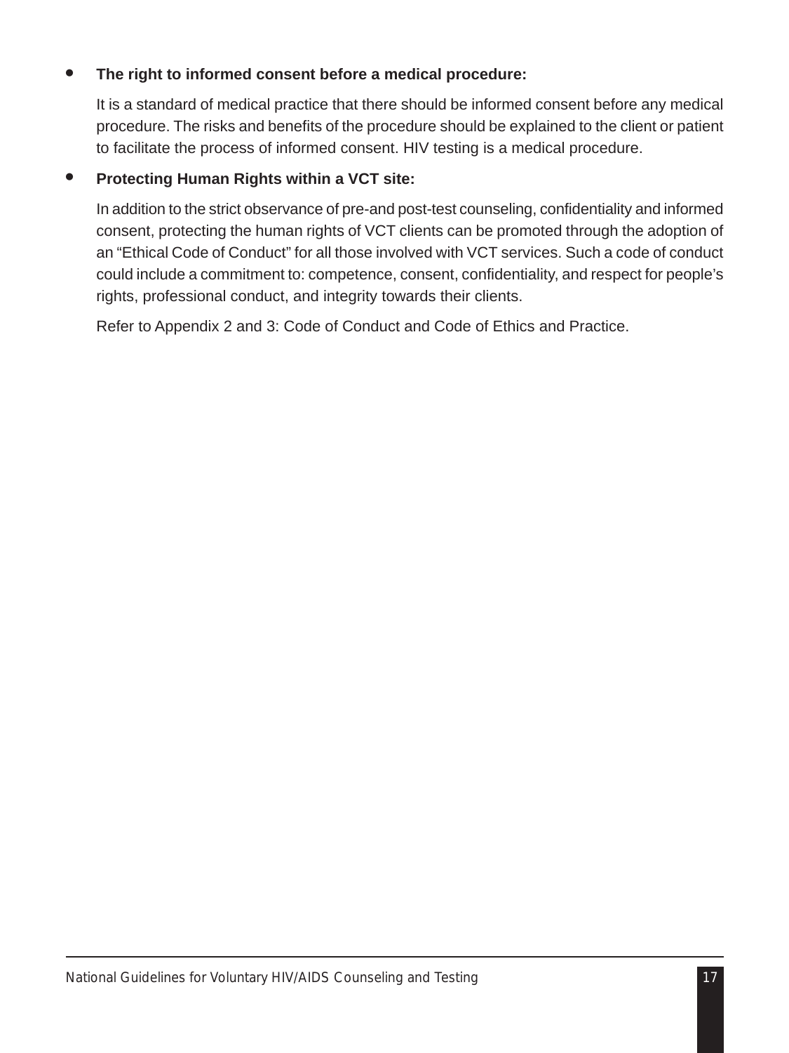- **The right to informed consent before a medical procedure:**

  It is a standard of medical practice that there should be informed consent before any medical procedure. The risks and benefits of the procedure should be explained to the client or patient to facilitate the process of informed consent. HIV testing is a medical procedure.

- **Protecting Human Rights within a VCT site:**

  In addition to the strict observance of pre-and post-test counseling, confidentiality and informed consent, protecting the human rights of VCT clients can be promoted through the adoption of an "Ethical Code of Conduct" for all those involved with VCT services. Such a code of conduct could include a commitment to: competence, consent, confidentiality, and respect for people's rights, professional conduct, and integrity towards their clients.

  Refer to Appendix 2 and 3: Code of Conduct and Code of Ethics and Practice.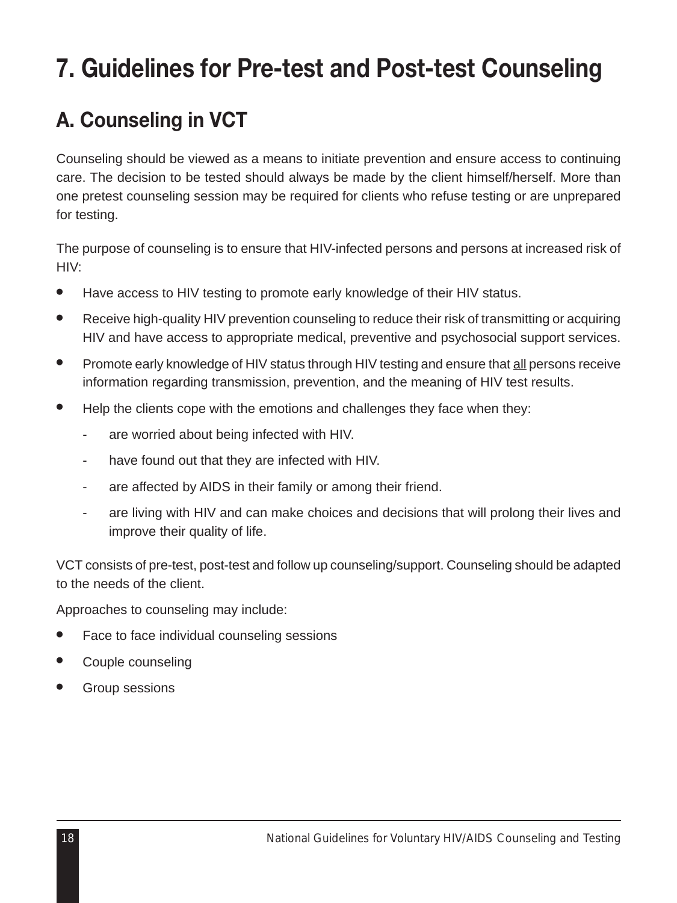# 7. Guidelines for Pre-test and Post-test Counseling

## A. Counseling in VCT

Counseling should be viewed as a means to initiate prevention and ensure access to continuing care. The decision to be tested should always be made by the client himself/herself. More than one pretest counseling session may be required for clients who refuse testing or are unprepared for testing.

The purpose of counseling is to ensure that HIV-infected persons and persons at increased risk of HIV:

- Have access to HIV testing to promote early knowledge of their HIV status.
- Receive high-quality HIV prevention counseling to reduce their risk of transmitting or acquiring HIV and have access to appropriate medical, preventive and psychosocial support services.
- Promote early knowledge of HIV status through HIV testing and ensure that <u>all</u> persons receive information regarding transmission, prevention, and the meaning of HIV test results.
- Help the clients cope with the emotions and challenges they face when they:
  - are worried about being infected with HIV.
  - have found out that they are infected with HIV.
  - are affected by AIDS in their family or among their friend.
  - are living with HIV and can make choices and decisions that will prolong their lives and improve their quality of life.

VCT consists of pre-test, post-test and follow up counseling/support. Counseling should be adapted to the needs of the client.

Approaches to counseling may include:

- Face to face individual counseling sessions
- Couple counseling
- Group sessions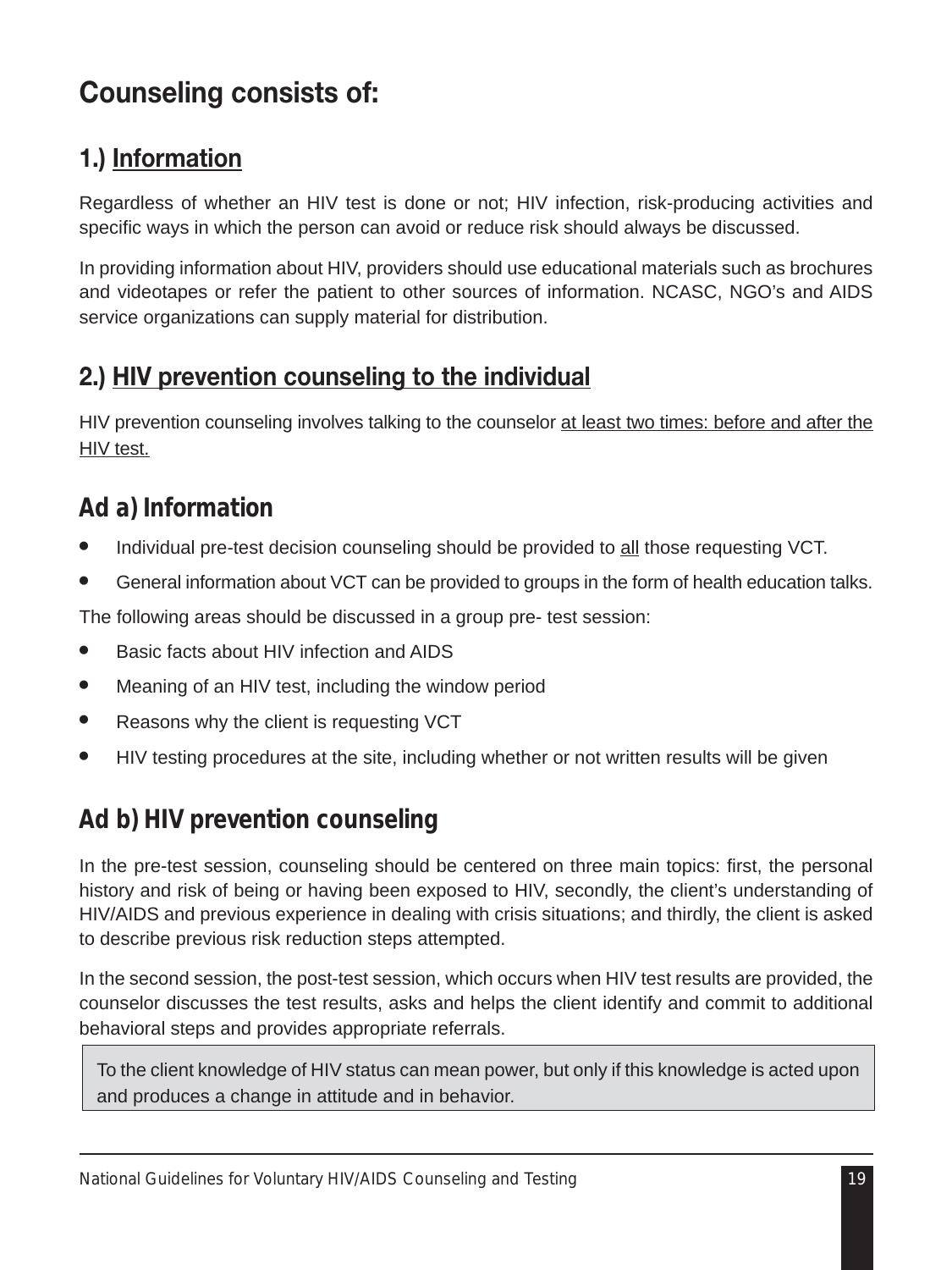## Counseling consists of:

### 1.) Information

Regardless of whether an HIV test is done or not; HIV infection, risk-producing activities and specific ways in which the person can avoid or reduce risk should always be discussed.

In providing information about HIV, providers should use educational materials such as brochures and videotapes or refer the patient to other sources of information. NCASC, NGO's and AIDS service organizations can supply material for distribution.

### 2.) HIV prevention counseling to the individual

HIV prevention counseling involves talking to the counselor at least two times: before and after the HIV test.

### Ad a) Information

- Individual pre-test decision counseling should be provided to all those requesting VCT.
- General information about VCT can be provided to groups in the form of health education talks.

The following areas should be discussed in a group pre- test session:

- Basic facts about HIV infection and AIDS
- Meaning of an HIV test, including the window period
- Reasons why the client is requesting VCT
- HIV testing procedures at the site, including whether or not written results will be given

### Ad b) HIV prevention counseling

In the pre-test session, counseling should be centered on three main topics: first, the personal history and risk of being or having been exposed to HIV, secondly, the client's understanding of HIV/AIDS and previous experience in dealing with crisis situations; and thirdly, the client is asked to describe previous risk reduction steps attempted.

In the second session, the post-test session, which occurs when HIV test results are provided, the counselor discusses the test results, asks and helps the client identify and commit to additional behavioral steps and provides appropriate referrals.

> To the client knowledge of HIV status can mean power, but only if this knowledge is acted upon and produces a change in attitude and in behavior.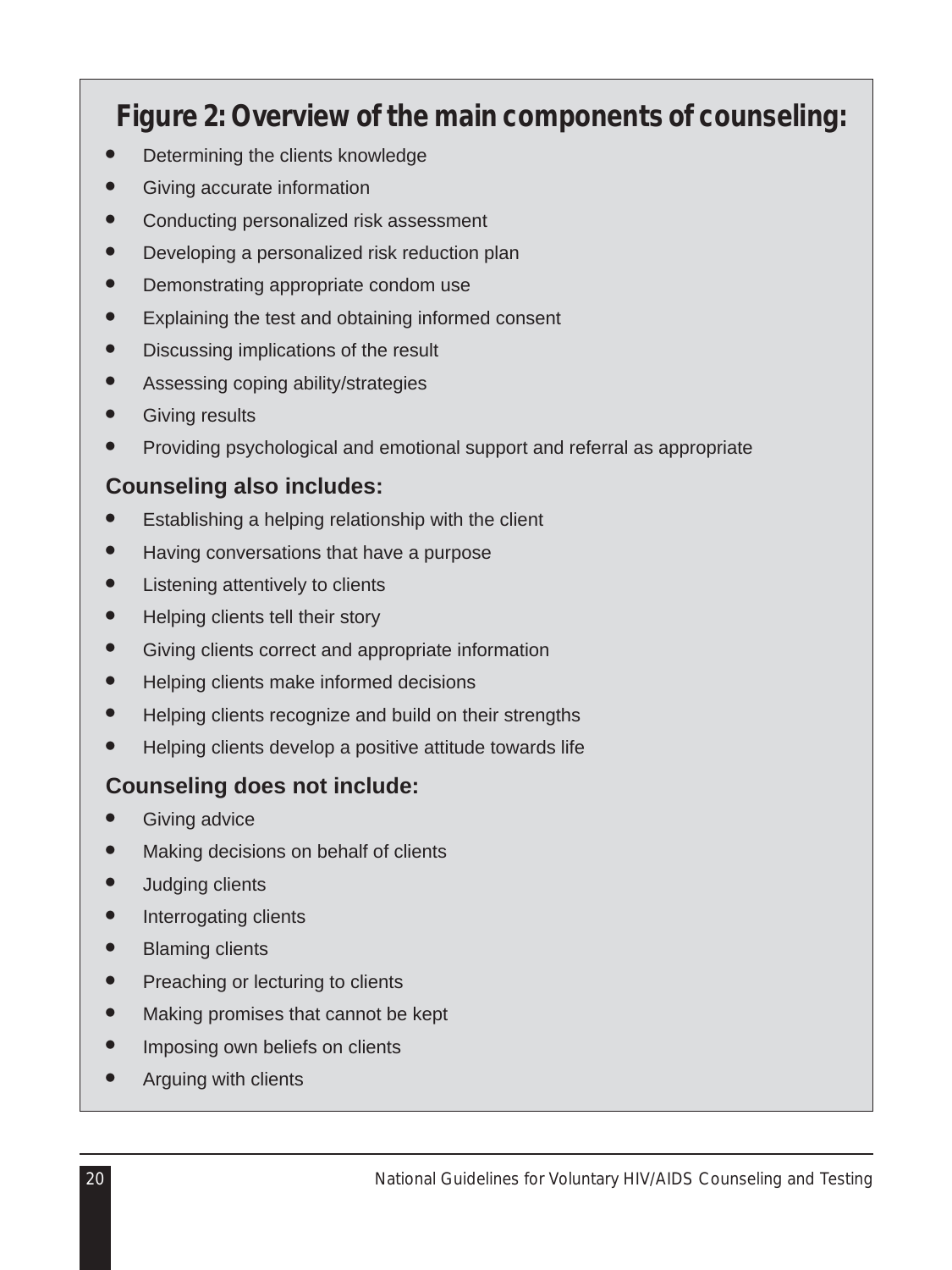## Figure 2: Overview of the main components of counseling:

- Determining the clients knowledge
- Giving accurate information
- Conducting personalized risk assessment
- Developing a personalized risk reduction plan
- Demonstrating appropriate condom use
- Explaining the test and obtaining informed consent
- Discussing implications of the result
- Assessing coping ability/strategies
- Giving results
- Providing psychological and emotional support and referral as appropriate

**Counseling also includes:**

- Establishing a helping relationship with the client
- Having conversations that have a purpose
- Listening attentively to clients
- Helping clients tell their story
- Giving clients correct and appropriate information
- Helping clients make informed decisions
- Helping clients recognize and build on their strengths
- Helping clients develop a positive attitude towards life

**Counseling does not include:**

- Giving advice
- Making decisions on behalf of clients
- Judging clients
- Interrogating clients
- Blaming clients
- Preaching or lecturing to clients
- Making promises that cannot be kept
- Imposing own beliefs on clients
- Arguing with clients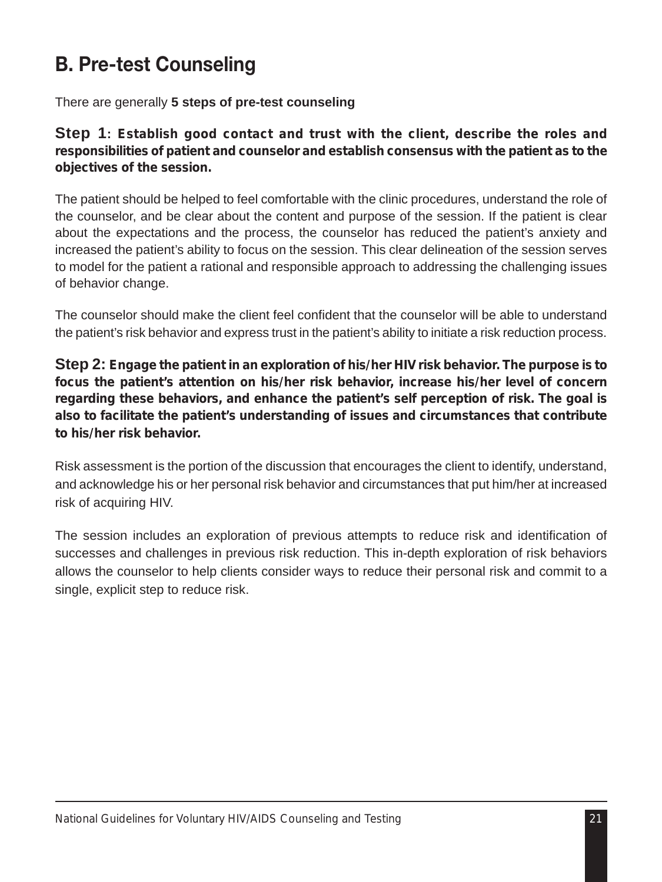## B. Pre-test Counseling

There are generally **5 steps of pre-test counseling**

**Step 1: Establish good contact and trust with the client, describe the roles and responsibilities of patient and counselor and establish consensus with the patient as to the objectives of the session.**

The patient should be helped to feel comfortable with the clinic procedures, understand the role of the counselor, and be clear about the content and purpose of the session. If the patient is clear about the expectations and the process, the counselor has reduced the patient's anxiety and increased the patient's ability to focus on the session. This clear delineation of the session serves to model for the patient a rational and responsible approach to addressing the challenging issues of behavior change.

The counselor should make the client feel confident that the counselor will be able to understand the patient's risk behavior and express trust in the patient's ability to initiate a risk reduction process.

**Step 2: Engage the patient in an exploration of his/her HIV risk behavior. The purpose is to focus the patient's attention on his/her risk behavior, increase his/her level of concern regarding these behaviors, and enhance the patient's self perception of risk. The goal is also to facilitate the patient's understanding of issues and circumstances that contribute to his/her risk behavior.**

Risk assessment is the portion of the discussion that encourages the client to identify, understand, and acknowledge his or her personal risk behavior and circumstances that put him/her at increased risk of acquiring HIV.

The session includes an exploration of previous attempts to reduce risk and identification of successes and challenges in previous risk reduction. This in-depth exploration of risk behaviors allows the counselor to help clients consider ways to reduce their personal risk and commit to a single, explicit step to reduce risk.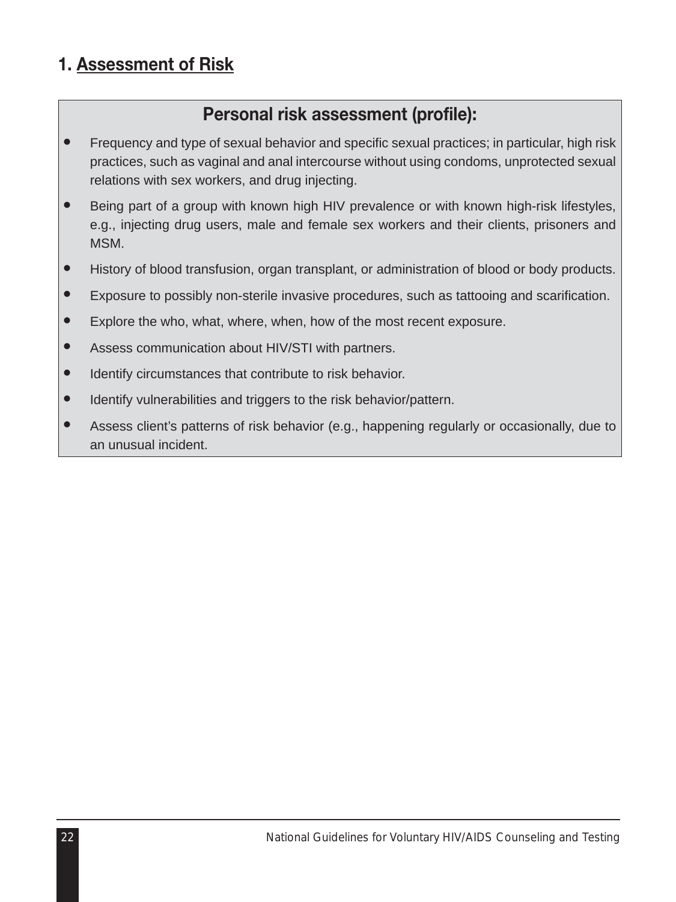## 1. Assessment of Risk

### Personal risk assessment (profile):

- Frequency and type of sexual behavior and specific sexual practices; in particular, high risk practices, such as vaginal and anal intercourse without using condoms, unprotected sexual relations with sex workers, and drug injecting.
- Being part of a group with known high HIV prevalence or with known high-risk lifestyles, e.g., injecting drug users, male and female sex workers and their clients, prisoners and MSM.
- History of blood transfusion, organ transplant, or administration of blood or body products.
- Exposure to possibly non-sterile invasive procedures, such as tattooing and scarification.
- Explore the who, what, where, when, how of the most recent exposure.
- Assess communication about HIV/STI with partners.
- Identify circumstances that contribute to risk behavior.
- Identify vulnerabilities and triggers to the risk behavior/pattern.
- Assess client's patterns of risk behavior (e.g., happening regularly or occasionally, due to an unusual incident.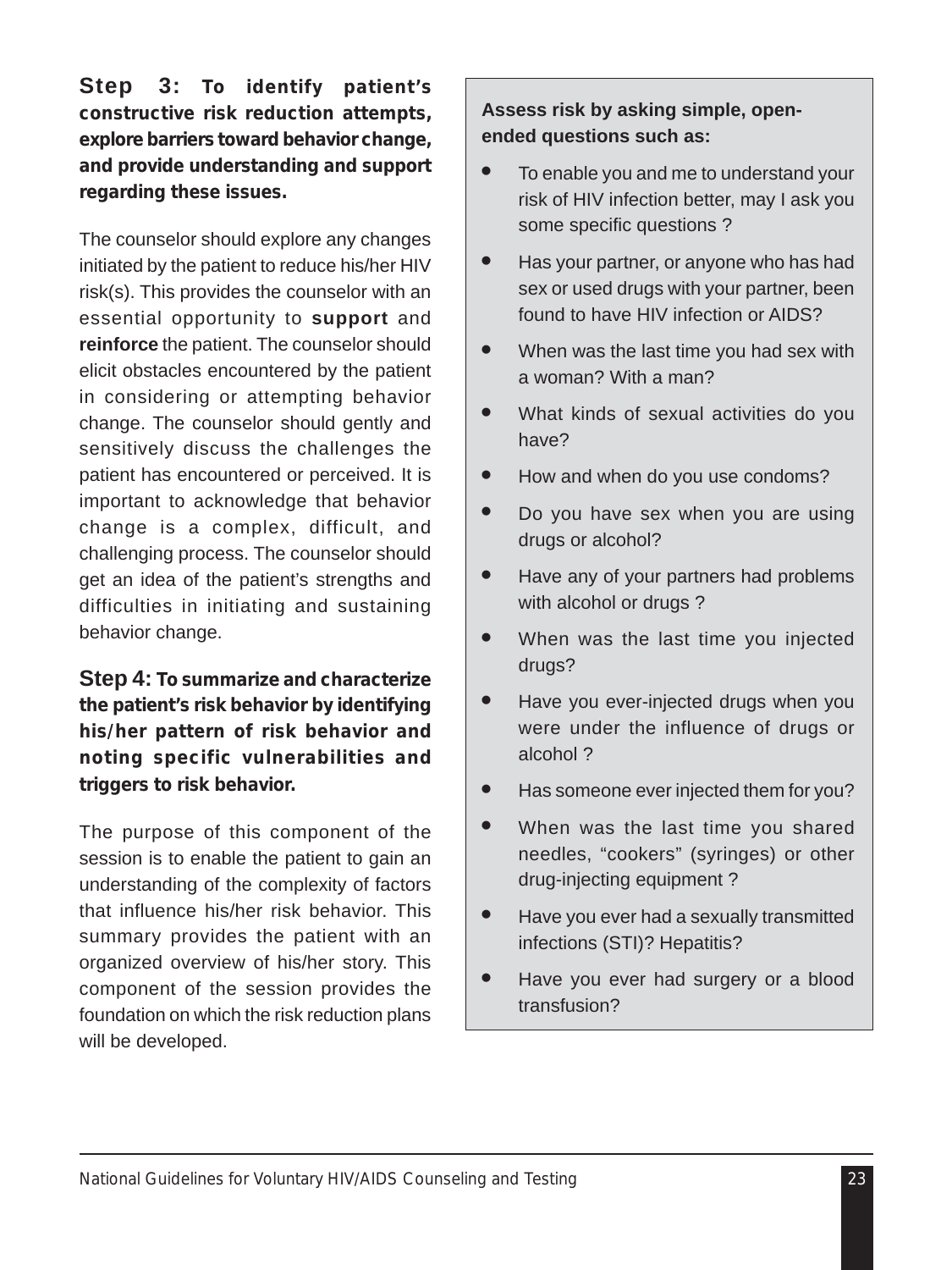**Step 3: To identify patient's constructive risk reduction attempts, explore barriers toward behavior change, and provide understanding and support regarding these issues.**

The counselor should explore any changes initiated by the patient to reduce his/her HIV risk(s). This provides the counselor with an essential opportunity to **support** and **reinforce** the patient. The counselor should elicit obstacles encountered by the patient in considering or attempting behavior change. The counselor should gently and sensitively discuss the challenges the patient has encountered or perceived. It is important to acknowledge that behavior change is a complex, difficult, and challenging process. The counselor should get an idea of the patient's strengths and difficulties in initiating and sustaining behavior change.

**Step 4: To summarize and characterize the patient's risk behavior by identifying his/her pattern of risk behavior and noting specific vulnerabilities and triggers to risk behavior.**

The purpose of this component of the session is to enable the patient to gain an understanding of the complexity of factors that influence his/her risk behavior. This summary provides the patient with an organized overview of his/her story. This component of the session provides the foundation on which the risk reduction plans will be developed.

**Assess risk by asking simple, open-ended questions such as:**

- To enable you and me to understand your risk of HIV infection better, may I ask you some specific questions ?
- Has your partner, or anyone who has had sex or used drugs with your partner, been found to have HIV infection or AIDS?
- When was the last time you had sex with a woman? With a man?
- What kinds of sexual activities do you have?
- How and when do you use condoms?
- Do you have sex when you are using drugs or alcohol?
- Have any of your partners had problems with alcohol or drugs ?
- When was the last time you injected drugs?
- Have you ever-injected drugs when you were under the influence of drugs or alcohol ?
- Has someone ever injected them for you?
- When was the last time you shared needles, "cookers" (syringes) or other drug-injecting equipment ?
- Have you ever had a sexually transmitted infections (STI)? Hepatitis?
- Have you ever had surgery or a blood transfusion?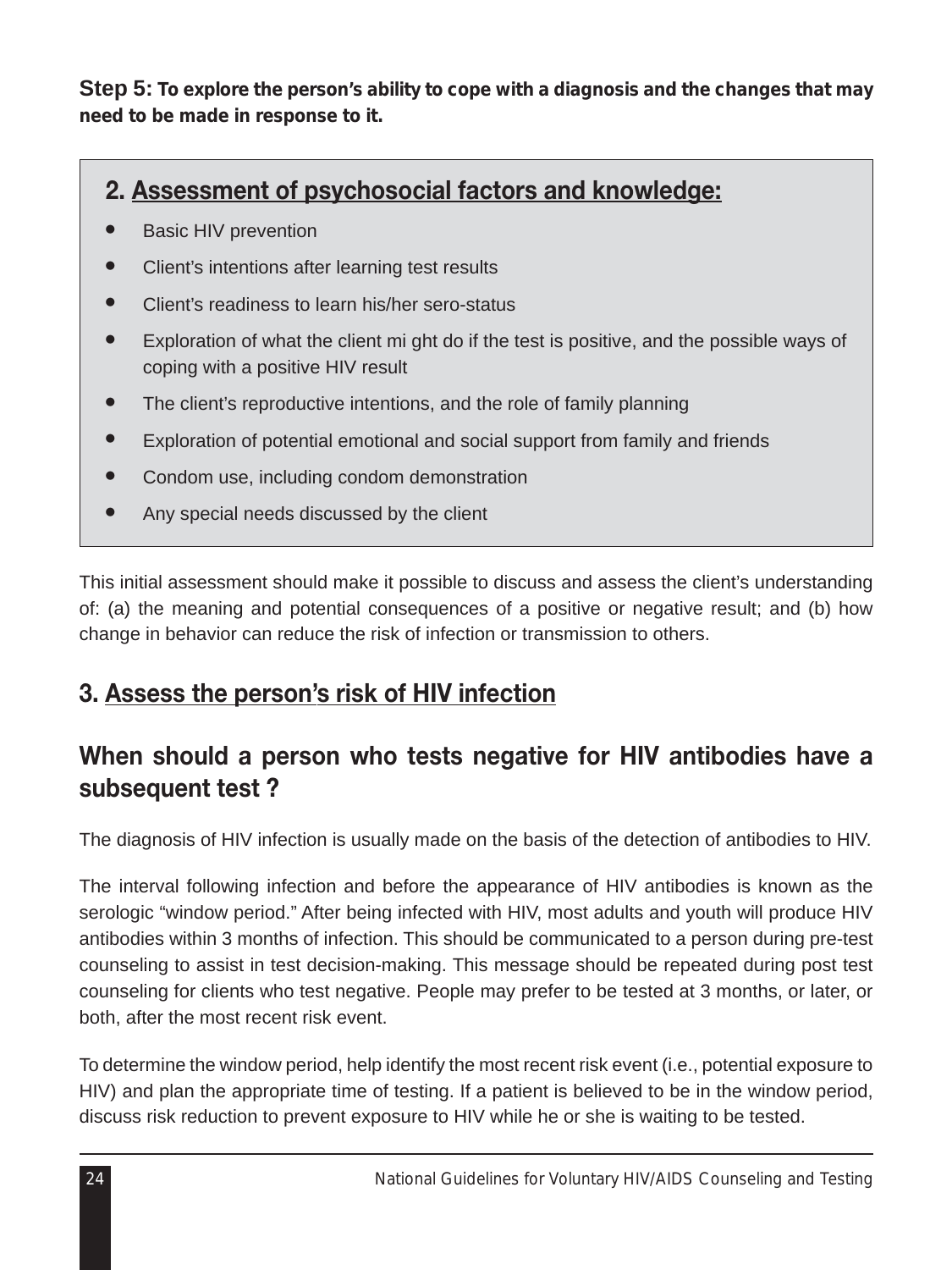**Step 5: To explore the person's ability to cope with a diagnosis and the changes that may need to be made in response to it.**

## 2. Assessment of psychosocial factors and knowledge:

- Basic HIV prevention
- Client's intentions after learning test results
- Client's readiness to learn his/her sero-status
- Exploration of what the client mi ght do if the test is positive, and the possible ways of coping with a positive HIV result
- The client's reproductive intentions, and the role of family planning
- Exploration of potential emotional and social support from family and friends
- Condom use, including condom demonstration
- Any special needs discussed by the client

This initial assessment should make it possible to discuss and assess the client's understanding of: (a) the meaning and potential consequences of a positive or negative result; and (b) how change in behavior can reduce the risk of infection or transmission to others.

## 3. Assess the person's risk of HIV infection

## When should a person who tests negative for HIV antibodies have a subsequent test ?

The diagnosis of HIV infection is usually made on the basis of the detection of antibodies to HIV.

The interval following infection and before the appearance of HIV antibodies is known as the serologic "window period." After being infected with HIV, most adults and youth will produce HIV antibodies within 3 months of infection. This should be communicated to a person during pre-test counseling to assist in test decision-making. This message should be repeated during post test counseling for clients who test negative. People may prefer to be tested at 3 months, or later, or both, after the most recent risk event.

To determine the window period, help identify the most recent risk event (i.e., potential exposure to HIV) and plan the appropriate time of testing. If a patient is believed to be in the window period, discuss risk reduction to prevent exposure to HIV while he or she is waiting to be tested.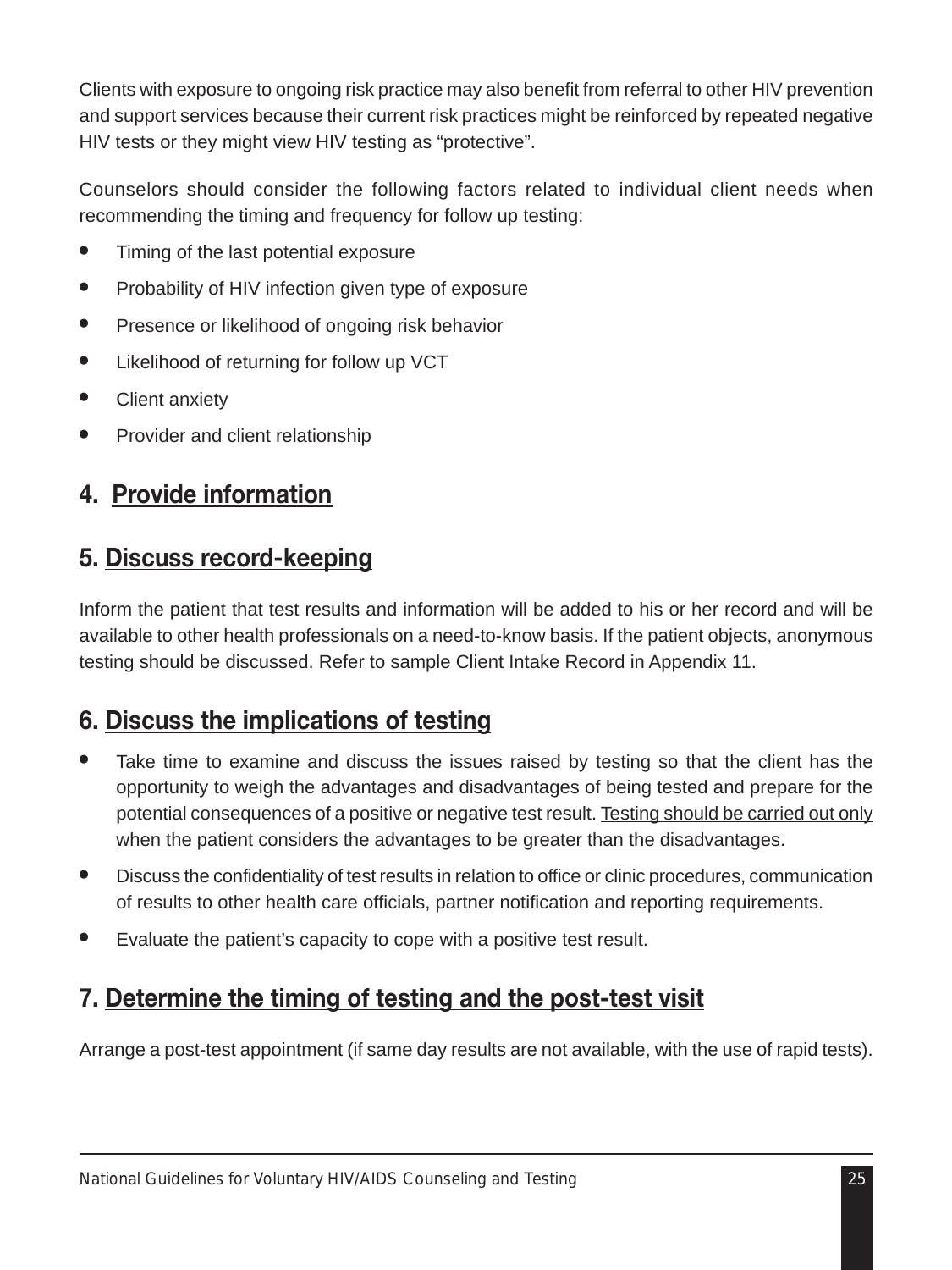Clients with exposure to ongoing risk practice may also benefit from referral to other HIV prevention and support services because their current risk practices might be reinforced by repeated negative HIV tests or they might view HIV testing as "protective".

Counselors should consider the following factors related to individual client needs when recommending the timing and frequency for follow up testing:

- Timing of the last potential exposure
- Probability of HIV infection given type of exposure
- Presence or likelihood of ongoing risk behavior
- Likelihood of returning for follow up VCT
- Client anxiety
- Provider and client relationship

## 4. Provide information

## 5. Discuss record-keeping

Inform the patient that test results and information will be added to his or her record and will be available to other health professionals on a need-to-know basis. If the patient objects, anonymous testing should be discussed. Refer to sample Client Intake Record in Appendix 11.

## 6. Discuss the implications of testing

- Take time to examine and discuss the issues raised by testing so that the client has the opportunity to weigh the advantages and disadvantages of being tested and prepare for the potential consequences of a positive or negative test result. Testing should be carried out only when the patient considers the advantages to be greater than the disadvantages.
- Discuss the confidentiality of test results in relation to office or clinic procedures, communication of results to other health care officials, partner notification and reporting requirements.
- Evaluate the patient's capacity to cope with a positive test result.

## 7. Determine the timing of testing and the post-test visit

Arrange a post-test appointment (if same day results are not available, with the use of rapid tests).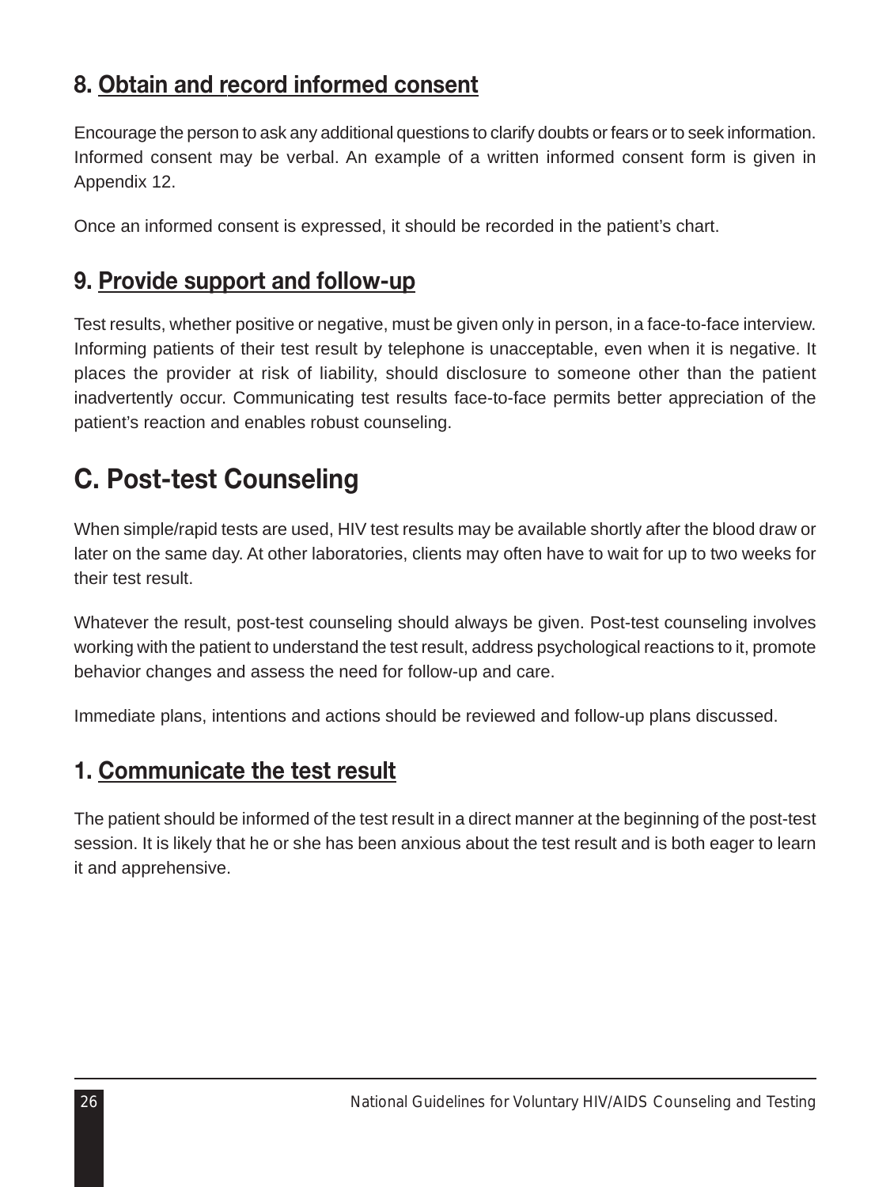### 8. Obtain and record informed consent

Encourage the person to ask any additional questions to clarify doubts or fears or to seek information. Informed consent may be verbal. An example of a written informed consent form is given in Appendix 12.

Once an informed consent is expressed, it should be recorded in the patient's chart.

### 9. Provide support and follow-up

Test results, whether positive or negative, must be given only in person, in a face-to-face interview. Informing patients of their test result by telephone is unacceptable, even when it is negative. It places the provider at risk of liability, should disclosure to someone other than the patient inadvertently occur. Communicating test results face-to-face permits better appreciation of the patient's reaction and enables robust counseling.

## C. Post-test Counseling

When simple/rapid tests are used, HIV test results may be available shortly after the blood draw or later on the same day. At other laboratories, clients may often have to wait for up to two weeks for their test result.

Whatever the result, post-test counseling should always be given. Post-test counseling involves working with the patient to understand the test result, address psychological reactions to it, promote behavior changes and assess the need for follow-up and care.

Immediate plans, intentions and actions should be reviewed and follow-up plans discussed.

### 1. Communicate the test result

The patient should be informed of the test result in a direct manner at the beginning of the post-test session. It is likely that he or she has been anxious about the test result and is both eager to learn it and apprehensive.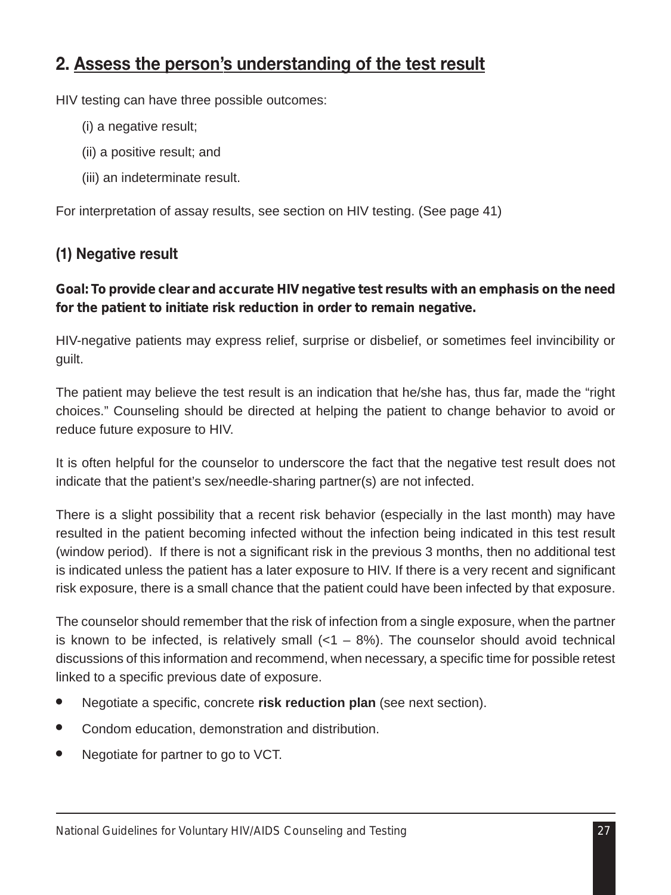## 2. Assess the person's understanding of the test result

HIV testing can have three possible outcomes:

(i) a negative result;

(ii) a positive result; and

(iii) an indeterminate result.

For interpretation of assay results, see section on HIV testing. (See page 41)

### (1) Negative result

**Goal: To provide clear and accurate HIV negative test results with an emphasis on the need for the patient to initiate risk reduction in order to remain negative.**

HIV-negative patients may express relief, surprise or disbelief, or sometimes feel invincibility or guilt.

The patient may believe the test result is an indication that he/she has, thus far, made the "right choices." Counseling should be directed at helping the patient to change behavior to avoid or reduce future exposure to HIV.

It is often helpful for the counselor to underscore the fact that the negative test result does not indicate that the patient's sex/needle-sharing partner(s) are not infected.

There is a slight possibility that a recent risk behavior (especially in the last month) may have resulted in the patient becoming infected without the infection being indicated in this test result (window period). If there is not a significant risk in the previous 3 months, then no additional test is indicated unless the patient has a later exposure to HIV. If there is a very recent and significant risk exposure, there is a small chance that the patient could have been infected by that exposure.

The counselor should remember that the risk of infection from a single exposure, when the partner is known to be infected, is relatively small (<1 – 8%). The counselor should avoid technical discussions of this information and recommend, when necessary, a specific time for possible retest linked to a specific previous date of exposure.

- Negotiate a specific, concrete **risk reduction plan** (see next section).
- Condom education, demonstration and distribution.
- Negotiate for partner to go to VCT.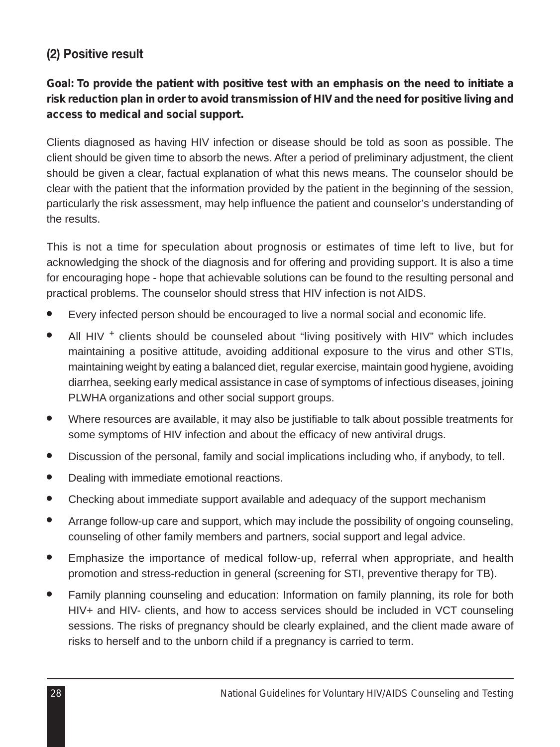### (2) Positive result

**Goal: To provide the patient with positive test with an emphasis on the need to initiate a risk reduction plan in order to avoid transmission of HIV and the need for positive living and access to medical and social support.**

Clients diagnosed as having HIV infection or disease should be told as soon as possible. The client should be given time to absorb the news. After a period of preliminary adjustment, the client should be given a clear, factual explanation of what this news means. The counselor should be clear with the patient that the information provided by the patient in the beginning of the session, particularly the risk assessment, may help influence the patient and counselor's understanding of the results.

This is not a time for speculation about prognosis or estimates of time left to live, but for acknowledging the shock of the diagnosis and for offering and providing support. It is also a time for encouraging hope - hope that achievable solutions can be found to the resulting personal and practical problems. The counselor should stress that HIV infection is not AIDS.

- Every infected person should be encouraged to live a normal social and economic life.
- All HIV $^{+}$ clients should be counseled about "living positively with HIV" which includes maintaining a positive attitude, avoiding additional exposure to the virus and other STIs, maintaining weight by eating a balanced diet, regular exercise, maintain good hygiene, avoiding diarrhea, seeking early medical assistance in case of symptoms of infectious diseases, joining PLWHA organizations and other social support groups.
- Where resources are available, it may also be justifiable to talk about possible treatments for some symptoms of HIV infection and about the efficacy of new antiviral drugs.
- Discussion of the personal, family and social implications including who, if anybody, to tell.
- Dealing with immediate emotional reactions.
- Checking about immediate support available and adequacy of the support mechanism
- Arrange follow-up care and support, which may include the possibility of ongoing counseling, counseling of other family members and partners, social support and legal advice.
- Emphasize the importance of medical follow-up, referral when appropriate, and health promotion and stress-reduction in general (screening for STI, preventive therapy for TB).
- Family planning counseling and education: Information on family planning, its role for both HIV+ and HIV- clients, and how to access services should be included in VCT counseling sessions. The risks of pregnancy should be clearly explained, and the client made aware of risks to herself and to the unborn child if a pregnancy is carried to term.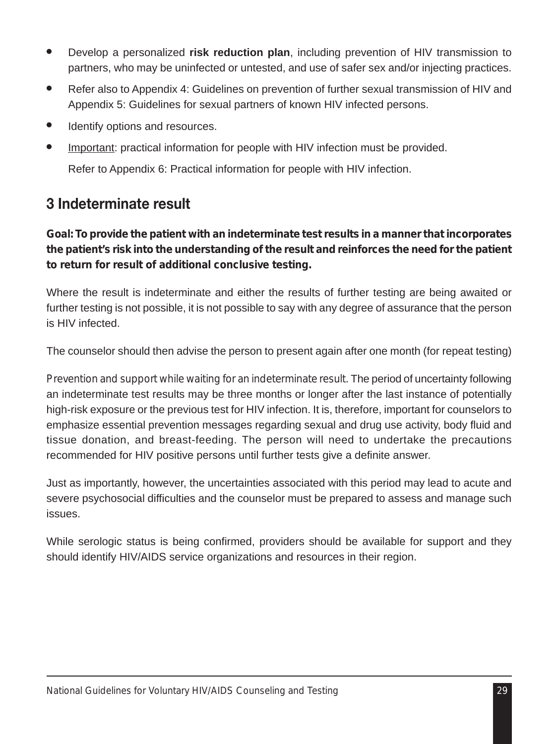- Develop a personalized **risk reduction plan**, including prevention of HIV transmission to partners, who may be uninfected or untested, and use of safer sex and/or injecting practices.
- Refer also to Appendix 4: Guidelines on prevention of further sexual transmission of HIV and Appendix 5: Guidelines for sexual partners of known HIV infected persons.
- Identify options and resources.
- Important: practical information for people with HIV infection must be provided.

  Refer to Appendix 6: Practical information for people with HIV infection.

## 3 Indeterminate result

**Goal: To provide the patient with an indeterminate test results in a manner that incorporates the patient's risk into the understanding of the result and reinforces the need for the patient to return for result of additional conclusive testing.**

Where the result is indeterminate and either the results of further testing are being awaited or further testing is not possible, it is not possible to say with any degree of assurance that the person is HIV infected.

The counselor should then advise the person to present again after one month (for repeat testing)

Prevention and support while waiting for an indeterminate result. The period of uncertainty following an indeterminate test results may be three months or longer after the last instance of potentially high-risk exposure or the previous test for HIV infection. It is, therefore, important for counselors to emphasize essential prevention messages regarding sexual and drug use activity, body fluid and tissue donation, and breast-feeding. The person will need to undertake the precautions recommended for HIV positive persons until further tests give a definite answer.

Just as importantly, however, the uncertainties associated with this period may lead to acute and severe psychosocial difficulties and the counselor must be prepared to assess and manage such issues.

While serologic status is being confirmed, providers should be available for support and they should identify HIV/AIDS service organizations and resources in their region.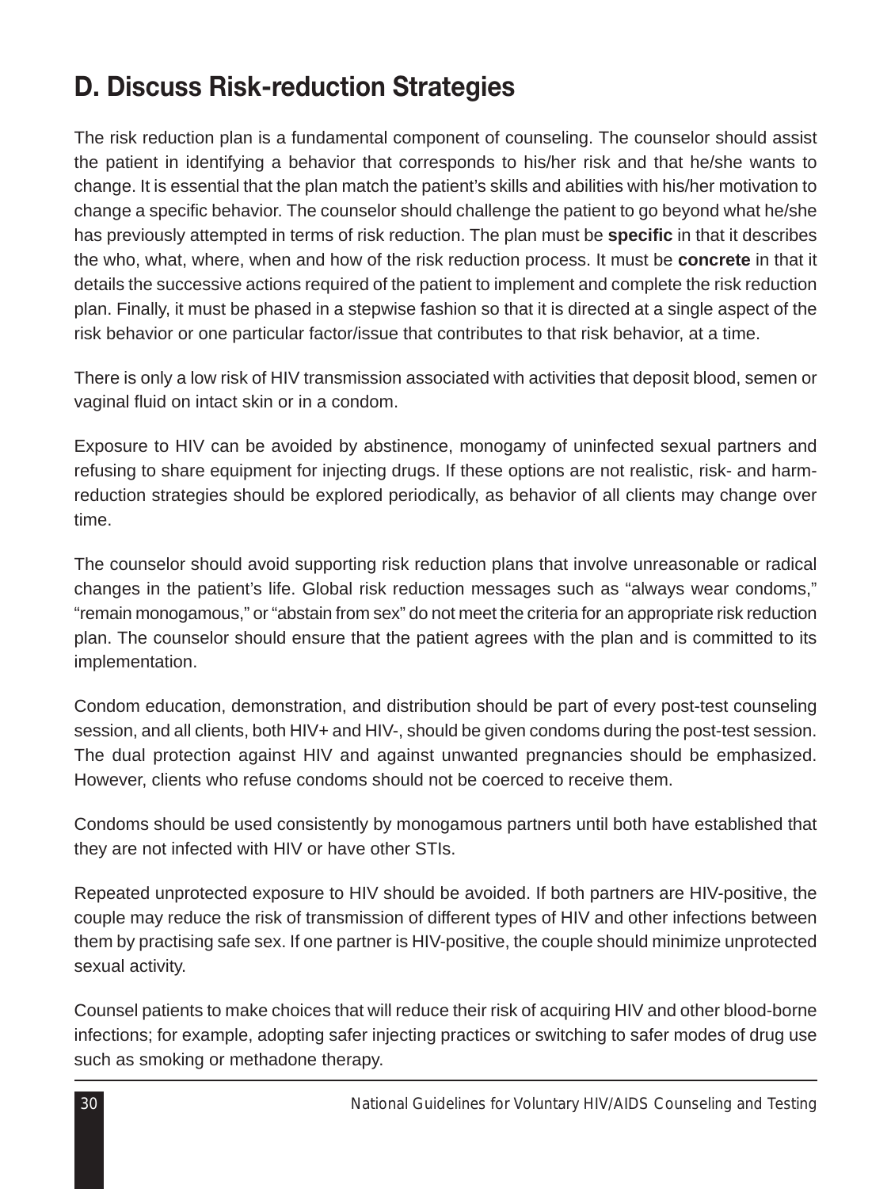## D. Discuss Risk-reduction Strategies

The risk reduction plan is a fundamental component of counseling. The counselor should assist the patient in identifying a behavior that corresponds to his/her risk and that he/she wants to change. It is essential that the plan match the patient's skills and abilities with his/her motivation to change a specific behavior. The counselor should challenge the patient to go beyond what he/she has previously attempted in terms of risk reduction. The plan must be **specific** in that it describes the who, what, where, when and how of the risk reduction process. It must be **concrete** in that it details the successive actions required of the patient to implement and complete the risk reduction plan. Finally, it must be phased in a stepwise fashion so that it is directed at a single aspect of the risk behavior or one particular factor/issue that contributes to that risk behavior, at a time.

There is only a low risk of HIV transmission associated with activities that deposit blood, semen or vaginal fluid on intact skin or in a condom.

Exposure to HIV can be avoided by abstinence, monogamy of uninfected sexual partners and refusing to share equipment for injecting drugs. If these options are not realistic, risk- and harm-reduction strategies should be explored periodically, as behavior of all clients may change over time.

The counselor should avoid supporting risk reduction plans that involve unreasonable or radical changes in the patient's life. Global risk reduction messages such as "always wear condoms," "remain monogamous," or "abstain from sex" do not meet the criteria for an appropriate risk reduction plan. The counselor should ensure that the patient agrees with the plan and is committed to its implementation.

Condom education, demonstration, and distribution should be part of every post-test counseling session, and all clients, both HIV+ and HIV-, should be given condoms during the post-test session. The dual protection against HIV and against unwanted pregnancies should be emphasized. However, clients who refuse condoms should not be coerced to receive them.

Condoms should be used consistently by monogamous partners until both have established that they are not infected with HIV or have other STIs.

Repeated unprotected exposure to HIV should be avoided. If both partners are HIV-positive, the couple may reduce the risk of transmission of different types of HIV and other infections between them by practising safe sex. If one partner is HIV-positive, the couple should minimize unprotected sexual activity.

Counsel patients to make choices that will reduce their risk of acquiring HIV and other blood-borne infections; for example, adopting safer injecting practices or switching to safer modes of drug use such as smoking or methadone therapy.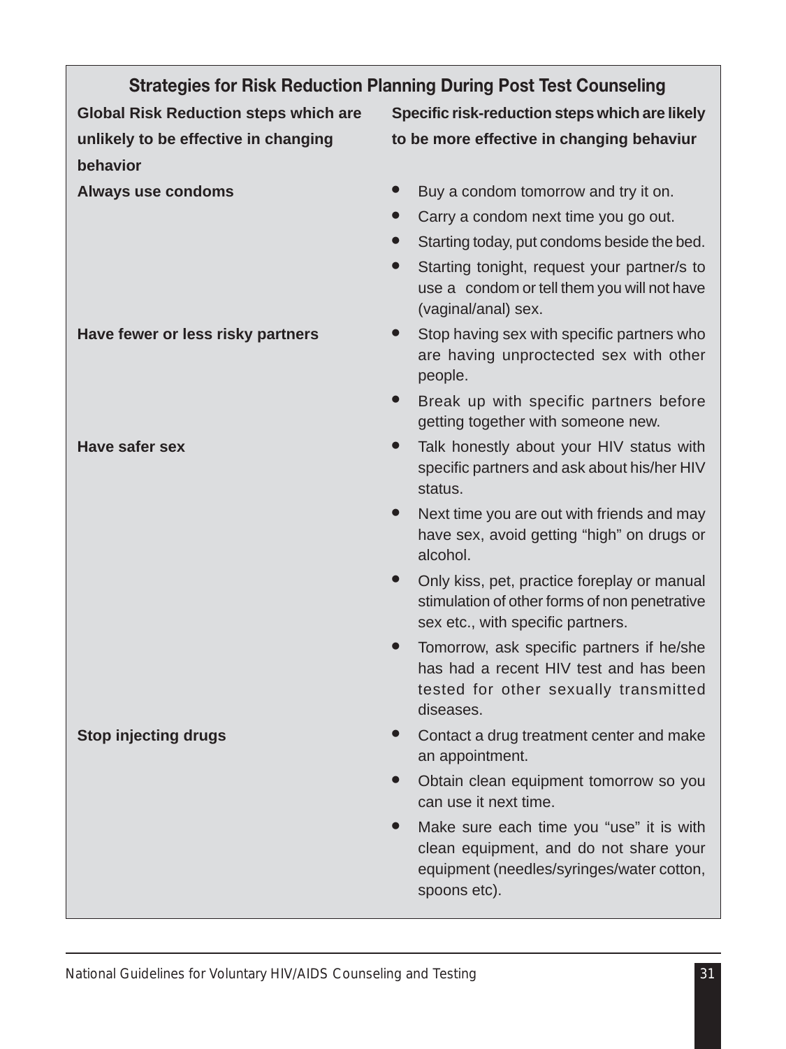## Strategies for Risk Reduction Planning During Post Test Counseling

| Global Risk Reduction steps which are unlikely to be effective in changing behavior | Specific risk-reduction steps which are likely to be more effective in changing behaviur |
|---|---|
| **Always use condoms** | • Buy a condom tomorrow and try it on.<br>• Carry a condom next time you go out.<br>• Starting today, put condoms beside the bed.<br>• Starting tonight, request your partner/s to use a condom or tell them you will not have (vaginal/anal) sex. |
| **Have fewer or less risky partners** | • Stop having sex with specific partners who are having unproctected sex with other people.<br>• Break up with specific partners before getting together with someone new. |
| **Have safer sex** | • Talk honestly about your HIV status with specific partners and ask about his/her HIV status.<br>• Next time you are out with friends and may have sex, avoid getting "high" on drugs or alcohol.<br>• Only kiss, pet, practice foreplay or manual stimulation of other forms of non penetrative sex etc., with specific partners.<br>• Tomorrow, ask specific partners if he/she has had a recent HIV test and has been tested for other sexually transmitted diseases. |
| **Stop injecting drugs** | • Contact a drug treatment center and make an appointment.<br>• Obtain clean equipment tomorrow so you can use it next time.<br>• Make sure each time you "use" it is with clean equipment, and do not share your equipment (needles/syringes/water cotton, spoons etc). |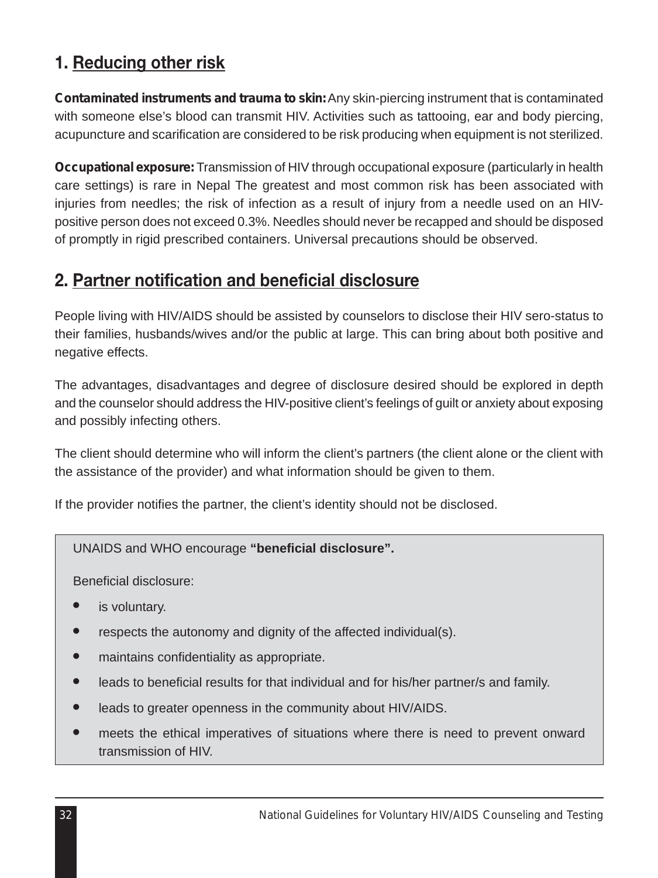## 1. Reducing other risk

**Contaminated instruments and trauma to skin:** Any skin-piercing instrument that is contaminated with someone else's blood can transmit HIV. Activities such as tattooing, ear and body piercing, acupuncture and scarification are considered to be risk producing when equipment is not sterilized.

**Occupational exposure:** Transmission of HIV through occupational exposure (particularly in health care settings) is rare in Nepal The greatest and most common risk has been associated with injuries from needles; the risk of infection as a result of injury from a needle used on an HIV-positive person does not exceed 0.3%. Needles should never be recapped and should be disposed of promptly in rigid prescribed containers. Universal precautions should be observed.

## 2. Partner notification and beneficial disclosure

People living with HIV/AIDS should be assisted by counselors to disclose their HIV sero-status to their families, husbands/wives and/or the public at large. This can bring about both positive and negative effects.

The advantages, disadvantages and degree of disclosure desired should be explored in depth and the counselor should address the HIV-positive client's feelings of guilt or anxiety about exposing and possibly infecting others.

The client should determine who will inform the client's partners (the client alone or the client with the assistance of the provider) and what information should be given to them.

If the provider notifies the partner, the client's identity should not be disclosed.

UNAIDS and WHO encourage **"beneficial disclosure".**

Beneficial disclosure:

- is voluntary.
- respects the autonomy and dignity of the affected individual(s).
- maintains confidentiality as appropriate.
- leads to beneficial results for that individual and for his/her partner/s and family.
- leads to greater openness in the community about HIV/AIDS.
- meets the ethical imperatives of situations where there is need to prevent onward transmission of HIV.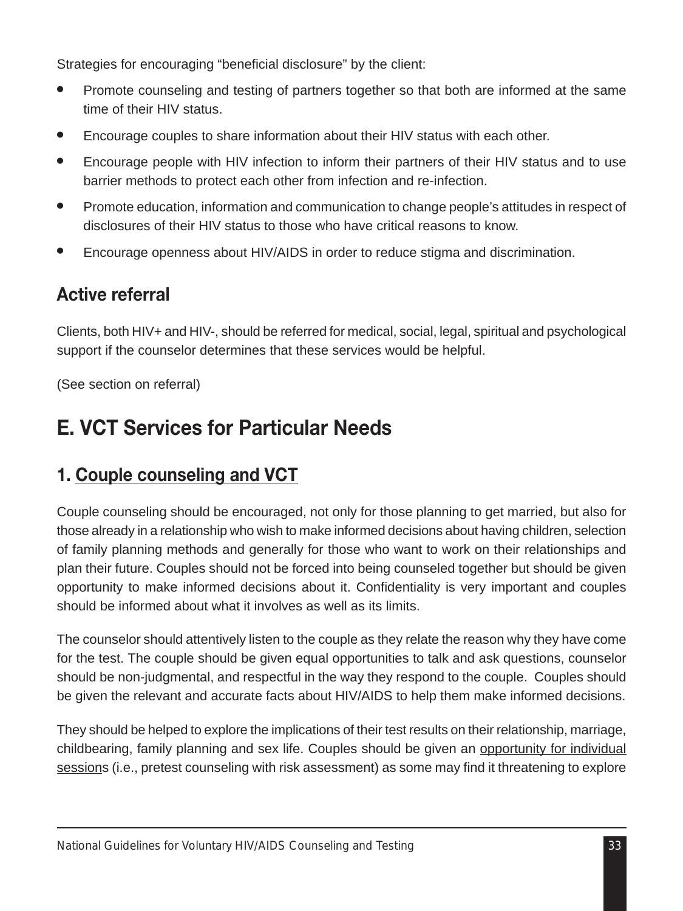Strategies for encouraging "beneficial disclosure" by the client:

- Promote counseling and testing of partners together so that both are informed at the same time of their HIV status.
- Encourage couples to share information about their HIV status with each other.
- Encourage people with HIV infection to inform their partners of their HIV status and to use barrier methods to protect each other from infection and re-infection.
- Promote education, information and communication to change people's attitudes in respect of disclosures of their HIV status to those who have critical reasons to know.
- Encourage openness about HIV/AIDS in order to reduce stigma and discrimination.

### Active referral

Clients, both HIV+ and HIV-, should be referred for medical, social, legal, spiritual and psychological support if the counselor determines that these services would be helpful.

(See section on referral)

## E. VCT Services for Particular Needs

### 1. Couple counseling and VCT

Couple counseling should be encouraged, not only for those planning to get married, but also for those already in a relationship who wish to make informed decisions about having children, selection of family planning methods and generally for those who want to work on their relationships and plan their future. Couples should not be forced into being counseled together but should be given opportunity to make informed decisions about it. Confidentiality is very important and couples should be informed about what it involves as well as its limits.

The counselor should attentively listen to the couple as they relate the reason why they have come for the test. The couple should be given equal opportunities to talk and ask questions, counselor should be non-judgmental, and respectful in the way they respond to the couple. Couples should be given the relevant and accurate facts about HIV/AIDS to help them make informed decisions.

They should be helped to explore the implications of their test results on their relationship, marriage, childbearing, family planning and sex life. Couples should be given an opportunity for individual sessions (i.e., pretest counseling with risk assessment) as some may find it threatening to explore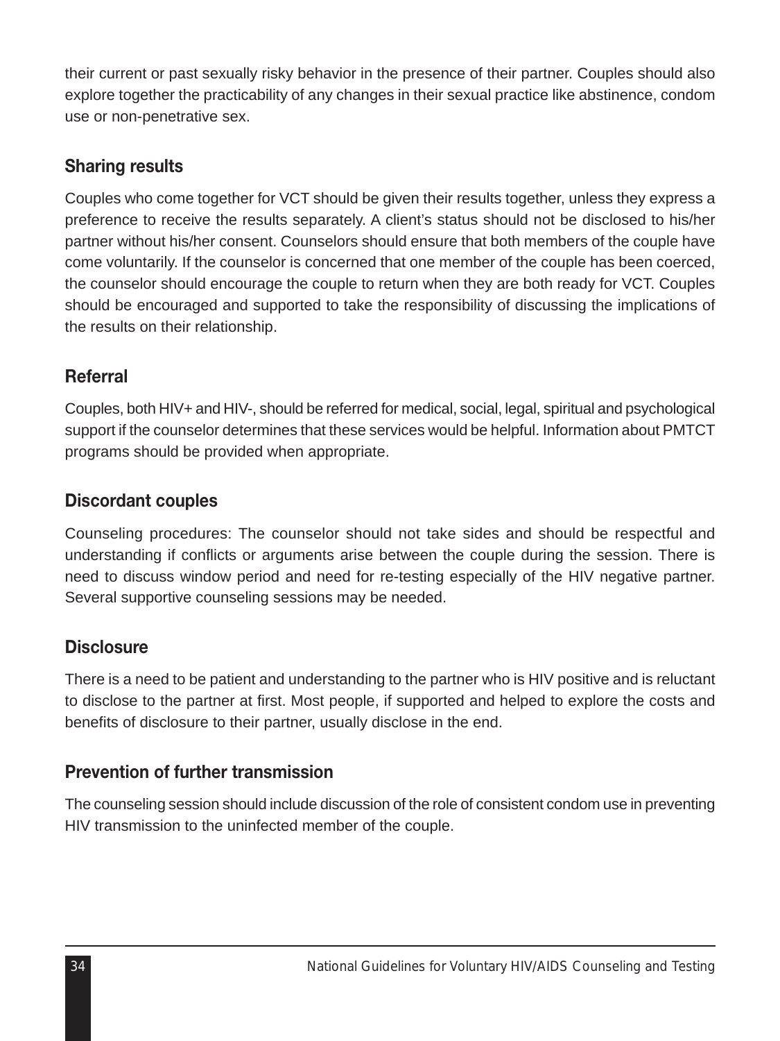their current or past sexually risky behavior in the presence of their partner. Couples should also explore together the practicability of any changes in their sexual practice like abstinence, condom use or non-penetrative sex.

### Sharing results

Couples who come together for VCT should be given their results together, unless they express a preference to receive the results separately. A client's status should not be disclosed to his/her partner without his/her consent. Counselors should ensure that both members of the couple have come voluntarily. If the counselor is concerned that one member of the couple has been coerced, the counselor should encourage the couple to return when they are both ready for VCT. Couples should be encouraged and supported to take the responsibility of discussing the implications of the results on their relationship.

### Referral

Couples, both HIV+ and HIV-, should be referred for medical, social, legal, spiritual and psychological support if the counselor determines that these services would be helpful. Information about PMTCT programs should be provided when appropriate.

### Discordant couples

Counseling procedures: The counselor should not take sides and should be respectful and understanding if conflicts or arguments arise between the couple during the session. There is need to discuss window period and need for re-testing especially of the HIV negative partner. Several supportive counseling sessions may be needed.

### Disclosure

There is a need to be patient and understanding to the partner who is HIV positive and is reluctant to disclose to the partner at first. Most people, if supported and helped to explore the costs and benefits of disclosure to their partner, usually disclose in the end.

### Prevention of further transmission

The counseling session should include discussion of the role of consistent condom use in preventing HIV transmission to the uninfected member of the couple.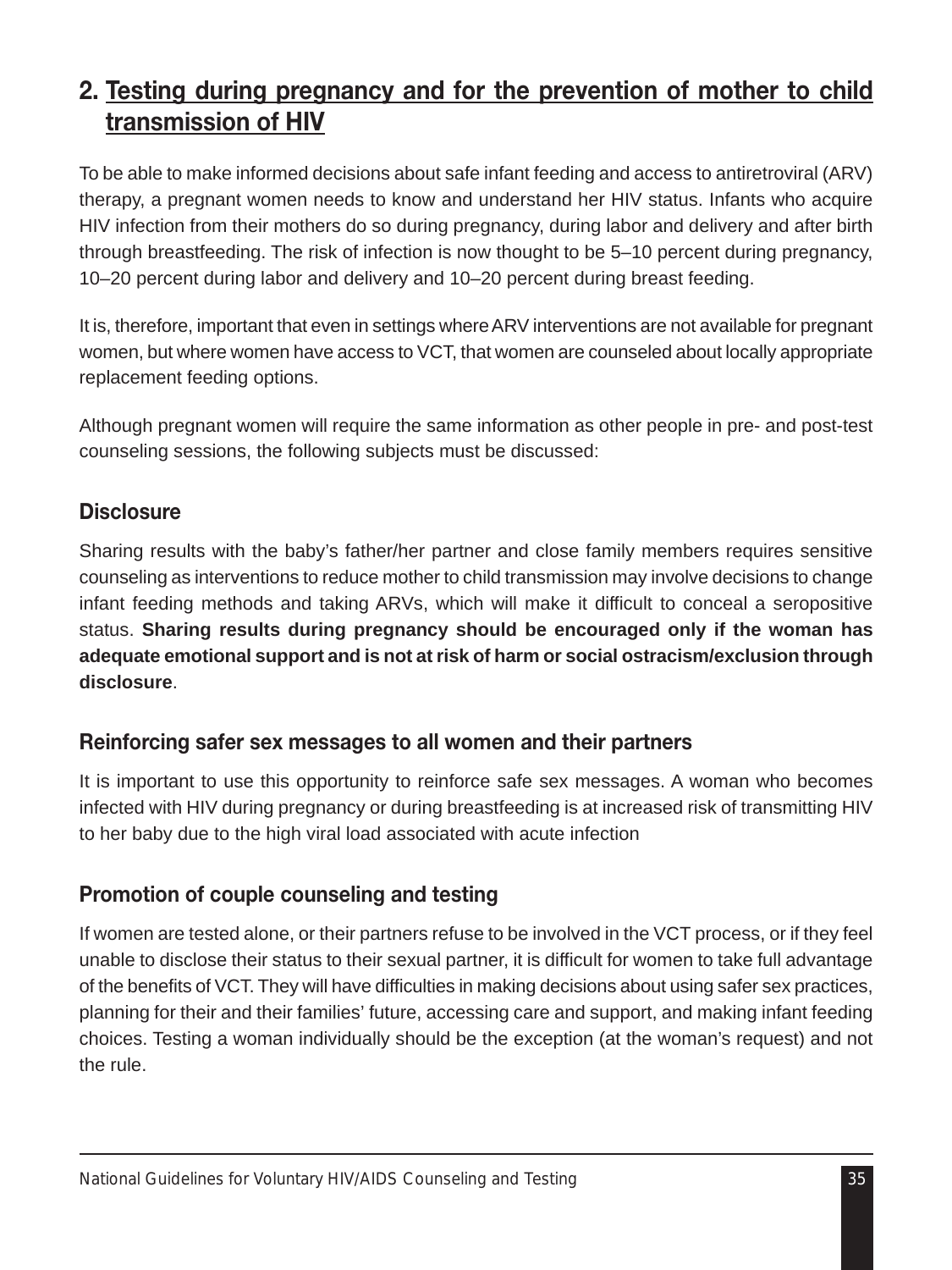## 2. Testing during pregnancy and for the prevention of mother to child transmission of HIV

To be able to make informed decisions about safe infant feeding and access to antiretroviral (ARV) therapy, a pregnant women needs to know and understand her HIV status. Infants who acquire HIV infection from their mothers do so during pregnancy, during labor and delivery and after birth through breastfeeding. The risk of infection is now thought to be 5–10 percent during pregnancy, 10–20 percent during labor and delivery and 10–20 percent during breast feeding.

It is, therefore, important that even in settings where ARV interventions are not available for pregnant women, but where women have access to VCT, that women are counseled about locally appropriate replacement feeding options.

Although pregnant women will require the same information as other people in pre- and post-test counseling sessions, the following subjects must be discussed:

### Disclosure

Sharing results with the baby's father/her partner and close family members requires sensitive counseling as interventions to reduce mother to child transmission may involve decisions to change infant feeding methods and taking ARVs, which will make it difficult to conceal a seropositive status. **Sharing results during pregnancy should be encouraged only if the woman has adequate emotional support and is not at risk of harm or social ostracism/exclusion through disclosure**.

### Reinforcing safer sex messages to all women and their partners

It is important to use this opportunity to reinforce safe sex messages. A woman who becomes infected with HIV during pregnancy or during breastfeeding is at increased risk of transmitting HIV to her baby due to the high viral load associated with acute infection

### Promotion of couple counseling and testing

If women are tested alone, or their partners refuse to be involved in the VCT process, or if they feel unable to disclose their status to their sexual partner, it is difficult for women to take full advantage of the benefits of VCT. They will have difficulties in making decisions about using safer sex practices, planning for their and their families' future, accessing care and support, and making infant feeding choices. Testing a woman individually should be the exception (at the woman's request) and not the rule.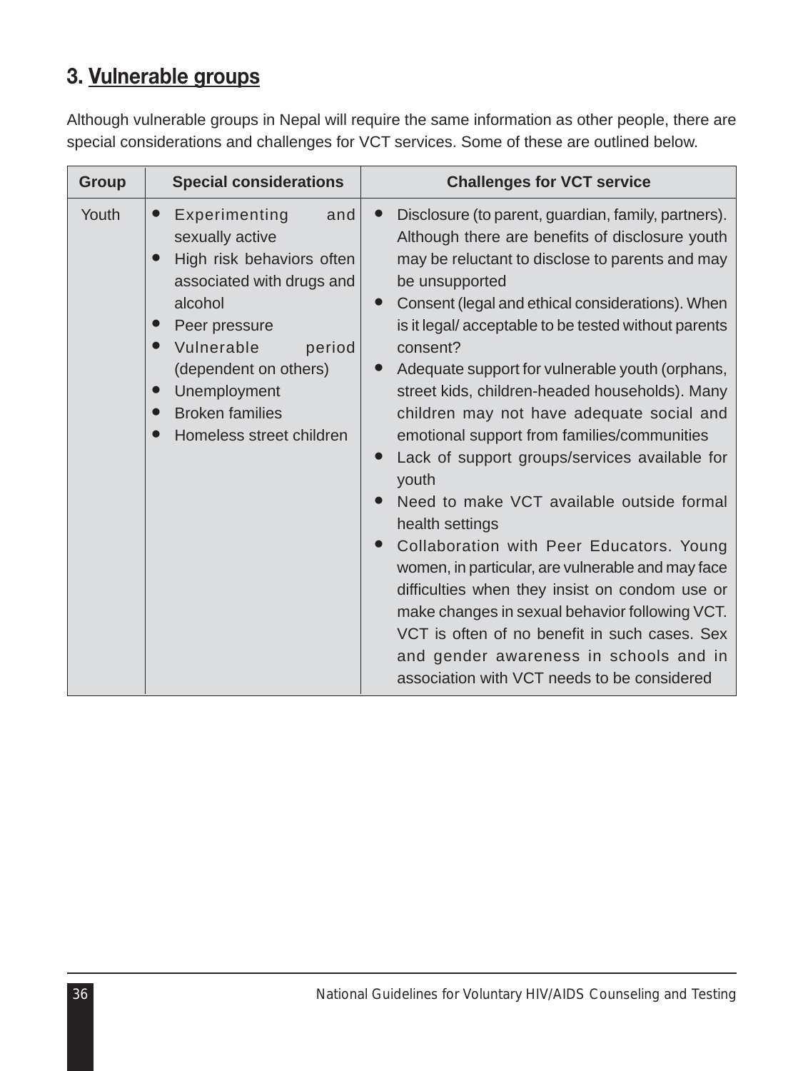## 3. Vulnerable groups

Although vulnerable groups in Nepal will require the same information as other people, there are special considerations and challenges for VCT services. Some of these are outlined below.

| Group | Special considerations | Challenges for VCT service |
|---|---|---|
| Youth | • Experimenting and sexually active<br>• High risk behaviors often associated with drugs and alcohol<br>• Peer pressure<br>• Vulnerable period (dependent on others)<br>• Unemployment<br>• Broken families<br>• Homeless street children | • Disclosure (to parent, guardian, family, partners). Although there are benefits of disclosure youth may be reluctant to disclose to parents and may be unsupported<br>• Consent (legal and ethical considerations). When is it legal/ acceptable to be tested without parents consent?<br>• Adequate support for vulnerable youth (orphans, street kids, children-headed households). Many children may not have adequate social and emotional support from families/communities<br>• Lack of support groups/services available for youth<br>• Need to make VCT available outside formal health settings<br>• Collaboration with Peer Educators. Young women, in particular, are vulnerable and may face difficulties when they insist on condom use or make changes in sexual behavior following VCT. VCT is often of no benefit in such cases. Sex and gender awareness in schools and in association with VCT needs to be considered |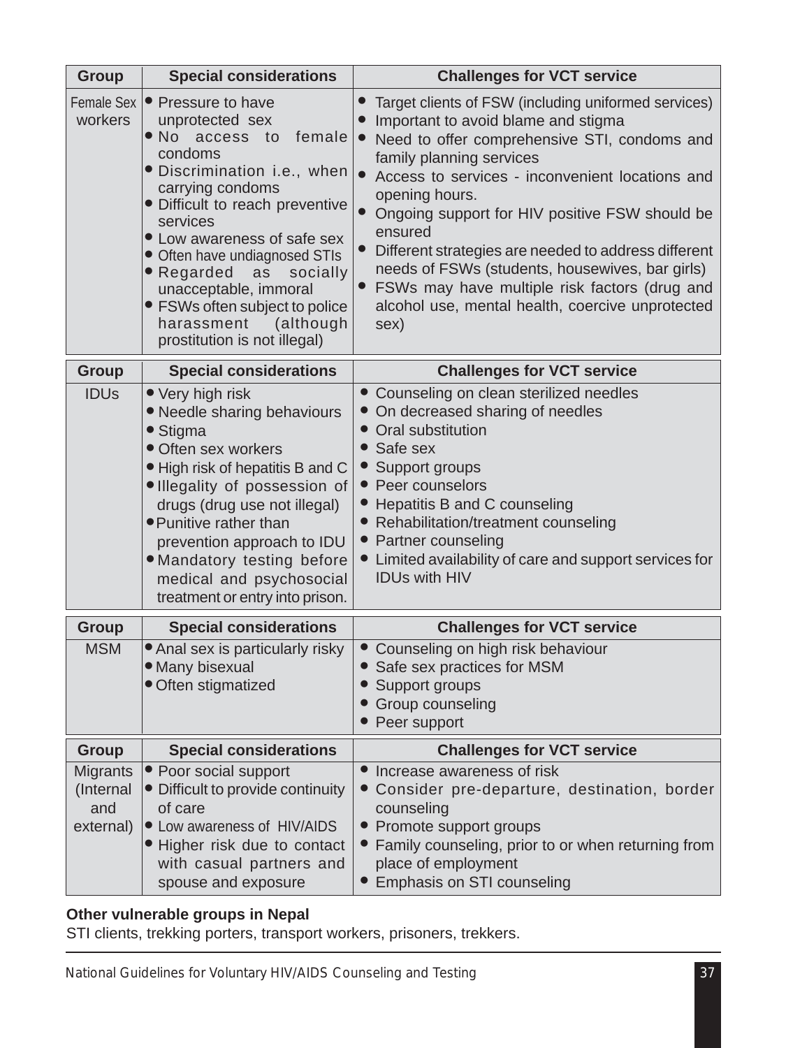| Group | Special considerations | Challenges for VCT service |
|---|---|---|
| Female Sex workers | • Pressure to have unprotected sex<br>• No access to female condoms<br>• Discrimination i.e., when carrying condoms<br>• Difficult to reach preventive services<br>• Low awareness of safe sex<br>• Often have undiagnosed STIs<br>• Regarded as socially unacceptable, immoral<br>• FSWs often subject to police harassment (although prostitution is not illegal) | • Target clients of FSW (including uniformed services)<br>• Important to avoid blame and stigma<br>• Need to offer comprehensive STI, condoms and family planning services<br>• Access to services - inconvenient locations and opening hours.<br>• Ongoing support for HIV positive FSW should be ensured<br>• Different strategies are needed to address different needs of FSWs (students, housewives, bar girls)<br>• FSWs may have multiple risk factors (drug and alcohol use, mental health, coercive unprotected sex) |

| Group | Special considerations | Challenges for VCT service |
|---|---|---|
| IDUs | • Very high risk<br>• Needle sharing behaviours<br>• Stigma<br>• Often sex workers<br>• High risk of hepatitis B and C<br>• Illegality of possession of drugs (drug use not illegal)<br>• Punitive rather than prevention approach to IDU<br>• Mandatory testing before medical and psychosocial treatment or entry into prison. | • Counseling on clean sterilized needles<br>• On decreased sharing of needles<br>• Oral substitution<br>• Safe sex<br>• Support groups<br>• Peer counselors<br>• Hepatitis B and C counseling<br>• Rehabilitation/treatment counseling<br>• Partner counseling<br>• Limited availability of care and support services for IDUs with HIV |

| Group | Special considerations | Challenges for VCT service |
|---|---|---|
| MSM | • Anal sex is particularly risky<br>• Many bisexual<br>• Often stigmatized | • Counseling on high risk behaviour<br>• Safe sex practices for MSM<br>• Support groups<br>• Group counseling<br>• Peer support |

| Group | Special considerations | Challenges for VCT service |
|---|---|---|
| Migrants (Internal and external) | • Poor social support<br>• Difficult to provide continuity of care<br>• Low awareness of HIV/AIDS<br>• Higher risk due to contact with casual partners and spouse and exposure | • Increase awareness of risk<br>• Consider pre-departure, destination, border counseling<br>• Promote support groups<br>• Family counseling, prior to or when returning from place of employment<br>• Emphasis on STI counseling |

**Other vulnerable groups in Nepal**

STI clients, trekking porters, transport workers, prisoners, trekkers.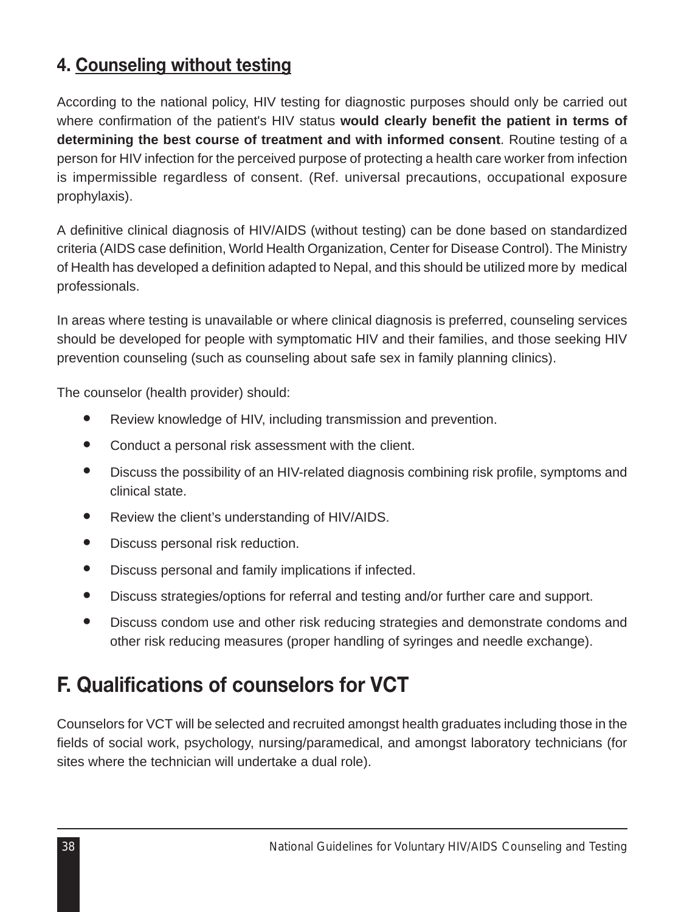### 4. Counseling without testing

According to the national policy, HIV testing for diagnostic purposes should only be carried out where confirmation of the patient's HIV status **would clearly benefit the patient in terms of determining the best course of treatment and with informed consent**. Routine testing of a person for HIV infection for the perceived purpose of protecting a health care worker from infection is impermissible regardless of consent. (Ref. universal precautions, occupational exposure prophylaxis).

A definitive clinical diagnosis of HIV/AIDS (without testing) can be done based on standardized criteria (AIDS case definition, World Health Organization, Center for Disease Control). The Ministry of Health has developed a definition adapted to Nepal, and this should be utilized more by medical professionals.

In areas where testing is unavailable or where clinical diagnosis is preferred, counseling services should be developed for people with symptomatic HIV and their families, and those seeking HIV prevention counseling (such as counseling about safe sex in family planning clinics).

The counselor (health provider) should:

- Review knowledge of HIV, including transmission and prevention.
- Conduct a personal risk assessment with the client.
- Discuss the possibility of an HIV-related diagnosis combining risk profile, symptoms and clinical state.
- Review the client's understanding of HIV/AIDS.
- Discuss personal risk reduction.
- Discuss personal and family implications if infected.
- Discuss strategies/options for referral and testing and/or further care and support.
- Discuss condom use and other risk reducing strategies and demonstrate condoms and other risk reducing measures (proper handling of syringes and needle exchange).

## F. Qualifications of counselors for VCT

Counselors for VCT will be selected and recruited amongst health graduates including those in the fields of social work, psychology, nursing/paramedical, and amongst laboratory technicians (for sites where the technician will undertake a dual role).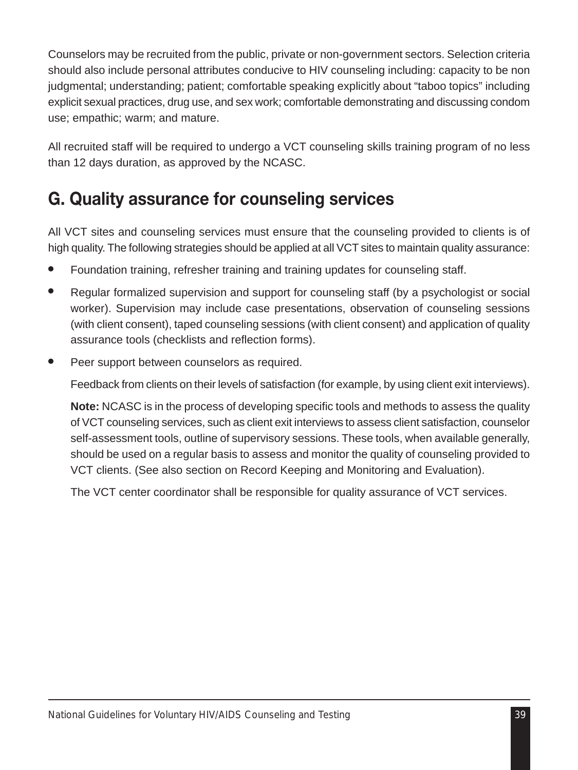Counselors may be recruited from the public, private or non-government sectors. Selection criteria should also include personal attributes conducive to HIV counseling including: capacity to be non judgmental; understanding; patient; comfortable speaking explicitly about "taboo topics" including explicit sexual practices, drug use, and sex work; comfortable demonstrating and discussing condom use; empathic; warm; and mature.

All recruited staff will be required to undergo a VCT counseling skills training program of no less than 12 days duration, as approved by the NCASC.

## G. Quality assurance for counseling services

All VCT sites and counseling services must ensure that the counseling provided to clients is of high quality. The following strategies should be applied at all VCT sites to maintain quality assurance:

- Foundation training, refresher training and training updates for counseling staff.
- Regular formalized supervision and support for counseling staff (by a psychologist or social worker). Supervision may include case presentations, observation of counseling sessions (with client consent), taped counseling sessions (with client consent) and application of quality assurance tools (checklists and reflection forms).
- Peer support between counselors as required.

  Feedback from clients on their levels of satisfaction (for example, by using client exit interviews).

  **Note:** NCASC is in the process of developing specific tools and methods to assess the quality of VCT counseling services, such as client exit interviews to assess client satisfaction, counselor self-assessment tools, outline of supervisory sessions. These tools, when available generally, should be used on a regular basis to assess and monitor the quality of counseling provided to VCT clients. (See also section on Record Keeping and Monitoring and Evaluation).

  The VCT center coordinator shall be responsible for quality assurance of VCT services.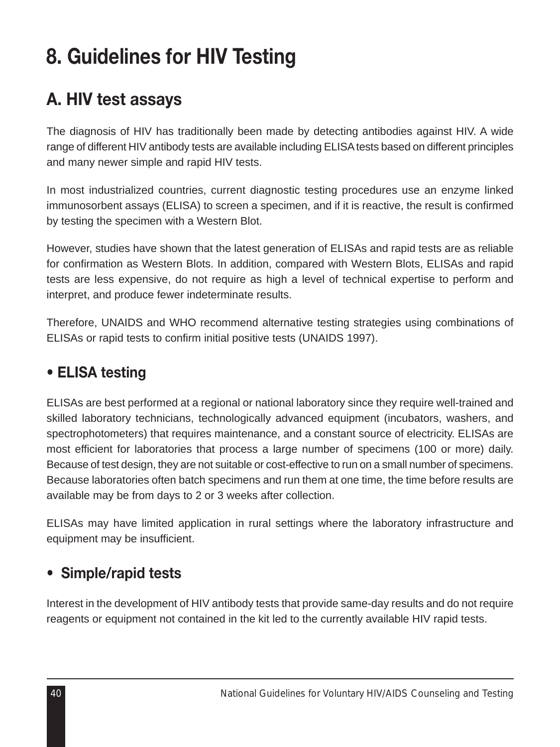# 8. Guidelines for HIV Testing

## A. HIV test assays

The diagnosis of HIV has traditionally been made by detecting antibodies against HIV. A wide range of different HIV antibody tests are available including ELISA tests based on different principles and many newer simple and rapid HIV tests.

In most industrialized countries, current diagnostic testing procedures use an enzyme linked immunosorbent assays (ELISA) to screen a specimen, and if it is reactive, the result is confirmed by testing the specimen with a Western Blot.

However, studies have shown that the latest generation of ELISAs and rapid tests are as reliable for confirmation as Western Blots. In addition, compared with Western Blots, ELISAs and rapid tests are less expensive, do not require as high a level of technical expertise to perform and interpret, and produce fewer indeterminate results.

Therefore, UNAIDS and WHO recommend alternative testing strategies using combinations of ELISAs or rapid tests to confirm initial positive tests (UNAIDS 1997).

### • ELISA testing

ELISAs are best performed at a regional or national laboratory since they require well-trained and skilled laboratory technicians, technologically advanced equipment (incubators, washers, and spectrophotometers) that requires maintenance, and a constant source of electricity. ELISAs are most efficient for laboratories that process a large number of specimens (100 or more) daily. Because of test design, they are not suitable or cost-effective to run on a small number of specimens. Because laboratories often batch specimens and run them at one time, the time before results are available may be from days to 2 or 3 weeks after collection.

ELISAs may have limited application in rural settings where the laboratory infrastructure and equipment may be insufficient.

### • Simple/rapid tests

Interest in the development of HIV antibody tests that provide same-day results and do not require reagents or equipment not contained in the kit led to the currently available HIV rapid tests.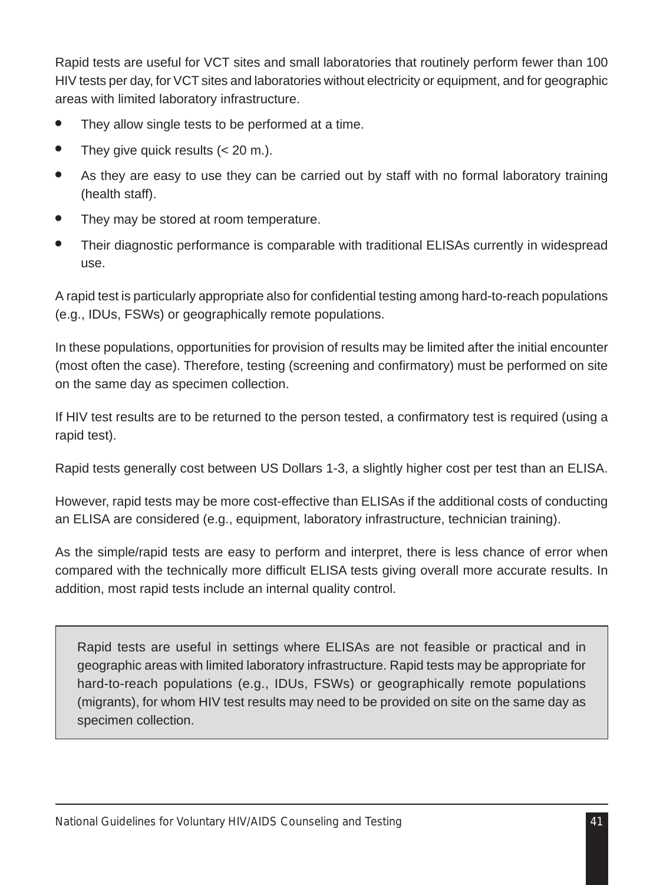Rapid tests are useful for VCT sites and small laboratories that routinely perform fewer than 100 HIV tests per day, for VCT sites and laboratories without electricity or equipment, and for geographic areas with limited laboratory infrastructure.

- They allow single tests to be performed at a time.
- They give quick results (< 20 m.).
- As they are easy to use they can be carried out by staff with no formal laboratory training (health staff).
- They may be stored at room temperature.
- Their diagnostic performance is comparable with traditional ELISAs currently in widespread use.

A rapid test is particularly appropriate also for confidential testing among hard-to-reach populations (e.g., IDUs, FSWs) or geographically remote populations.

In these populations, opportunities for provision of results may be limited after the initial encounter (most often the case). Therefore, testing (screening and confirmatory) must be performed on site on the same day as specimen collection.

If HIV test results are to be returned to the person tested, a confirmatory test is required (using a rapid test).

Rapid tests generally cost between US Dollars 1-3, a slightly higher cost per test than an ELISA.

However, rapid tests may be more cost-effective than ELISAs if the additional costs of conducting an ELISA are considered (e.g., equipment, laboratory infrastructure, technician training).

As the simple/rapid tests are easy to perform and interpret, there is less chance of error when compared with the technically more difficult ELISA tests giving overall more accurate results. In addition, most rapid tests include an internal quality control.

> Rapid tests are useful in settings where ELISAs are not feasible or practical and in geographic areas with limited laboratory infrastructure. Rapid tests may be appropriate for hard-to-reach populations (e.g., IDUs, FSWs) or geographically remote populations (migrants), for whom HIV test results may need to be provided on site on the same day as specimen collection.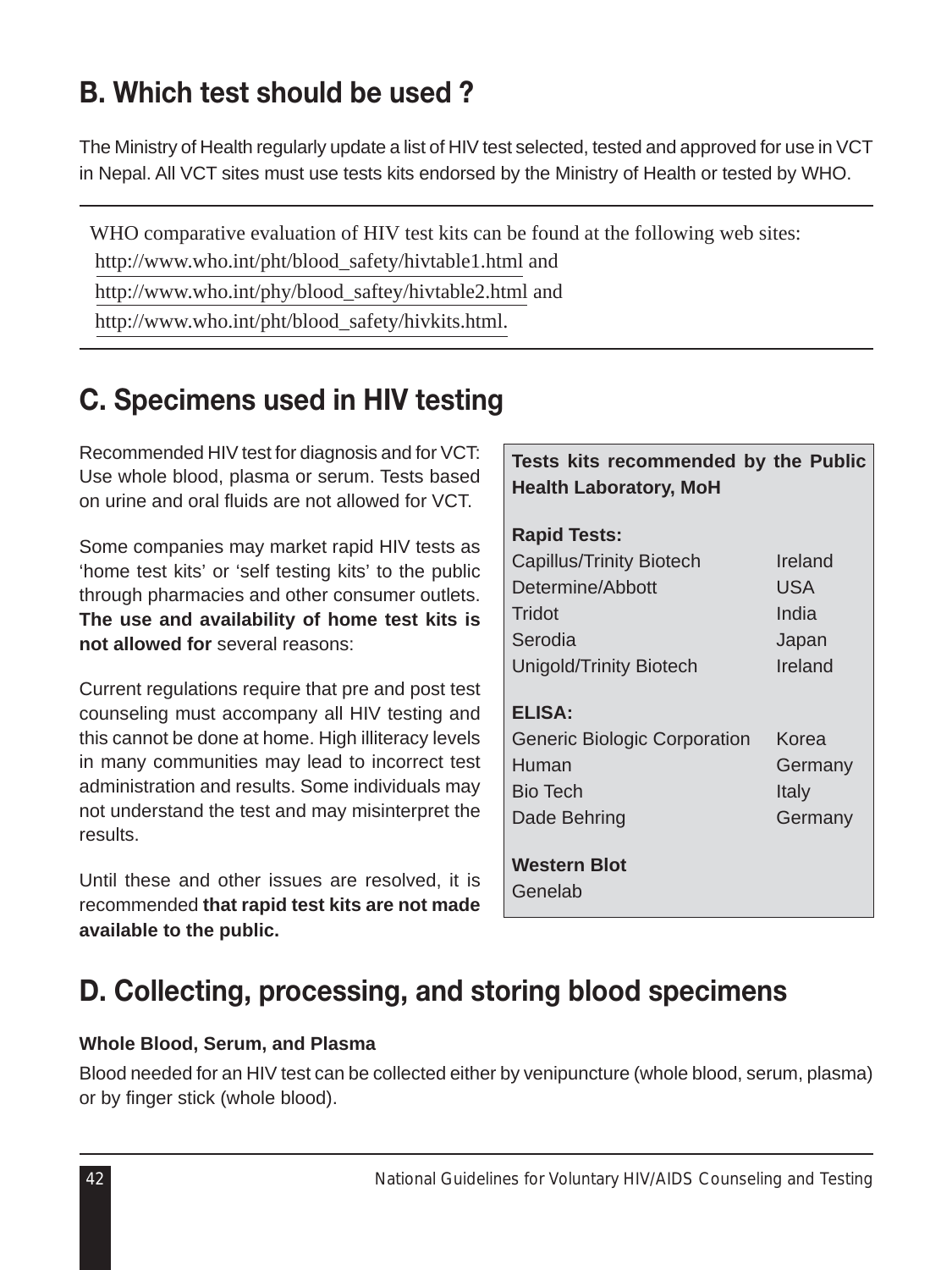## B. Which test should be used ?

The Ministry of Health regularly update a list of HIV test selected, tested and approved for use in VCT in Nepal. All VCT sites must use tests kits endorsed by the Ministry of Health or tested by WHO.

---

WHO comparative evaluation of HIV test kits can be found at the following web sites:
http://www.who.int/pht/blood_safety/hivtable1.html and
http://www.who.int/phy/blood_saftey/hivtable2.html and
http://www.who.int/pht/blood_safety/hivkits.html.

---

## C. Specimens used in HIV testing

Recommended HIV test for diagnosis and for VCT: Use whole blood, plasma or serum. Tests based on urine and oral fluids are not allowed for VCT.

Some companies may market rapid HIV tests as 'home test kits' or 'self testing kits' to the public through pharmacies and other consumer outlets. **The use and availability of home test kits is not allowed for** several reasons:

Current regulations require that pre and post test counseling must accompany all HIV testing and this cannot be done at home. High illiteracy levels in many communities may lead to incorrect test administration and results. Some individuals may not understand the test and may misinterpret the results.

Until these and other issues are resolved, it is recommended **that rapid test kits are not made available to the public.**

**Tests kits recommended by the Public Health Laboratory, MoH**

| **Rapid Tests:** | |
|---|---|
| Capillus/Trinity Biotech | Ireland |
| Determine/Abbott | USA |
| Tridot | India |
| Serodia | Japan |
| Unigold/Trinity Biotech | Ireland |
| **ELISA:** | |
| Generic Biologic Corporation | Korea |
| Human | Germany |
| Bio Tech | Italy |
| Dade Behring | Germany |
| **Western Blot** | |
| Genelab | |

## D. Collecting, processing, and storing blood specimens

**Whole Blood, Serum, and Plasma**

Blood needed for an HIV test can be collected either by venipuncture (whole blood, serum, plasma) or by finger stick (whole blood).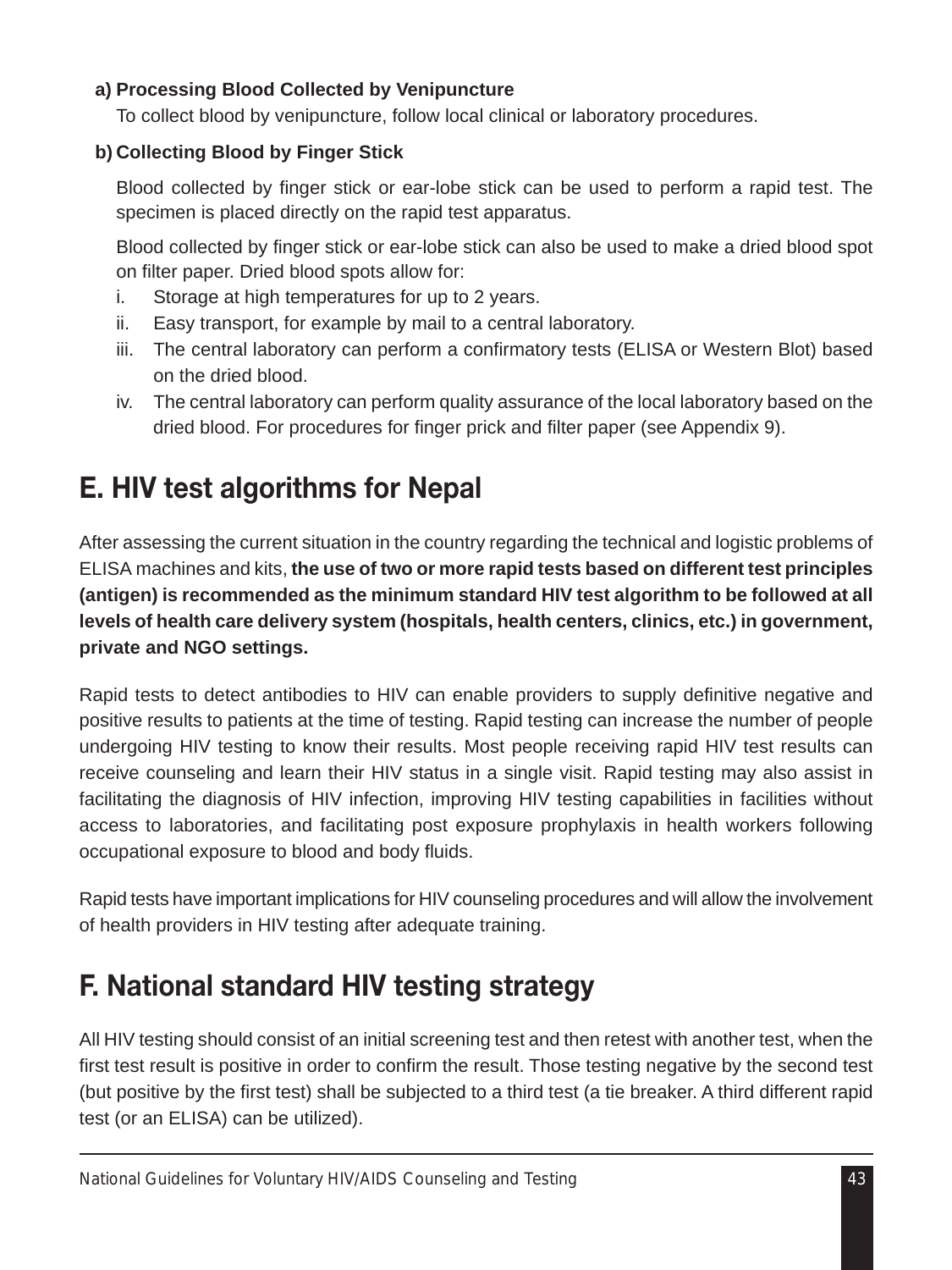**a) Processing Blood Collected by Venipuncture**

To collect blood by venipuncture, follow local clinical or laboratory procedures.

**b) Collecting Blood by Finger Stick**

Blood collected by finger stick or ear-lobe stick can be used to perform a rapid test. The specimen is placed directly on the rapid test apparatus.

Blood collected by finger stick or ear-lobe stick can also be used to make a dried blood spot on filter paper. Dried blood spots allow for:

i. Storage at high temperatures for up to 2 years.
ii. Easy transport, for example by mail to a central laboratory.
iii. The central laboratory can perform a confirmatory tests (ELISA or Western Blot) based on the dried blood.
iv. The central laboratory can perform quality assurance of the local laboratory based on the dried blood. For procedures for finger prick and filter paper (see Appendix 9).

## E. HIV test algorithms for Nepal

After assessing the current situation in the country regarding the technical and logistic problems of ELISA machines and kits, **the use of two or more rapid tests based on different test principles (antigen) is recommended as the minimum standard HIV test algorithm to be followed at all levels of health care delivery system (hospitals, health centers, clinics, etc.) in government, private and NGO settings.**

Rapid tests to detect antibodies to HIV can enable providers to supply definitive negative and positive results to patients at the time of testing. Rapid testing can increase the number of people undergoing HIV testing to know their results. Most people receiving rapid HIV test results can receive counseling and learn their HIV status in a single visit. Rapid testing may also assist in facilitating the diagnosis of HIV infection, improving HIV testing capabilities in facilities without access to laboratories, and facilitating post exposure prophylaxis in health workers following occupational exposure to blood and body fluids.

Rapid tests have important implications for HIV counseling procedures and will allow the involvement of health providers in HIV testing after adequate training.

## F. National standard HIV testing strategy

All HIV testing should consist of an initial screening test and then retest with another test, when the first test result is positive in order to confirm the result. Those testing negative by the second test (but positive by the first test) shall be subjected to a third test (a tie breaker. A third different rapid test (or an ELISA) can be utilized).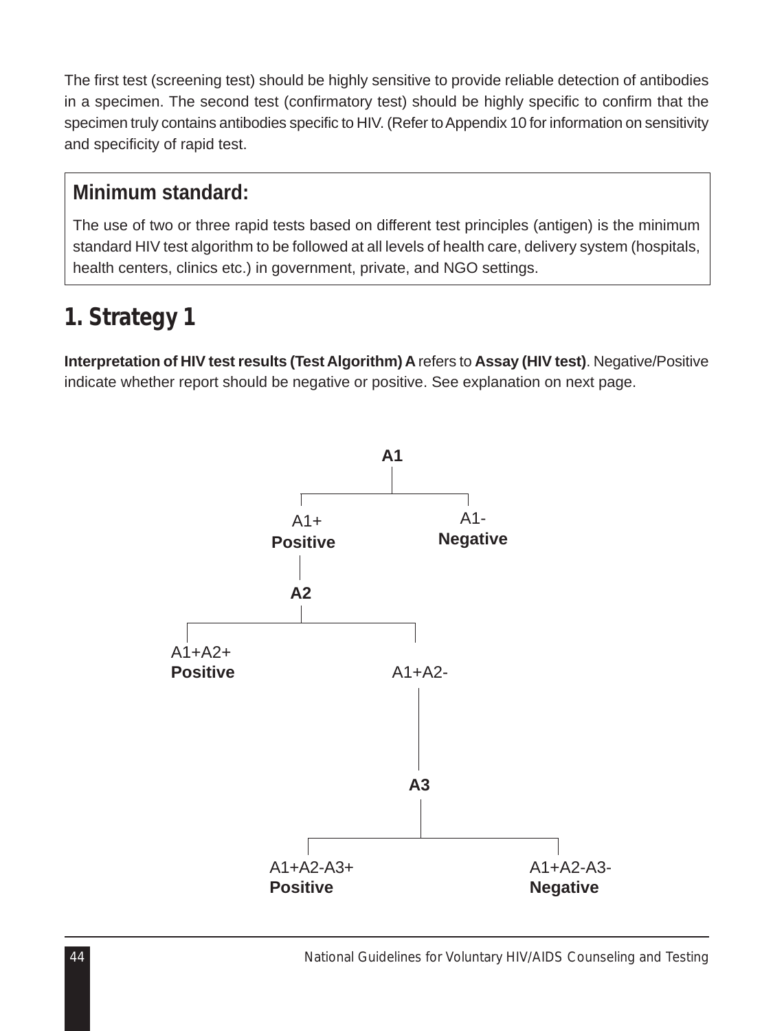The first test (screening test) should be highly sensitive to provide reliable detection of antibodies in a specimen. The second test (confirmatory test) should be highly specific to confirm that the specimen truly contains antibodies specific to HIV. (Refer to Appendix 10 for information on sensitivity and specificity of rapid test.

> **Minimum standard:**
>
> The use of two or three rapid tests based on different test principles (antigen) is the minimum standard HIV test algorithm to be followed at all levels of health care, delivery system (hospitals, health centers, clinics etc.) in government, private, and NGO settings.

## 1. Strategy 1

**Interpretation of HIV test results (Test Algorithm) A** refers to **Assay (HIV test)**. Negative/Positive indicate whether report should be negative or positive. See explanation on next page.

**A1**

- A1+ **Positive**
  - **A2**
    - A1+A2+ **Positive**
    - A1+A2-
      - **A3**
        - A1+A2-A3+ **Positive**
        - A1+A2-A3- **Negative**
- A1- **Negative**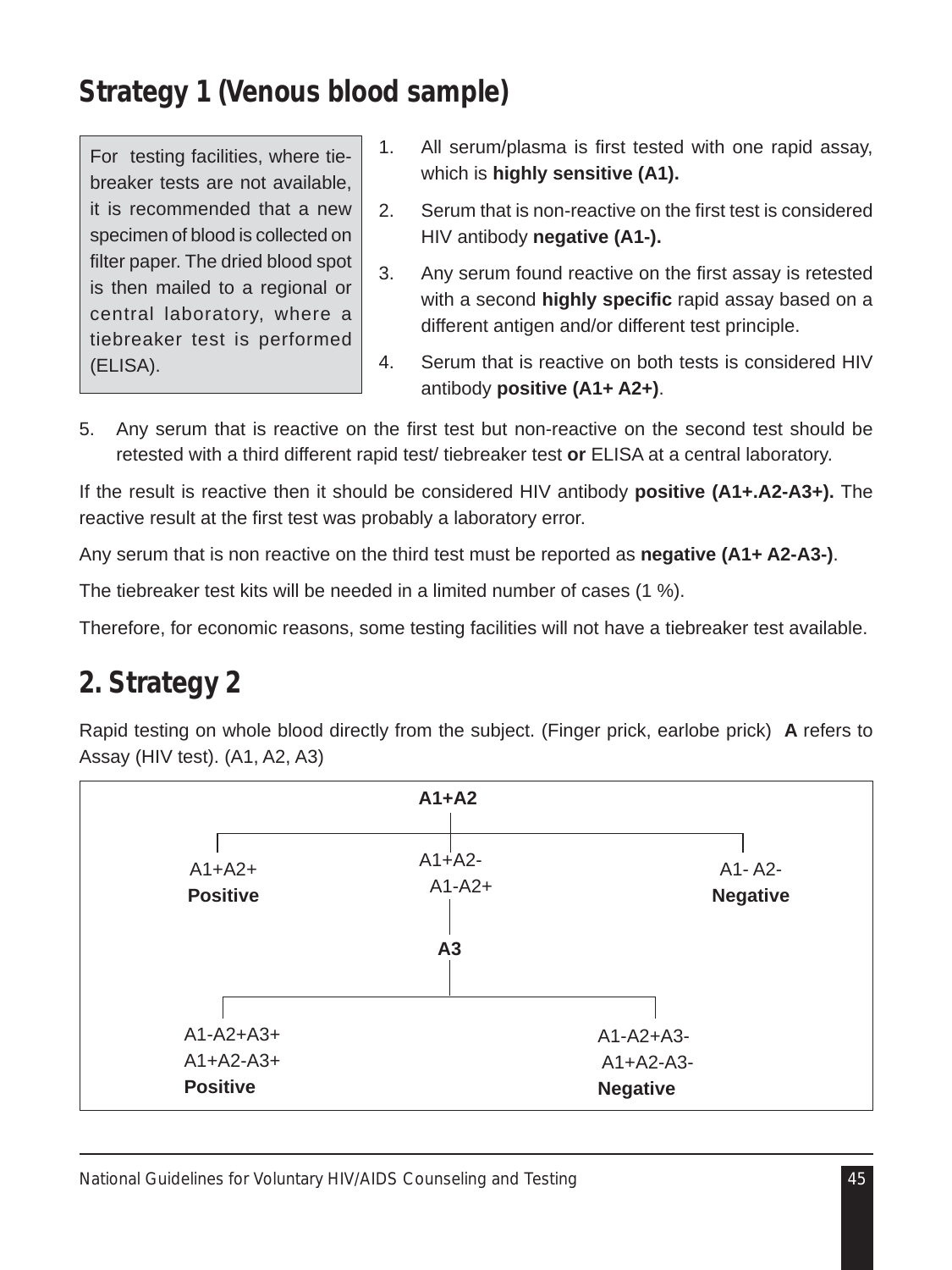## Strategy 1 (Venous blood sample)

For testing facilities, where tie-breaker tests are not available, it is recommended that a new specimen of blood is collected on filter paper. The dried blood spot is then mailed to a regional or central laboratory, where a tiebreaker test is performed (ELISA).

1. All serum/plasma is first tested with one rapid assay, which is **highly sensitive (A1).**
2. Serum that is non-reactive on the first test is considered HIV antibody **negative (A1-).**
3. Any serum found reactive on the first assay is retested with a second **highly specific** rapid assay based on a different antigen and/or different test principle.
4. Serum that is reactive on both tests is considered HIV antibody **positive (A1+ A2+)**.
5. Any serum that is reactive on the first test but non-reactive on the second test should be retested with a third different rapid test/ tiebreaker test **or** ELISA at a central laboratory.

If the result is reactive then it should be considered HIV antibody **positive (A1+.A2-A3+).** The reactive result at the first test was probably a laboratory error.

Any serum that is non reactive on the third test must be reported as **negative (A1+ A2-A3-)**.

The tiebreaker test kits will be needed in a limited number of cases (1 %).

Therefore, for economic reasons, some testing facilities will not have a tiebreaker test available.

## 2. Strategy 2

Rapid testing on whole blood directly from the subject. (Finger prick, earlobe prick) **A** refers to Assay (HIV test). (A1, A2, A3)

**A1+A2**

- A1+A2+ — **Positive**
- A1+A2- / A1-A2+ → **A3**
  - A1-A2+A3+ / A1+A2-A3+ — **Positive**
  - A1-A2+A3- / A1+A2-A3- — **Negative**
- A1- A2- — **Negative**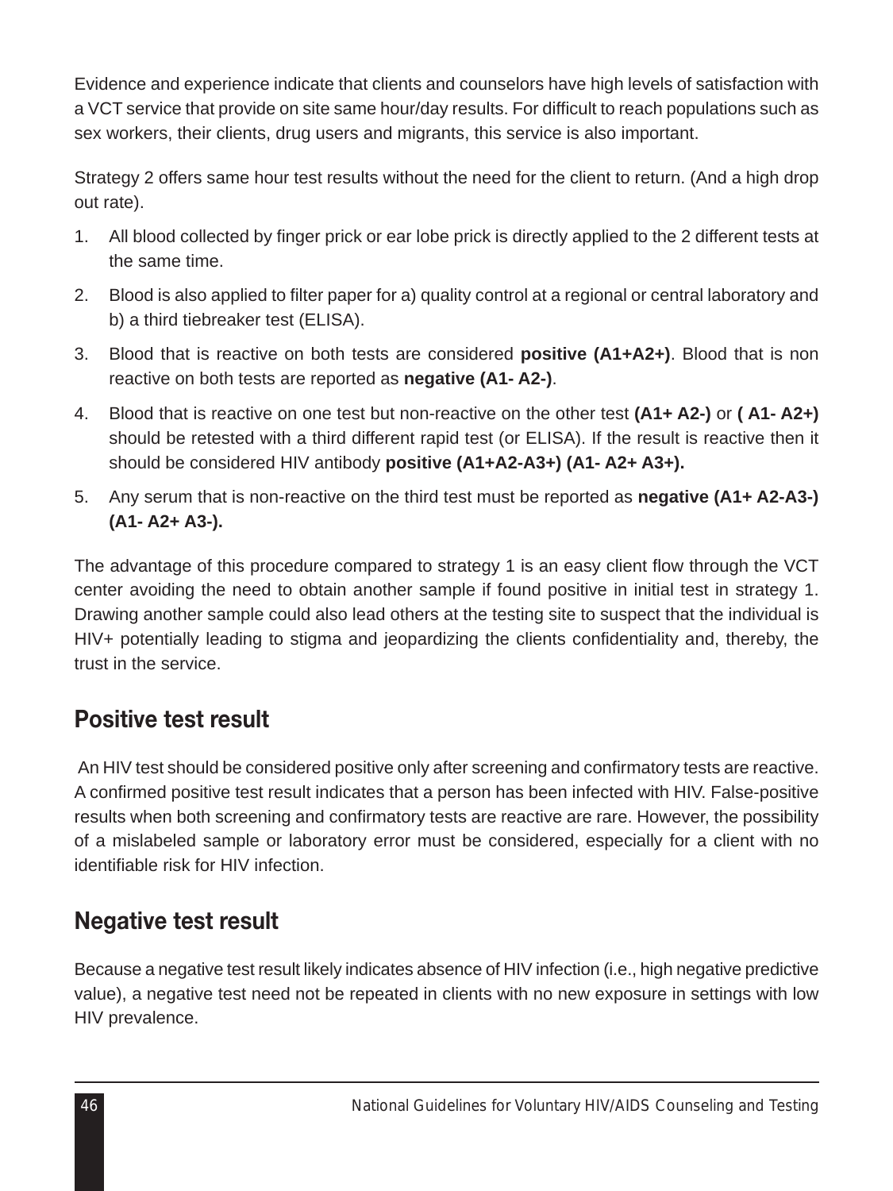Evidence and experience indicate that clients and counselors have high levels of satisfaction with a VCT service that provide on site same hour/day results. For difficult to reach populations such as sex workers, their clients, drug users and migrants, this service is also important.

Strategy 2 offers same hour test results without the need for the client to return. (And a high drop out rate).

1. All blood collected by finger prick or ear lobe prick is directly applied to the 2 different tests at the same time.
2. Blood is also applied to filter paper for a) quality control at a regional or central laboratory and b) a third tiebreaker test (ELISA).
3. Blood that is reactive on both tests are considered **positive (A1+A2+)**. Blood that is non reactive on both tests are reported as **negative (A1- A2-)**.
4. Blood that is reactive on one test but non-reactive on the other test **(A1+ A2-)** or **( A1- A2+)** should be retested with a third different rapid test (or ELISA). If the result is reactive then it should be considered HIV antibody **positive (A1+A2-A3+) (A1- A2+ A3+).**
5. Any serum that is non-reactive on the third test must be reported as **negative (A1+ A2-A3-) (A1- A2+ A3-).**

The advantage of this procedure compared to strategy 1 is an easy client flow through the VCT center avoiding the need to obtain another sample if found positive in initial test in strategy 1. Drawing another sample could also lead others at the testing site to suspect that the individual is HIV+ potentially leading to stigma and jeopardizing the clients confidentiality and, thereby, the trust in the service.

## Positive test result

An HIV test should be considered positive only after screening and confirmatory tests are reactive. A confirmed positive test result indicates that a person has been infected with HIV. False-positive results when both screening and confirmatory tests are reactive are rare. However, the possibility of a mislabeled sample or laboratory error must be considered, especially for a client with no identifiable risk for HIV infection.

## Negative test result

Because a negative test result likely indicates absence of HIV infection (i.e., high negative predictive value), a negative test need not be repeated in clients with no new exposure in settings with low HIV prevalence.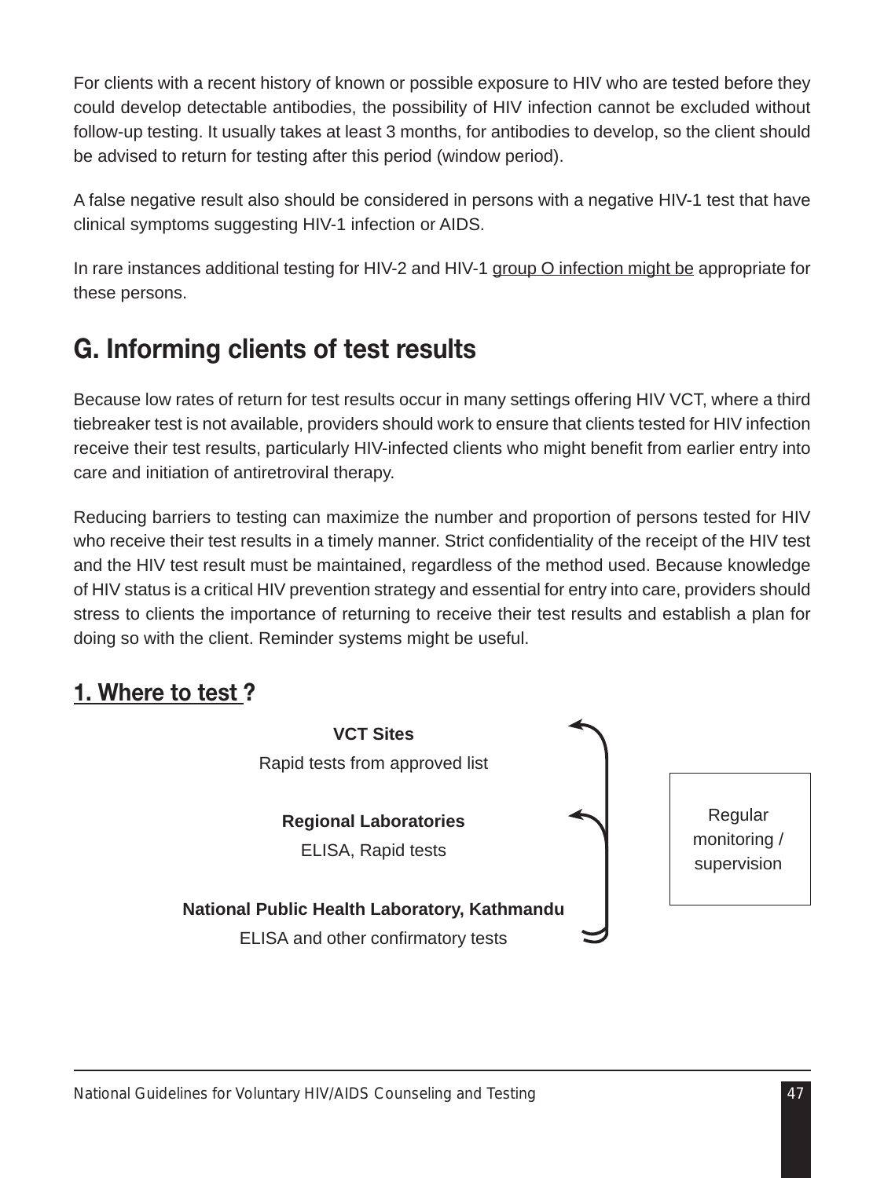For clients with a recent history of known or possible exposure to HIV who are tested before they could develop detectable antibodies, the possibility of HIV infection cannot be excluded without follow-up testing. It usually takes at least 3 months, for antibodies to develop, so the client should be advised to return for testing after this period (window period).

A false negative result also should be considered in persons with a negative HIV-1 test that have clinical symptoms suggesting HIV-1 infection or AIDS.

In rare instances additional testing for HIV-2 and HIV-1 group O infection might be appropriate for these persons.

## G. Informing clients of test results

Because low rates of return for test results occur in many settings offering HIV VCT, where a third tiebreaker test is not available, providers should work to ensure that clients tested for HIV infection receive their test results, particularly HIV-infected clients who might benefit from earlier entry into care and initiation of antiretroviral therapy.

Reducing barriers to testing can maximize the number and proportion of persons tested for HIV who receive their test results in a timely manner. Strict confidentiality of the receipt of the HIV test and the HIV test result must be maintained, regardless of the method used. Because knowledge of HIV status is a critical HIV prevention strategy and essential for entry into care, providers should stress to clients the importance of returning to receive their test results and establish a plan for doing so with the client. Reminder systems might be useful.

### 1. Where to test ?

**VCT Sites**

Rapid tests from approved list

**Regional Laboratories**

ELISA, Rapid tests

**National Public Health Laboratory, Kathmandu**

ELISA and other confirmatory tests

Regular monitoring / supervision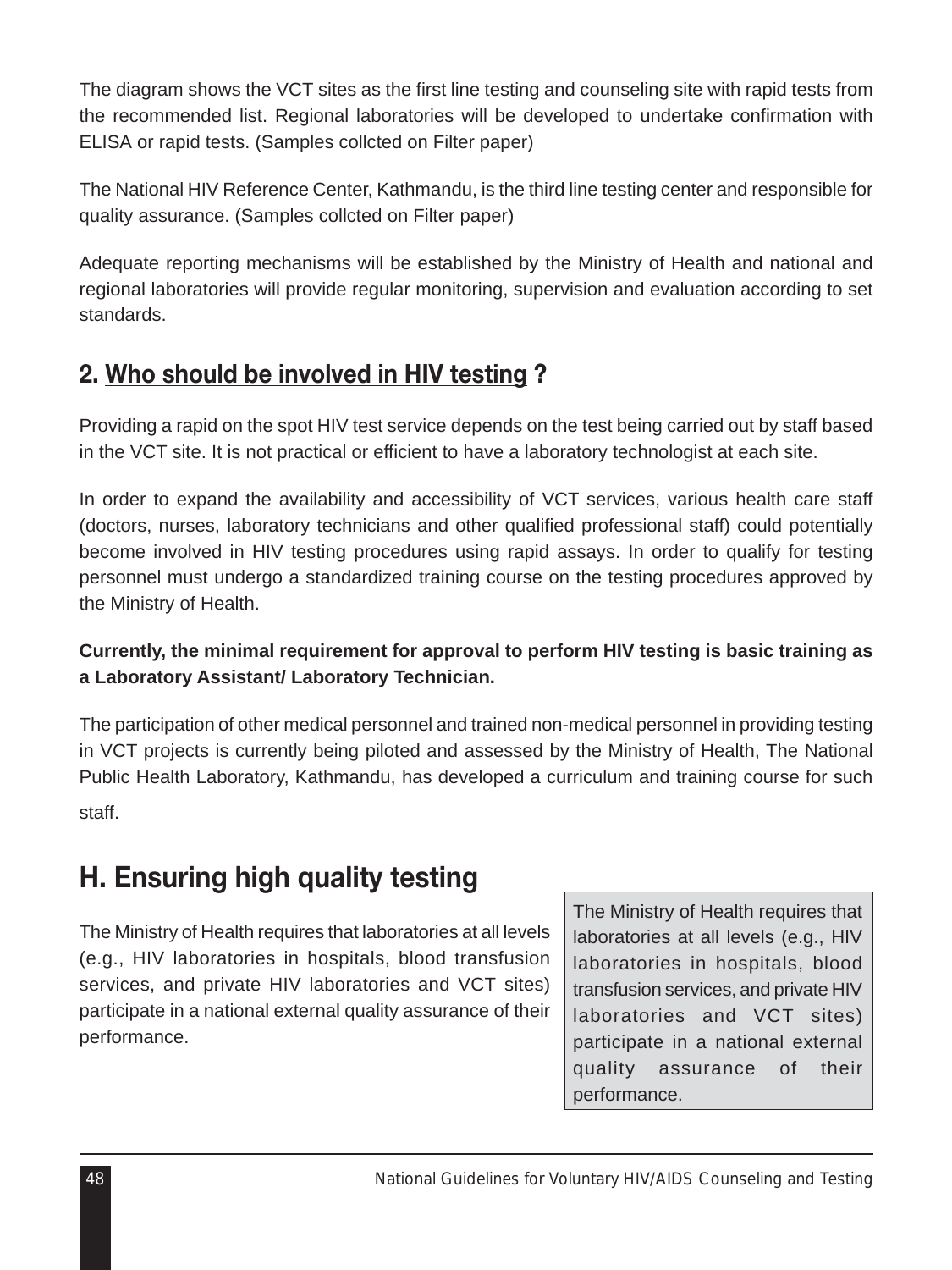The diagram shows the VCT sites as the first line testing and counseling site with rapid tests from the recommended list. Regional laboratories will be developed to undertake confirmation with ELISA or rapid tests. (Samples collcted on Filter paper)

The National HIV Reference Center, Kathmandu, is the third line testing center and responsible for quality assurance. (Samples collcted on Filter paper)

Adequate reporting mechanisms will be established by the Ministry of Health and national and regional laboratories will provide regular monitoring, supervision and evaluation according to set standards.

## 2. Who should be involved in HIV testing ?

Providing a rapid on the spot HIV test service depends on the test being carried out by staff based in the VCT site. It is not practical or efficient to have a laboratory technologist at each site.

In order to expand the availability and accessibility of VCT services, various health care staff (doctors, nurses, laboratory technicians and other qualified professional staff) could potentially become involved in HIV testing procedures using rapid assays. In order to qualify for testing personnel must undergo a standardized training course on the testing procedures approved by the Ministry of Health.

**Currently, the minimal requirement for approval to perform HIV testing is basic training as a Laboratory Assistant/ Laboratory Technician.**

The participation of other medical personnel and trained non-medical personnel in providing testing in VCT projects is currently being piloted and assessed by the Ministry of Health, The National Public Health Laboratory, Kathmandu, has developed a curriculum and training course for such staff.

# H. Ensuring high quality testing

The Ministry of Health requires that laboratories at all levels (e.g., HIV laboratories in hospitals, blood transfusion services, and private HIV laboratories and VCT sites) participate in a national external quality assurance of their performance.

> The Ministry of Health requires that laboratories at all levels (e.g., HIV laboratories in hospitals, blood transfusion services, and private HIV laboratories and VCT sites) participate in a national external quality assurance of their performance.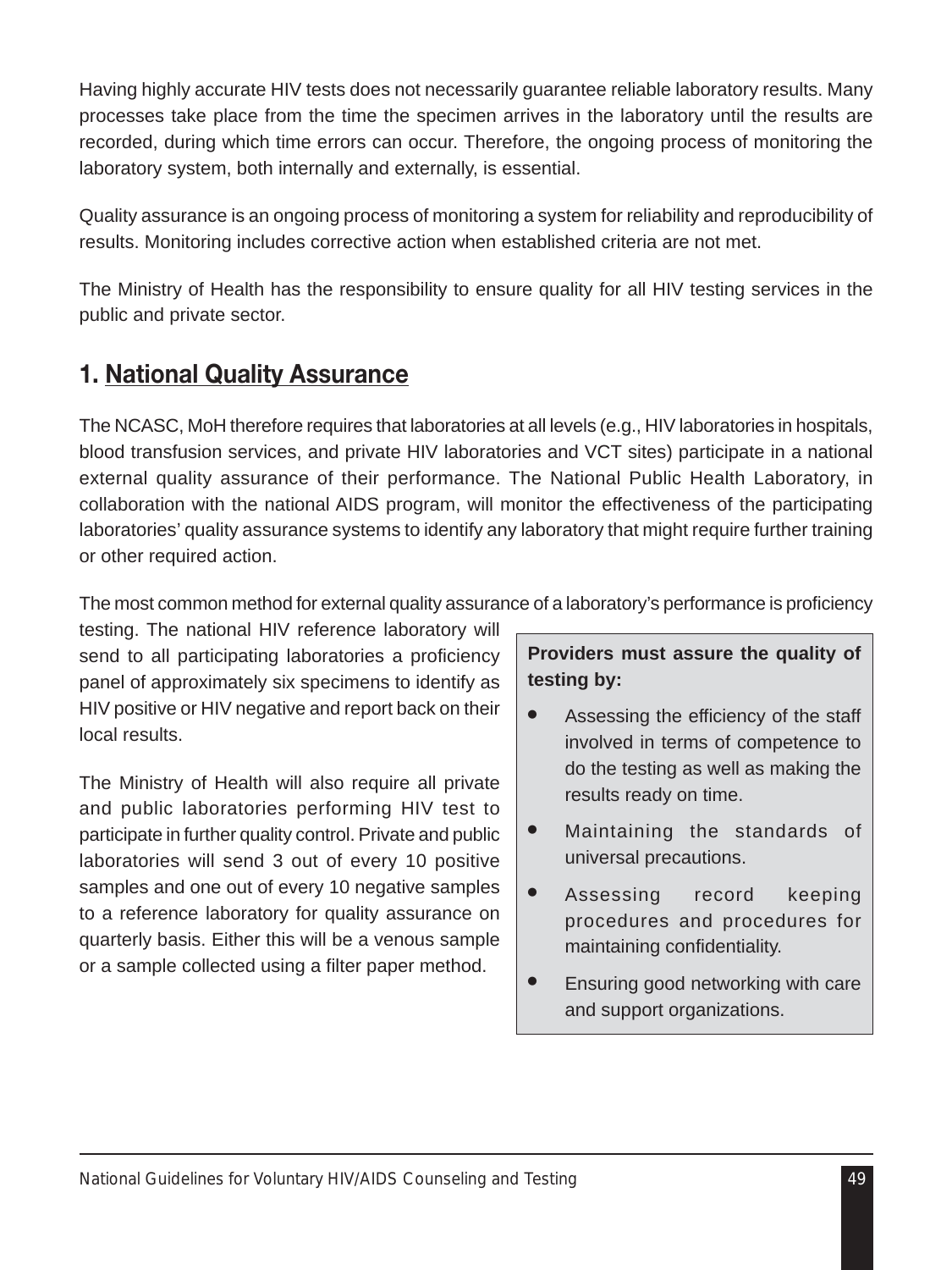Having highly accurate HIV tests does not necessarily guarantee reliable laboratory results. Many processes take place from the time the specimen arrives in the laboratory until the results are recorded, during which time errors can occur. Therefore, the ongoing process of monitoring the laboratory system, both internally and externally, is essential.

Quality assurance is an ongoing process of monitoring a system for reliability and reproducibility of results. Monitoring includes corrective action when established criteria are not met.

The Ministry of Health has the responsibility to ensure quality for all HIV testing services in the public and private sector.

## 1. National Quality Assurance

The NCASC, MoH therefore requires that laboratories at all levels (e.g., HIV laboratories in hospitals, blood transfusion services, and private HIV laboratories and VCT sites) participate in a national external quality assurance of their performance. The National Public Health Laboratory, in collaboration with the national AIDS program, will monitor the effectiveness of the participating laboratories' quality assurance systems to identify any laboratory that might require further training or other required action.

The most common method for external quality assurance of a laboratory's performance is proficiency testing. The national HIV reference laboratory will send to all participating laboratories a proficiency panel of approximately six specimens to identify as HIV positive or HIV negative and report back on their local results.

The Ministry of Health will also require all private and public laboratories performing HIV test to participate in further quality control. Private and public laboratories will send 3 out of every 10 positive samples and one out of every 10 negative samples to a reference laboratory for quality assurance on quarterly basis. Either this will be a venous sample or a sample collected using a filter paper method.

**Providers must assure the quality of testing by:**

- Assessing the efficiency of the staff involved in terms of competence to do the testing as well as making the results ready on time.
- Maintaining the standards of universal precautions.
- Assessing record keeping procedures and procedures for maintaining confidentiality.
- Ensuring good networking with care and support organizations.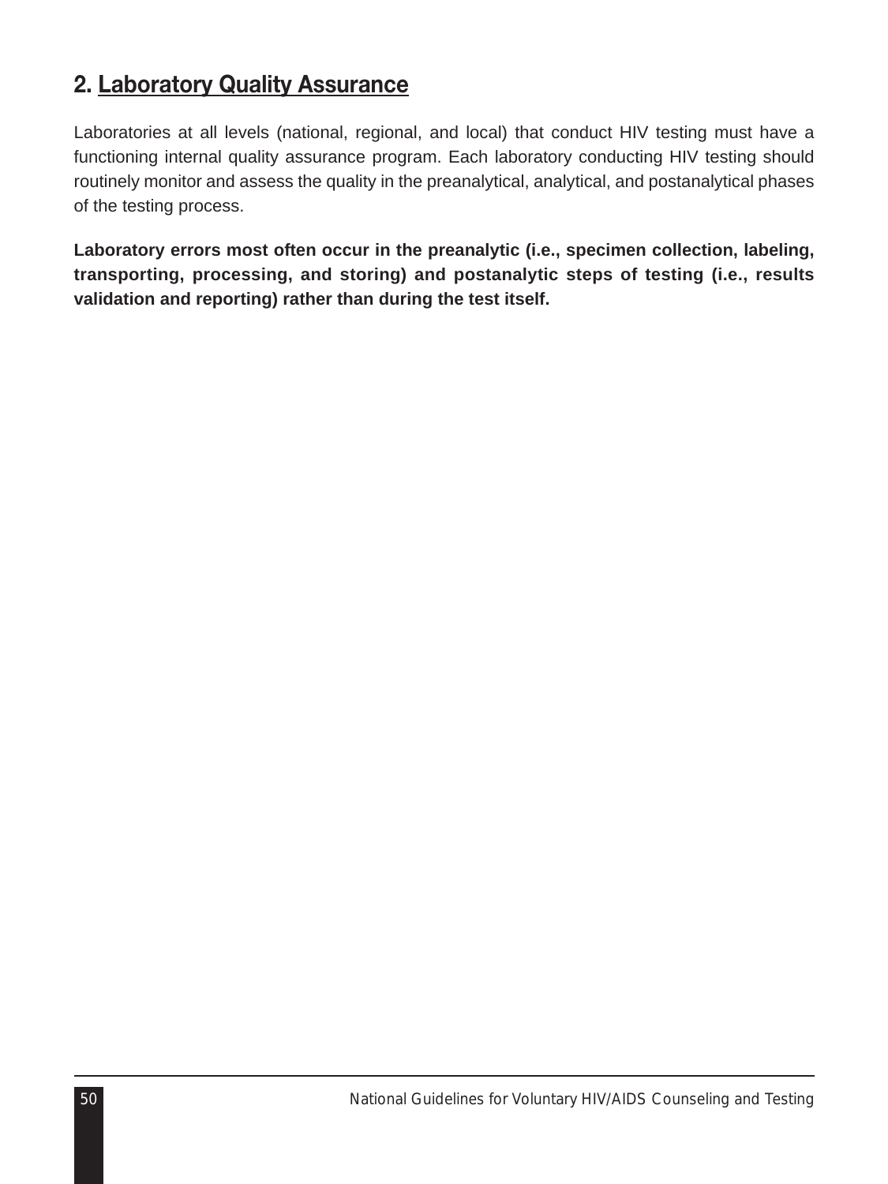## 2. Laboratory Quality Assurance

Laboratories at all levels (national, regional, and local) that conduct HIV testing must have a functioning internal quality assurance program. Each laboratory conducting HIV testing should routinely monitor and assess the quality in the preanalytical, analytical, and postanalytical phases of the testing process.

**Laboratory errors most often occur in the preanalytic (i.e., specimen collection, labeling, transporting, processing, and storing) and postanalytic steps of testing (i.e., results validation and reporting) rather than during the test itself.**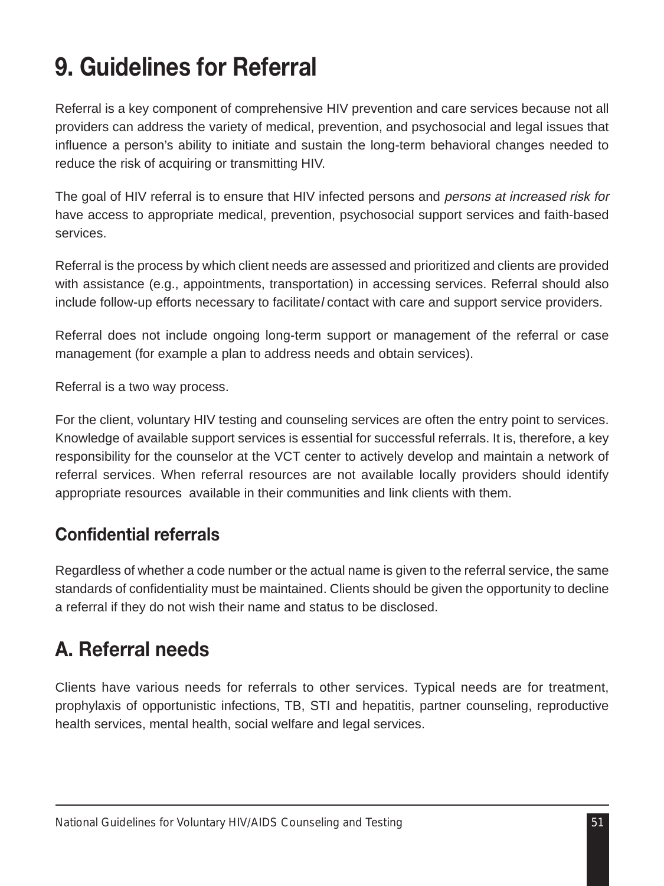# 9. Guidelines for Referral

Referral is a key component of comprehensive HIV prevention and care services because not all providers can address the variety of medical, prevention, and psychosocial and legal issues that influence a person's ability to initiate and sustain the long-term behavioral changes needed to reduce the risk of acquiring or transmitting HIV.

The goal of HIV referral is to ensure that HIV infected persons and *persons at increased risk for* have access to appropriate medical, prevention, psychosocial support services and faith-based services.

Referral is the process by which client needs are assessed and prioritized and clients are provided with assistance (e.g., appointments, transportation) in accessing services. Referral should also include follow-up efforts necessary to facilitate/ contact with care and support service providers.

Referral does not include ongoing long-term support or management of the referral or case management (for example a plan to address needs and obtain services).

Referral is a two way process.

For the client, voluntary HIV testing and counseling services are often the entry point to services. Knowledge of available support services is essential for successful referrals. It is, therefore, a key responsibility for the counselor at the VCT center to actively develop and maintain a network of referral services. When referral resources are not available locally providers should identify appropriate resources available in their communities and link clients with them.

### Confidential referrals

Regardless of whether a code number or the actual name is given to the referral service, the same standards of confidentiality must be maintained. Clients should be given the opportunity to decline a referral if they do not wish their name and status to be disclosed.

## A. Referral needs

Clients have various needs for referrals to other services. Typical needs are for treatment, prophylaxis of opportunistic infections, TB, STI and hepatitis, partner counseling, reproductive health services, mental health, social welfare and legal services.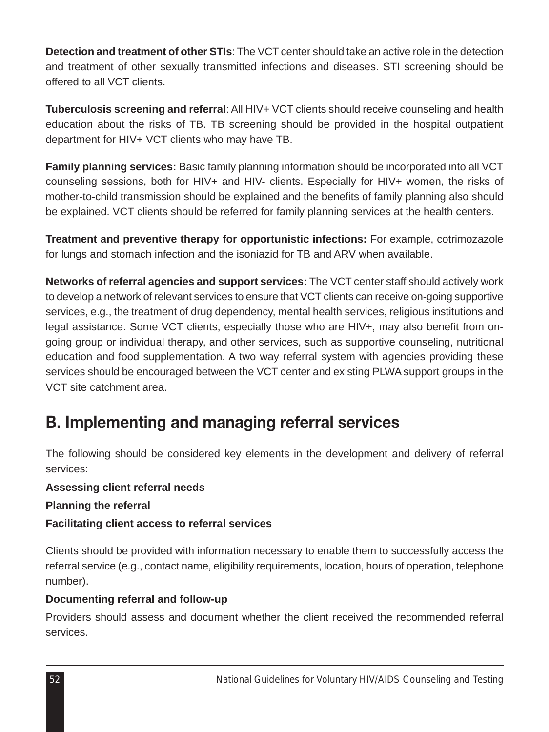**Detection and treatment of other STIs**: The VCT center should take an active role in the detection and treatment of other sexually transmitted infections and diseases. STI screening should be offered to all VCT clients.

**Tuberculosis screening and referral**: All HIV+ VCT clients should receive counseling and health education about the risks of TB. TB screening should be provided in the hospital outpatient department for HIV+ VCT clients who may have TB.

**Family planning services:** Basic family planning information should be incorporated into all VCT counseling sessions, both for HIV+ and HIV- clients. Especially for HIV+ women, the risks of mother-to-child transmission should be explained and the benefits of family planning also should be explained. VCT clients should be referred for family planning services at the health centers.

**Treatment and preventive therapy for opportunistic infections:** For example, cotrimozazole for lungs and stomach infection and the isoniazid for TB and ARV when available.

**Networks of referral agencies and support services:** The VCT center staff should actively work to develop a network of relevant services to ensure that VCT clients can receive on-going supportive services, e.g., the treatment of drug dependency, mental health services, religious institutions and legal assistance. Some VCT clients, especially those who are HIV+, may also benefit from on-going group or individual therapy, and other services, such as supportive counseling, nutritional education and food supplementation. A two way referral system with agencies providing these services should be encouraged between the VCT center and existing PLWA support groups in the VCT site catchment area.

## B. Implementing and managing referral services

The following should be considered key elements in the development and delivery of referral services:

**Assessing client referral needs**

**Planning the referral**

**Facilitating client access to referral services**

Clients should be provided with information necessary to enable them to successfully access the referral service (e.g., contact name, eligibility requirements, location, hours of operation, telephone number).

**Documenting referral and follow-up**

Providers should assess and document whether the client received the recommended referral services.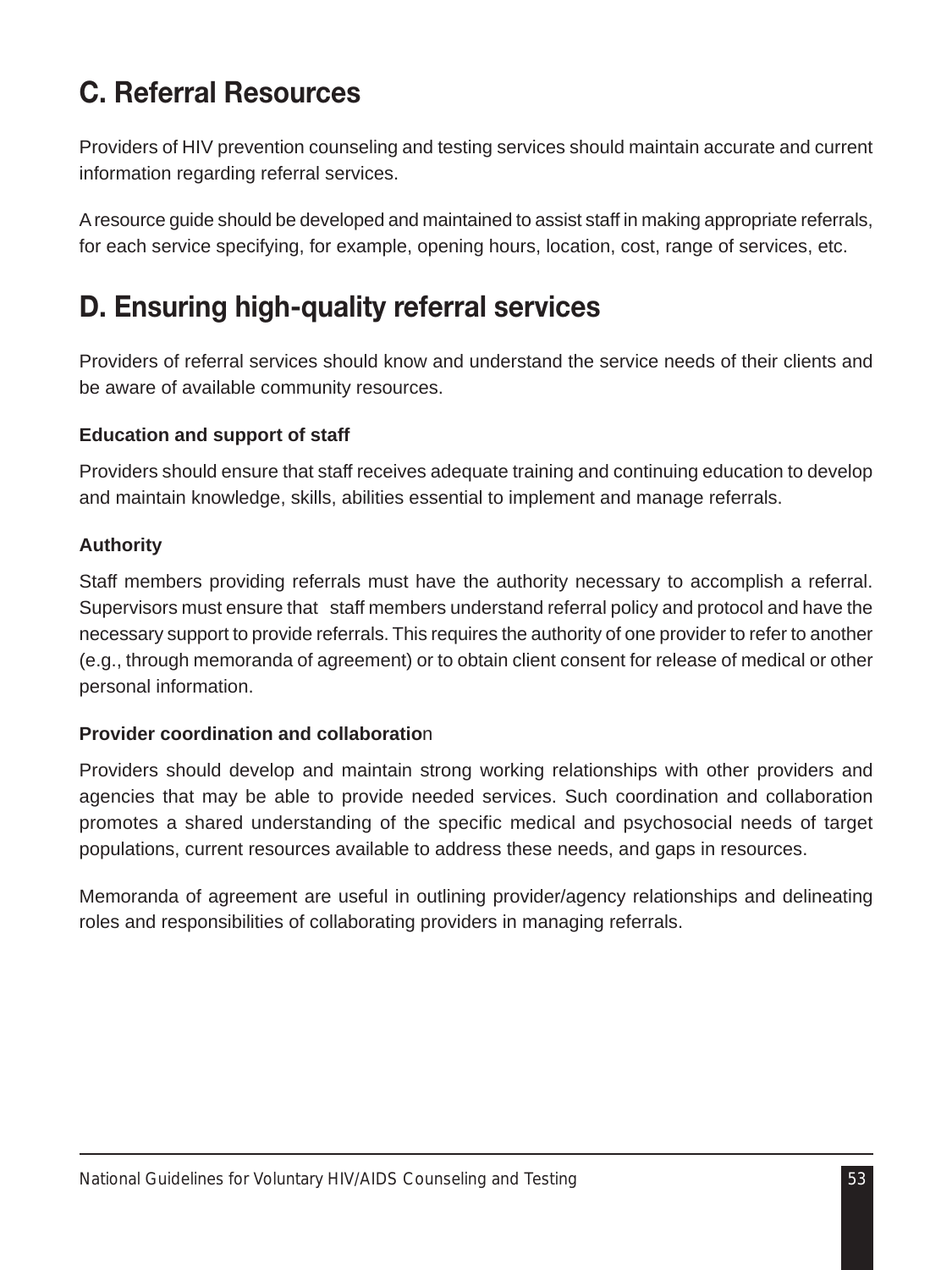## C. Referral Resources

Providers of HIV prevention counseling and testing services should maintain accurate and current information regarding referral services.

A resource guide should be developed and maintained to assist staff in making appropriate referrals, for each service specifying, for example, opening hours, location, cost, range of services, etc.

## D. Ensuring high-quality referral services

Providers of referral services should know and understand the service needs of their clients and be aware of available community resources.

**Education and support of staff**

Providers should ensure that staff receives adequate training and continuing education to develop and maintain knowledge, skills, abilities essential to implement and manage referrals.

**Authority**

Staff members providing referrals must have the authority necessary to accomplish a referral. Supervisors must ensure that staff members understand referral policy and protocol and have the necessary support to provide referrals. This requires the authority of one provider to refer to another (e.g., through memoranda of agreement) or to obtain client consent for release of medical or other personal information.

**Provider coordination and collaboration**

Providers should develop and maintain strong working relationships with other providers and agencies that may be able to provide needed services. Such coordination and collaboration promotes a shared understanding of the specific medical and psychosocial needs of target populations, current resources available to address these needs, and gaps in resources.

Memoranda of agreement are useful in outlining provider/agency relationships and delineating roles and responsibilities of collaborating providers in managing referrals.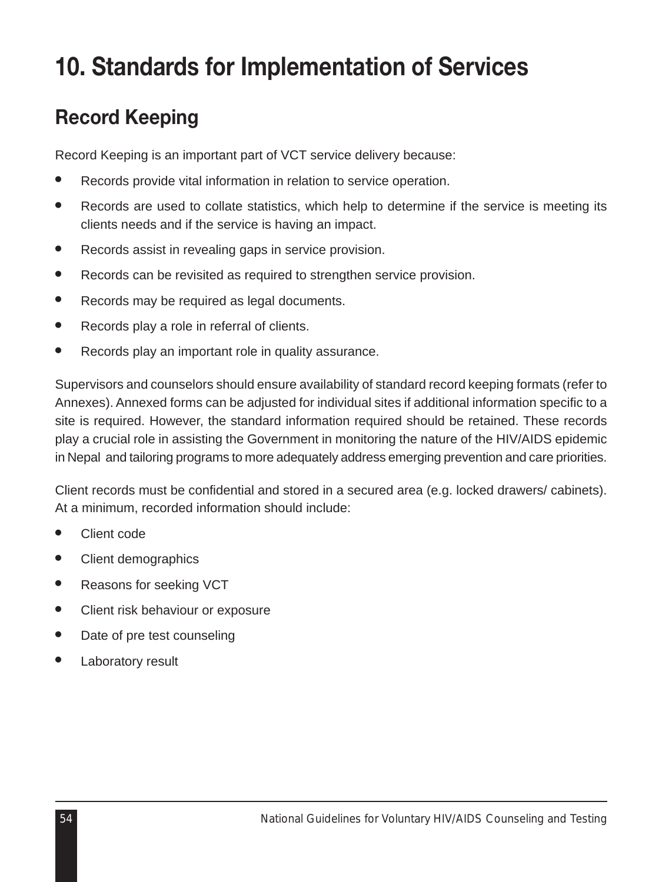# 10. Standards for Implementation of Services

## Record Keeping

Record Keeping is an important part of VCT service delivery because:

- Records provide vital information in relation to service operation.
- Records are used to collate statistics, which help to determine if the service is meeting its clients needs and if the service is having an impact.
- Records assist in revealing gaps in service provision.
- Records can be revisited as required to strengthen service provision.
- Records may be required as legal documents.
- Records play a role in referral of clients.
- Records play an important role in quality assurance.

Supervisors and counselors should ensure availability of standard record keeping formats (refer to Annexes). Annexed forms can be adjusted for individual sites if additional information specific to a site is required. However, the standard information required should be retained. These records play a crucial role in assisting the Government in monitoring the nature of the HIV/AIDS epidemic in Nepal and tailoring programs to more adequately address emerging prevention and care priorities.

Client records must be confidential and stored in a secured area (e.g. locked drawers/ cabinets). At a minimum, recorded information should include:

- Client code
- Client demographics
- Reasons for seeking VCT
- Client risk behaviour or exposure
- Date of pre test counseling
- Laboratory result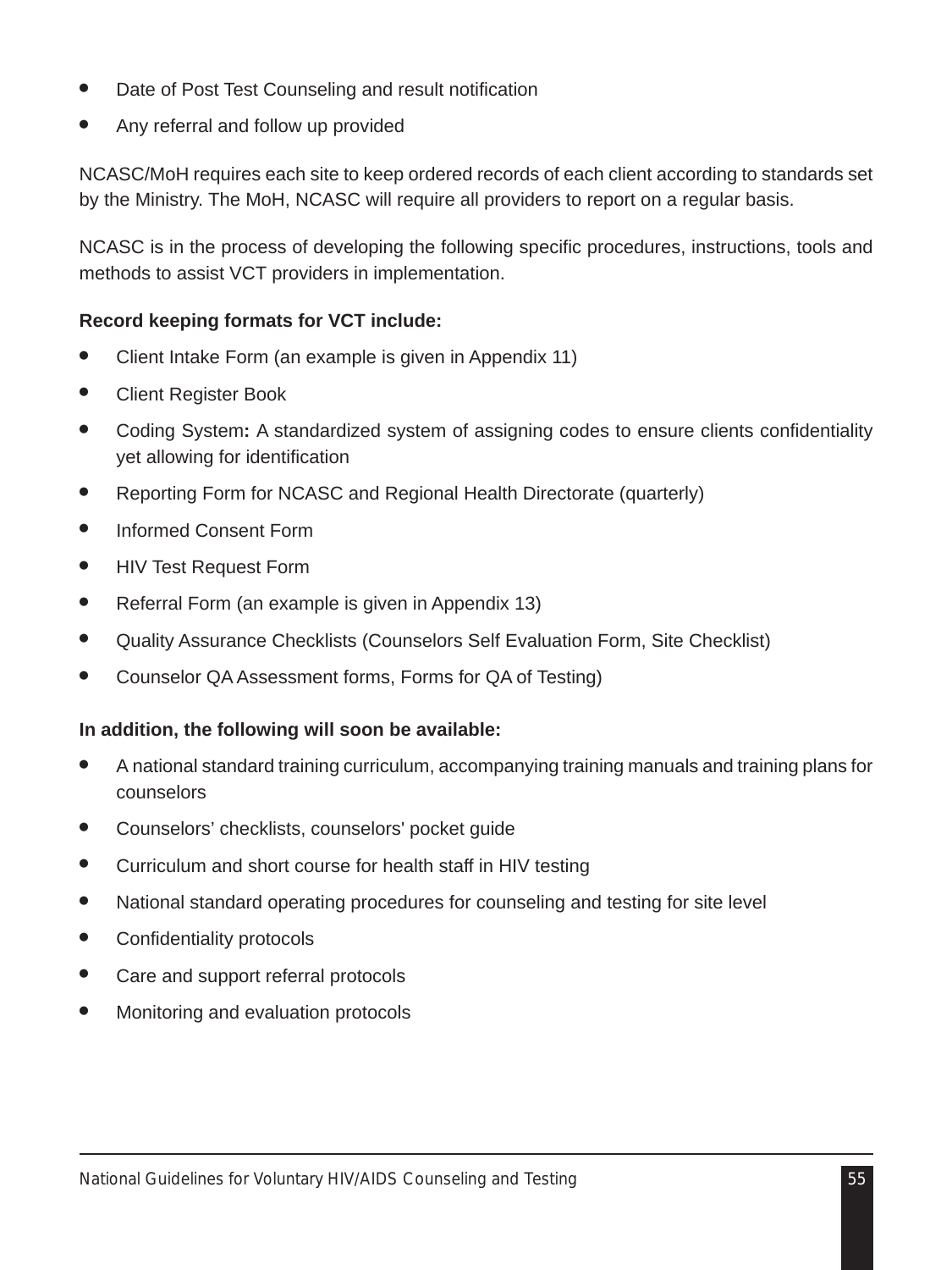- Date of Post Test Counseling and result notification
- Any referral and follow up provided

NCASC/MoH requires each site to keep ordered records of each client according to standards set by the Ministry. The MoH, NCASC will require all providers to report on a regular basis.

NCASC is in the process of developing the following specific procedures, instructions, tools and methods to assist VCT providers in implementation.

**Record keeping formats for VCT include:**

- Client Intake Form (an example is given in Appendix 11)
- Client Register Book
- Coding System**:** A standardized system of assigning codes to ensure clients confidentiality yet allowing for identification
- Reporting Form for NCASC and Regional Health Directorate (quarterly)
- Informed Consent Form
- HIV Test Request Form
- Referral Form (an example is given in Appendix 13)
- Quality Assurance Checklists (Counselors Self Evaluation Form, Site Checklist)
- Counselor QA Assessment forms, Forms for QA of Testing)

**In addition, the following will soon be available:**

- A national standard training curriculum, accompanying training manuals and training plans for counselors
- Counselors' checklists, counselors' pocket guide
- Curriculum and short course for health staff in HIV testing
- National standard operating procedures for counseling and testing for site level
- Confidentiality protocols
- Care and support referral protocols
- Monitoring and evaluation protocols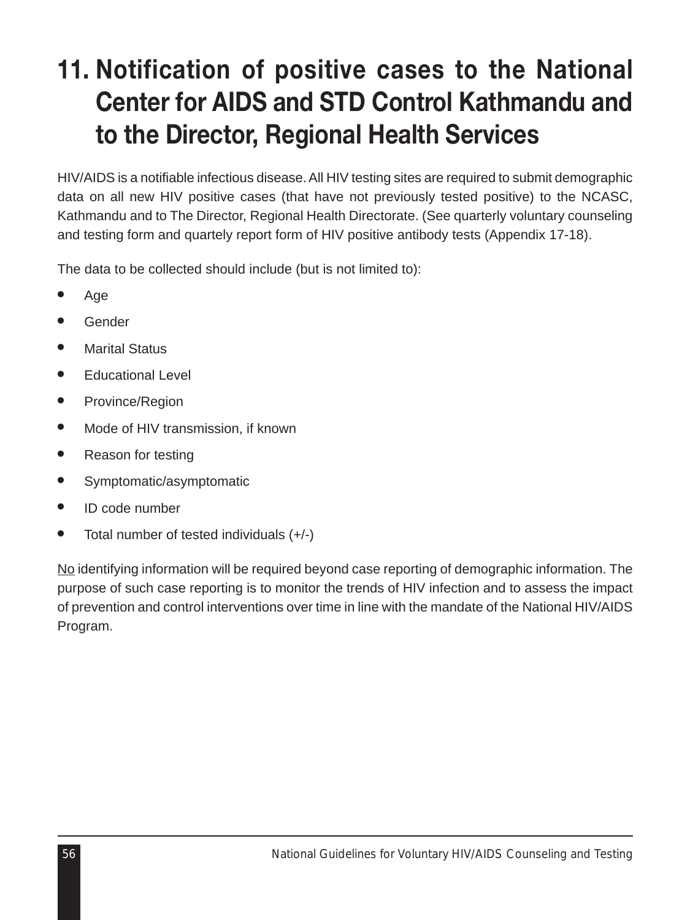# 11. Notification of positive cases to the National Center for AIDS and STD Control Kathmandu and to the Director, Regional Health Services

HIV/AIDS is a notifiable infectious disease. All HIV testing sites are required to submit demographic data on all new HIV positive cases (that have not previously tested positive) to the NCASC, Kathmandu and to The Director, Regional Health Directorate. (See quarterly voluntary counseling and testing form and quartely report form of HIV positive antibody tests (Appendix 17-18).

The data to be collected should include (but is not limited to):

- Age
- Gender
- Marital Status
- Educational Level
- Province/Region
- Mode of HIV transmission, if known
- Reason for testing
- Symptomatic/asymptomatic
- ID code number
- Total number of tested individuals (+/-)

<u>No</u> identifying information will be required beyond case reporting of demographic information. The purpose of such case reporting is to monitor the trends of HIV infection and to assess the impact of prevention and control interventions over time in line with the mandate of the National HIV/AIDS Program.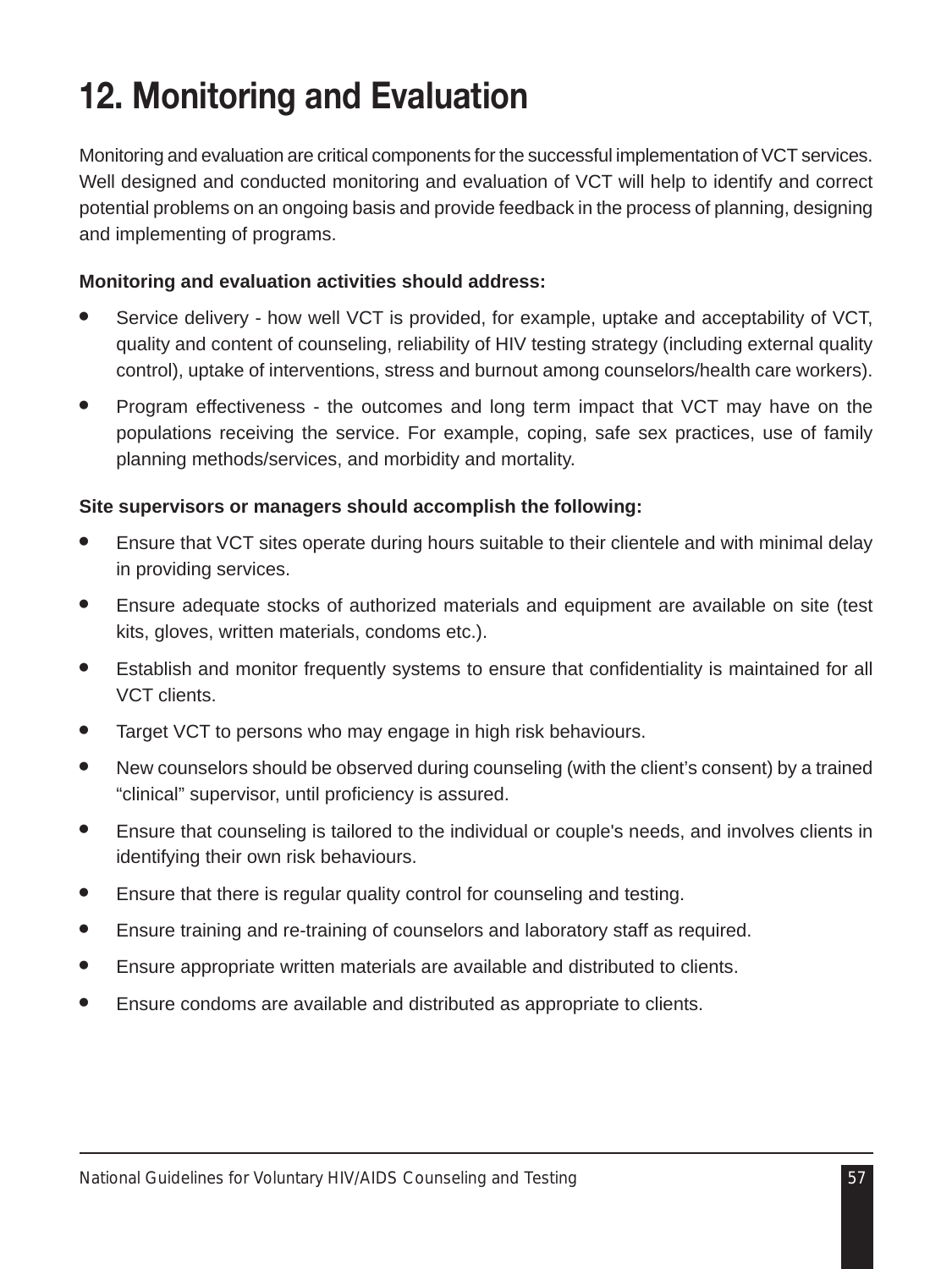# 12. Monitoring and Evaluation

Monitoring and evaluation are critical components for the successful implementation of VCT services. Well designed and conducted monitoring and evaluation of VCT will help to identify and correct potential problems on an ongoing basis and provide feedback in the process of planning, designing and implementing of programs.

**Monitoring and evaluation activities should address:**

- Service delivery - how well VCT is provided, for example, uptake and acceptability of VCT, quality and content of counseling, reliability of HIV testing strategy (including external quality control), uptake of interventions, stress and burnout among counselors/health care workers).
- Program effectiveness - the outcomes and long term impact that VCT may have on the populations receiving the service. For example, coping, safe sex practices, use of family planning methods/services, and morbidity and mortality.

**Site supervisors or managers should accomplish the following:**

- Ensure that VCT sites operate during hours suitable to their clientele and with minimal delay in providing services.
- Ensure adequate stocks of authorized materials and equipment are available on site (test kits, gloves, written materials, condoms etc.).
- Establish and monitor frequently systems to ensure that confidentiality is maintained for all VCT clients.
- Target VCT to persons who may engage in high risk behaviours.
- New counselors should be observed during counseling (with the client's consent) by a trained "clinical" supervisor, until proficiency is assured.
- Ensure that counseling is tailored to the individual or couple's needs, and involves clients in identifying their own risk behaviours.
- Ensure that there is regular quality control for counseling and testing.
- Ensure training and re-training of counselors and laboratory staff as required.
- Ensure appropriate written materials are available and distributed to clients.
- Ensure condoms are available and distributed as appropriate to clients.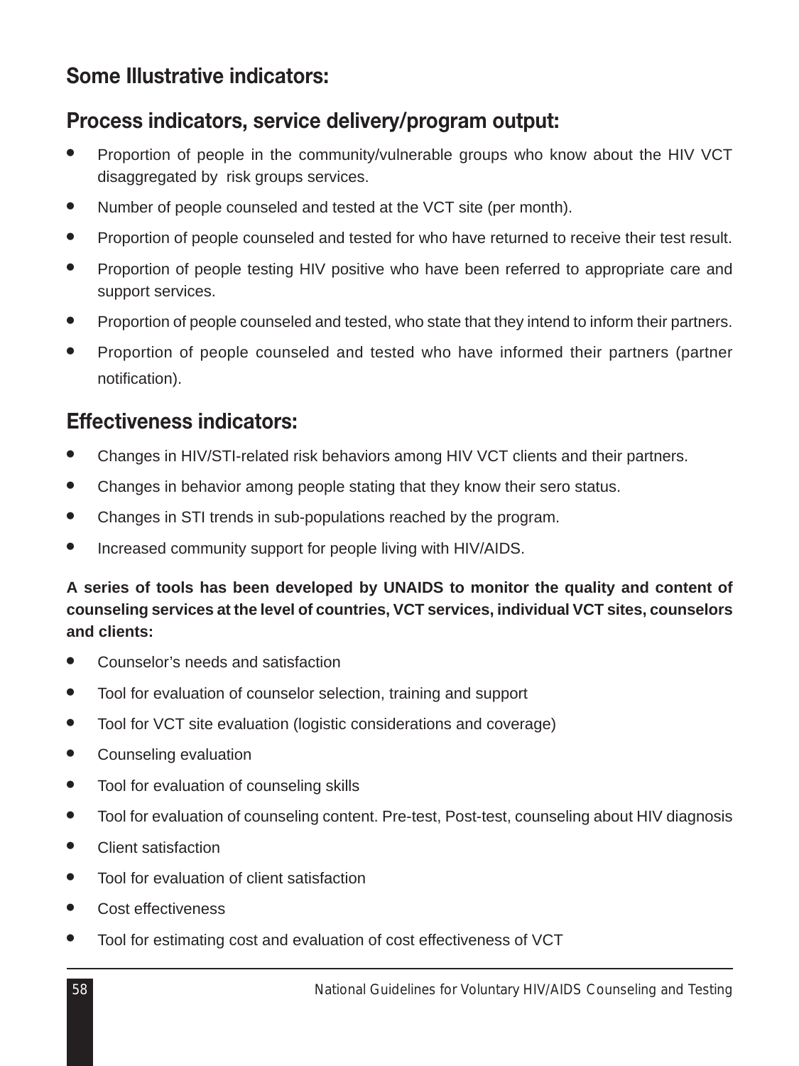## Some Illustrative indicators:

## Process indicators, service delivery/program output:

- Proportion of people in the community/vulnerable groups who know about the HIV VCT disaggregated by risk groups services.
- Number of people counseled and tested at the VCT site (per month).
- Proportion of people counseled and tested for who have returned to receive their test result.
- Proportion of people testing HIV positive who have been referred to appropriate care and support services.
- Proportion of people counseled and tested, who state that they intend to inform their partners.
- Proportion of people counseled and tested who have informed their partners (partner notification).

## Effectiveness indicators:

- Changes in HIV/STI-related risk behaviors among HIV VCT clients and their partners.
- Changes in behavior among people stating that they know their sero status.
- Changes in STI trends in sub-populations reached by the program.
- Increased community support for people living with HIV/AIDS.

**A series of tools has been developed by UNAIDS to monitor the quality and content of counseling services at the level of countries, VCT services, individual VCT sites, counselors and clients:**

- Counselor's needs and satisfaction
- Tool for evaluation of counselor selection, training and support
- Tool for VCT site evaluation (logistic considerations and coverage)
- Counseling evaluation
- Tool for evaluation of counseling skills
- Tool for evaluation of counseling content. Pre-test, Post-test, counseling about HIV diagnosis
- Client satisfaction
- Tool for evaluation of client satisfaction
- Cost effectiveness
- Tool for estimating cost and evaluation of cost effectiveness of VCT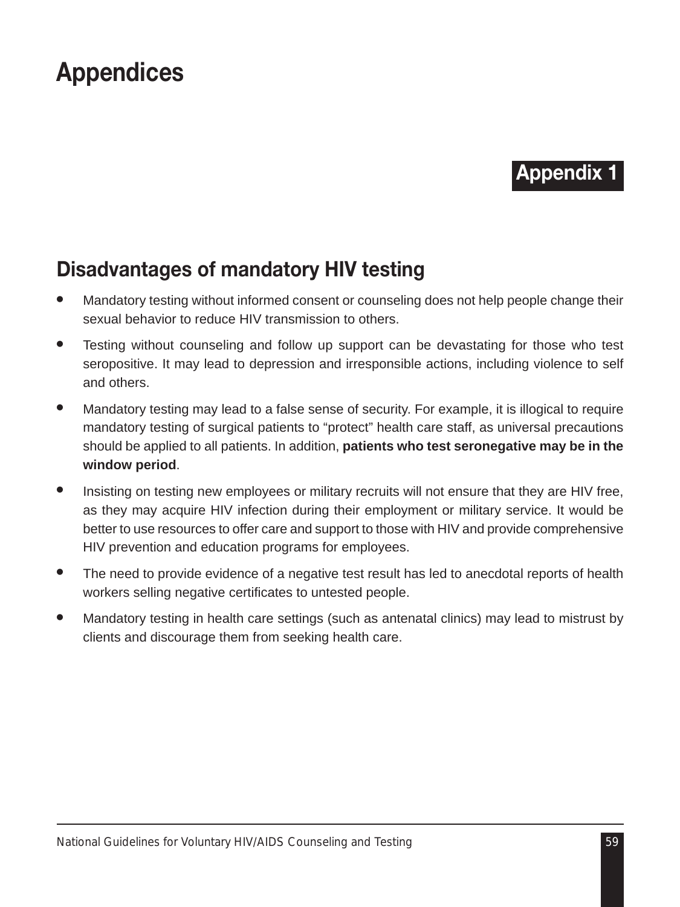# Appendices

## Appendix 1

### Disadvantages of mandatory HIV testing

- Mandatory testing without informed consent or counseling does not help people change their sexual behavior to reduce HIV transmission to others.
- Testing without counseling and follow up support can be devastating for those who test seropositive. It may lead to depression and irresponsible actions, including violence to self and others.
- Mandatory testing may lead to a false sense of security. For example, it is illogical to require mandatory testing of surgical patients to "protect" health care staff, as universal precautions should be applied to all patients. In addition, **patients who test seronegative may be in the window period**.
- Insisting on testing new employees or military recruits will not ensure that they are HIV free, as they may acquire HIV infection during their employment or military service. It would be better to use resources to offer care and support to those with HIV and provide comprehensive HIV prevention and education programs for employees.
- The need to provide evidence of a negative test result has led to anecdotal reports of health workers selling negative certificates to untested people.
- Mandatory testing in health care settings (such as antenatal clinics) may lead to mistrust by clients and discourage them from seeking health care.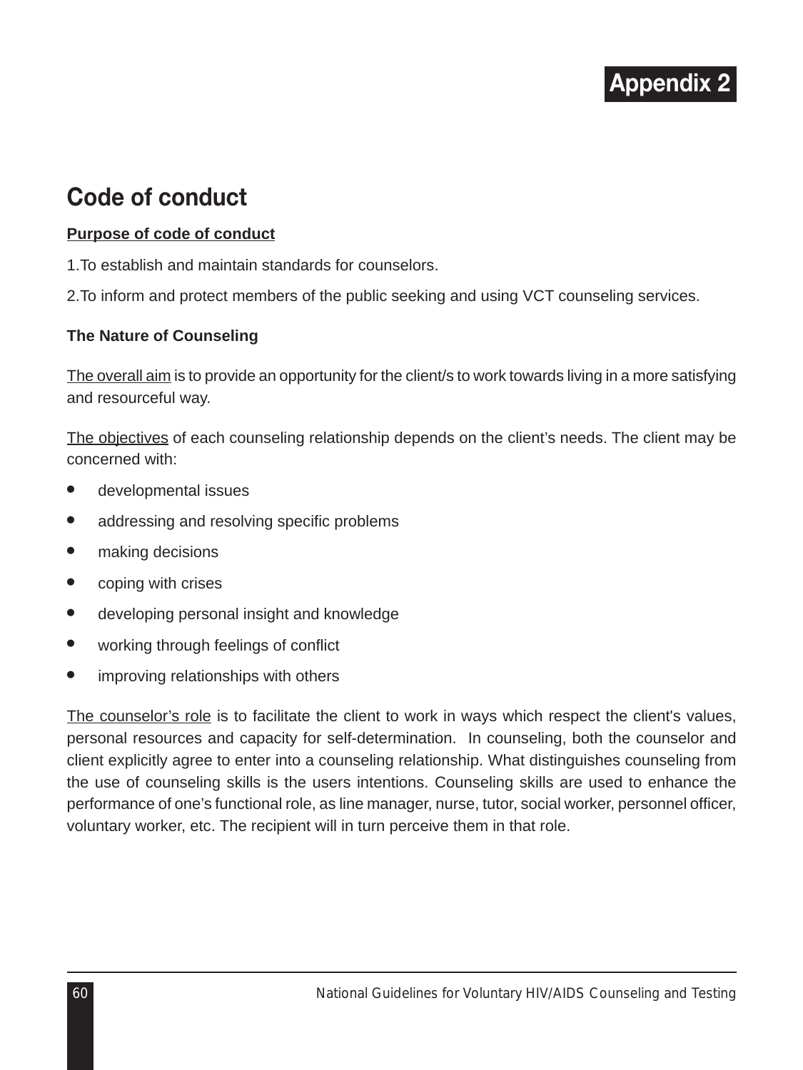# Appendix 2

## Code of conduct

**Purpose of code of conduct**

1.To establish and maintain standards for counselors.

2.To inform and protect members of the public seeking and using VCT counseling services.

**The Nature of Counseling**

The overall aim is to provide an opportunity for the client/s to work towards living in a more satisfying and resourceful way.

The objectives of each counseling relationship depends on the client's needs. The client may be concerned with:

- developmental issues
- addressing and resolving specific problems
- making decisions
- coping with crises
- developing personal insight and knowledge
- working through feelings of conflict
- improving relationships with others

The counselor's role is to facilitate the client to work in ways which respect the client's values, personal resources and capacity for self-determination. In counseling, both the counselor and client explicitly agree to enter into a counseling relationship. What distinguishes counseling from the use of counseling skills is the users intentions. Counseling skills are used to enhance the performance of one's functional role, as line manager, nurse, tutor, social worker, personnel officer, voluntary worker, etc. The recipient will in turn perceive them in that role.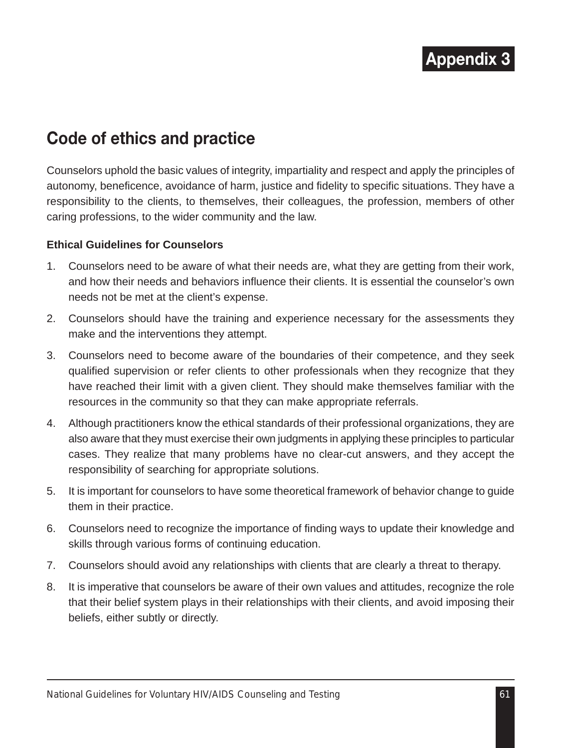# Appendix 3

## Code of ethics and practice

Counselors uphold the basic values of integrity, impartiality and respect and apply the principles of autonomy, beneficence, avoidance of harm, justice and fidelity to specific situations. They have a responsibility to the clients, to themselves, their colleagues, the profession, members of other caring professions, to the wider community and the law.

**Ethical Guidelines for Counselors**

1. Counselors need to be aware of what their needs are, what they are getting from their work, and how their needs and behaviors influence their clients. It is essential the counselor's own needs not be met at the client's expense.
2. Counselors should have the training and experience necessary for the assessments they make and the interventions they attempt.
3. Counselors need to become aware of the boundaries of their competence, and they seek qualified supervision or refer clients to other professionals when they recognize that they have reached their limit with a given client. They should make themselves familiar with the resources in the community so that they can make appropriate referrals.
4. Although practitioners know the ethical standards of their professional organizations, they are also aware that they must exercise their own judgments in applying these principles to particular cases. They realize that many problems have no clear-cut answers, and they accept the responsibility of searching for appropriate solutions.
5. It is important for counselors to have some theoretical framework of behavior change to guide them in their practice.
6. Counselors need to recognize the importance of finding ways to update their knowledge and skills through various forms of continuing education.
7. Counselors should avoid any relationships with clients that are clearly a threat to therapy.
8. It is imperative that counselors be aware of their own values and attitudes, recognize the role that their belief system plays in their relationships with their clients, and avoid imposing their beliefs, either subtly or directly.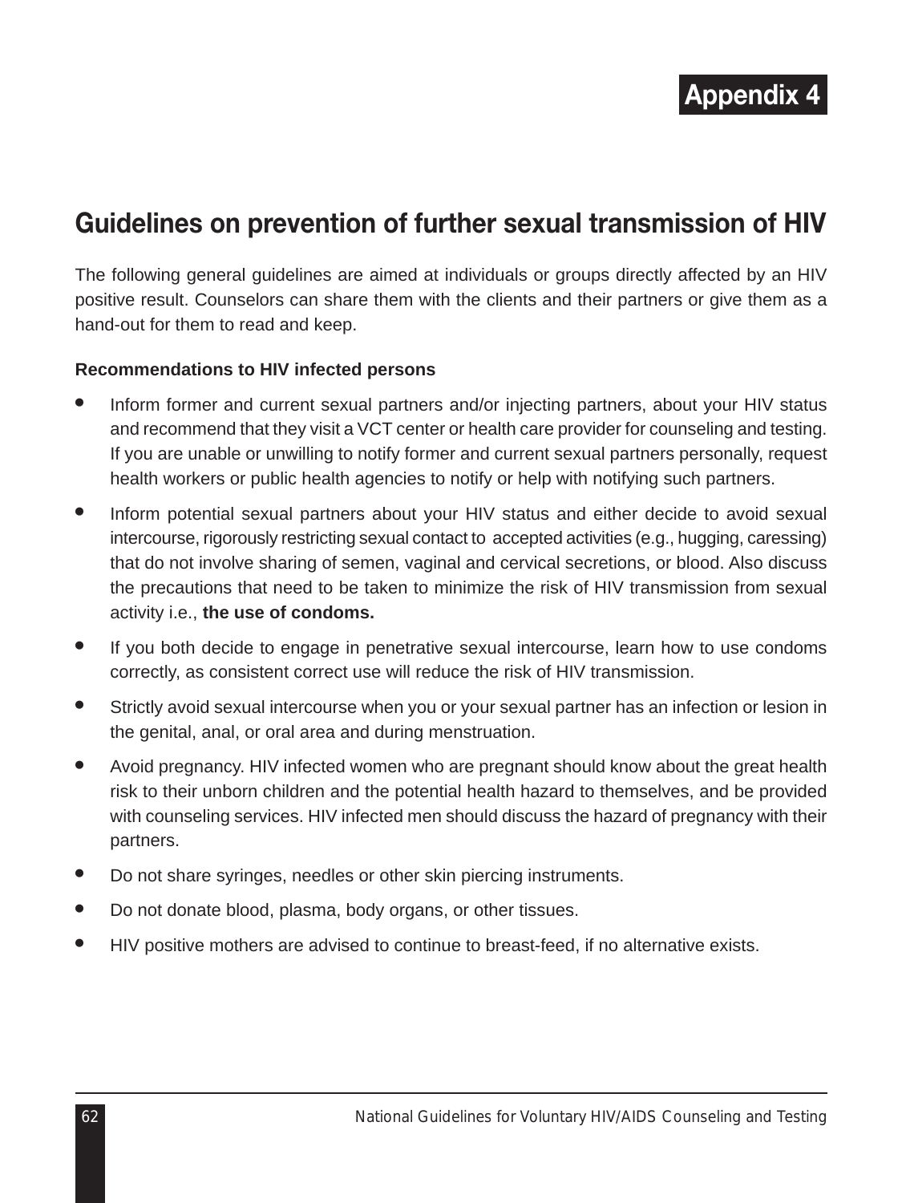# Appendix 4

## Guidelines on prevention of further sexual transmission of HIV

The following general guidelines are aimed at individuals or groups directly affected by an HIV positive result. Counselors can share them with the clients and their partners or give them as a hand-out for them to read and keep.

**Recommendations to HIV infected persons**

- Inform former and current sexual partners and/or injecting partners, about your HIV status and recommend that they visit a VCT center or health care provider for counseling and testing. If you are unable or unwilling to notify former and current sexual partners personally, request health workers or public health agencies to notify or help with notifying such partners.
- Inform potential sexual partners about your HIV status and either decide to avoid sexual intercourse, rigorously restricting sexual contact to accepted activities (e.g., hugging, caressing) that do not involve sharing of semen, vaginal and cervical secretions, or blood. Also discuss the precautions that need to be taken to minimize the risk of HIV transmission from sexual activity i.e., **the use of condoms.**
- If you both decide to engage in penetrative sexual intercourse, learn how to use condoms correctly, as consistent correct use will reduce the risk of HIV transmission.
- Strictly avoid sexual intercourse when you or your sexual partner has an infection or lesion in the genital, anal, or oral area and during menstruation.
- Avoid pregnancy. HIV infected women who are pregnant should know about the great health risk to their unborn children and the potential health hazard to themselves, and be provided with counseling services. HIV infected men should discuss the hazard of pregnancy with their partners.
- Do not share syringes, needles or other skin piercing instruments.
- Do not donate blood, plasma, body organs, or other tissues.
- HIV positive mothers are advised to continue to breast-feed, if no alternative exists.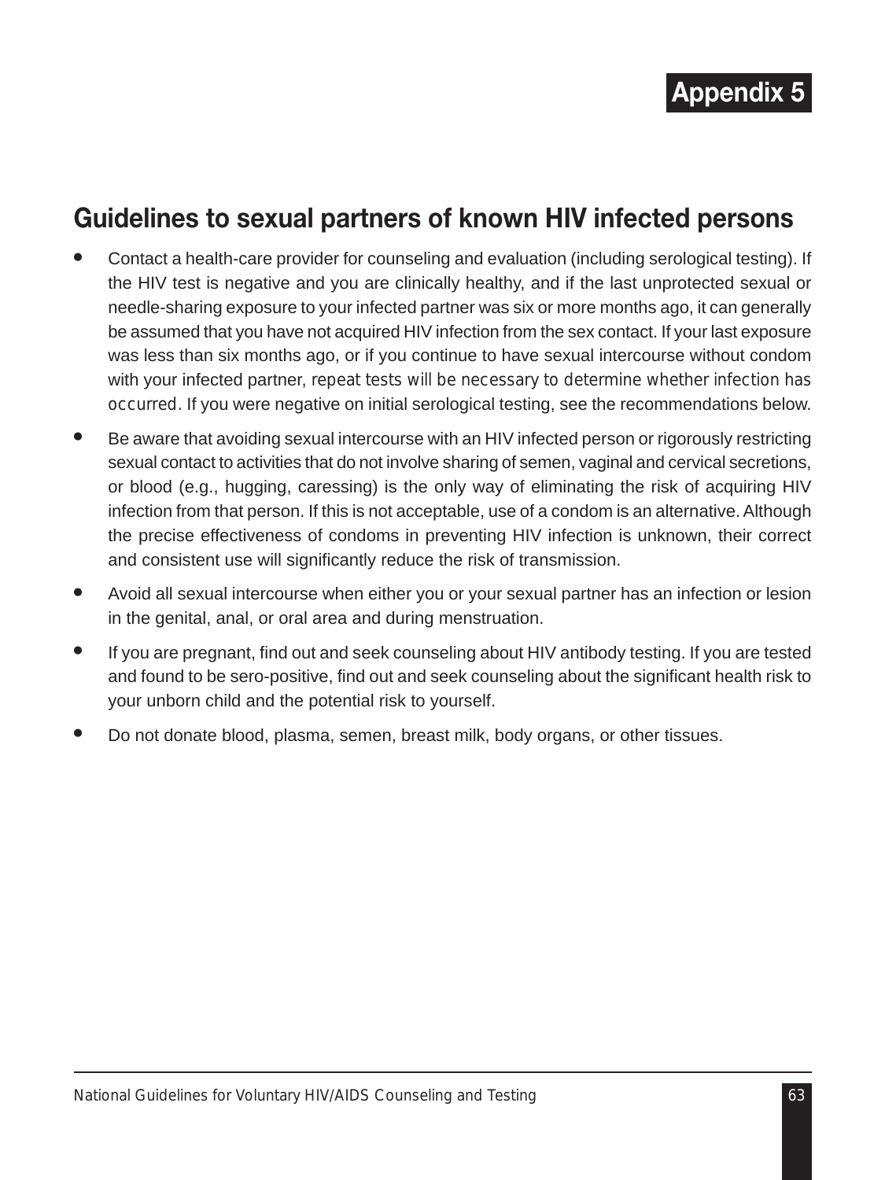# Appendix 5

## Guidelines to sexual partners of known HIV infected persons

- Contact a health-care provider for counseling and evaluation (including serological testing). If the HIV test is negative and you are clinically healthy, and if the last unprotected sexual or needle-sharing exposure to your infected partner was six or more months ago, it can generally be assumed that you have not acquired HIV infection from the sex contact. If your last exposure was less than six months ago, or if you continue to have sexual intercourse without condom with your infected partner, repeat tests will be necessary to determine whether infection has occurred. If you were negative on initial serological testing, see the recommendations below.
- Be aware that avoiding sexual intercourse with an HIV infected person or rigorously restricting sexual contact to activities that do not involve sharing of semen, vaginal and cervical secretions, or blood (e.g., hugging, caressing) is the only way of eliminating the risk of acquiring HIV infection from that person. If this is not acceptable, use of a condom is an alternative. Although the precise effectiveness of condoms in preventing HIV infection is unknown, their correct and consistent use will significantly reduce the risk of transmission.
- Avoid all sexual intercourse when either you or your sexual partner has an infection or lesion in the genital, anal, or oral area and during menstruation.
- If you are pregnant, find out and seek counseling about HIV antibody testing. If you are tested and found to be sero-positive, find out and seek counseling about the significant health risk to your unborn child and the potential risk to yourself.
- Do not donate blood, plasma, semen, breast milk, body organs, or other tissues.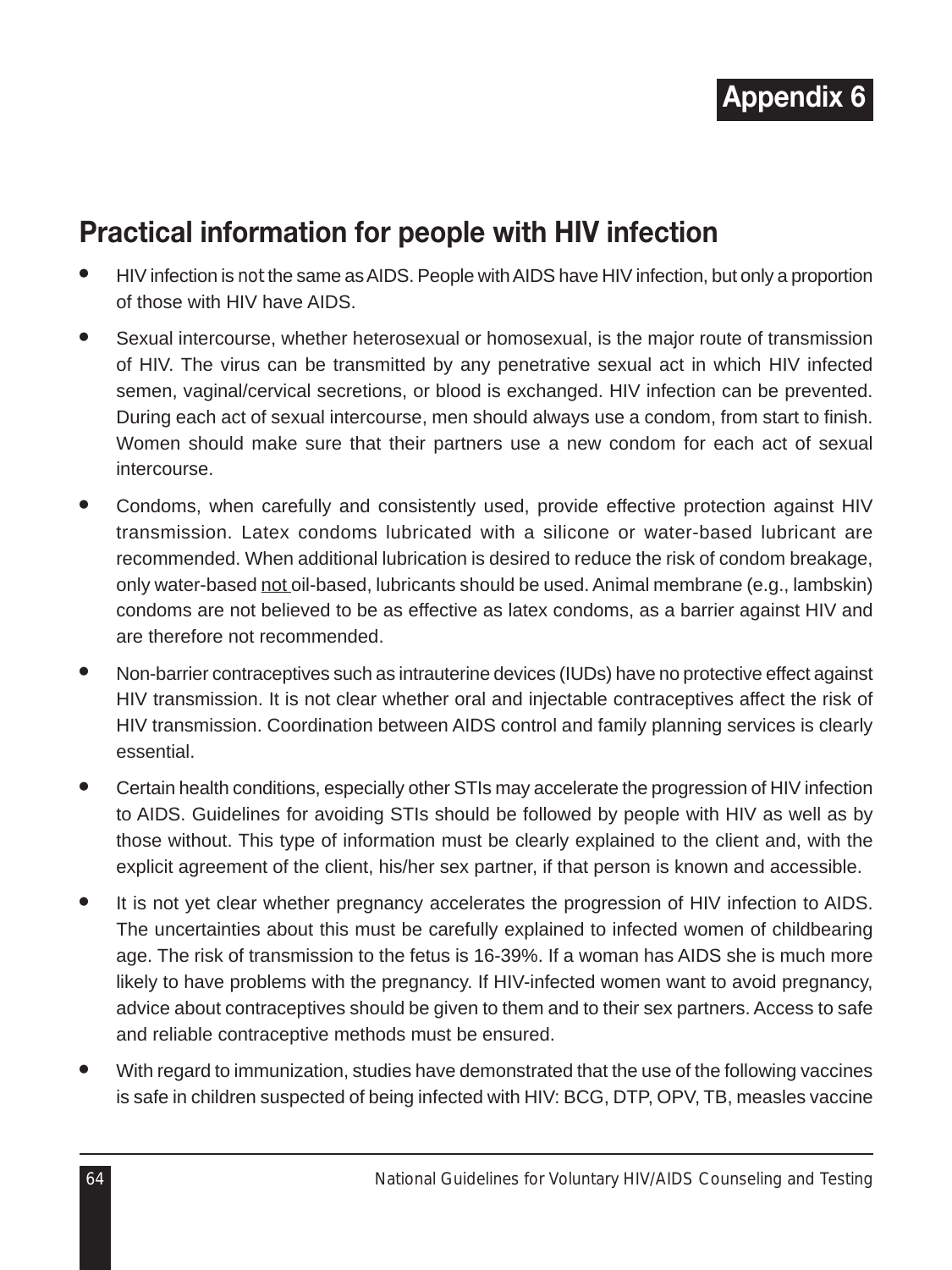# Appendix 6

## Practical information for people with HIV infection

- HIV infection is *not* the same as AIDS. People with AIDS have HIV infection, but only a proportion of those with HIV have AIDS.
- Sexual intercourse, whether heterosexual or homosexual, is the major route of transmission of HIV. The virus can be transmitted by any penetrative sexual act in which HIV infected semen, vaginal/cervical secretions, or blood is exchanged. HIV infection can be prevented. During each act of sexual intercourse, men should always use a condom, from start to finish. Women should make sure that their partners use a new condom for each act of sexual intercourse.
- Condoms, when carefully and consistently used, provide effective protection against HIV transmission. Latex condoms lubricated with a silicone or water-based lubricant are recommended. When additional lubrication is desired to reduce the risk of condom breakage, only water-based <u>not</u> oil-based, lubricants should be used. Animal membrane (e.g., lambskin) condoms are not believed to be as effective as latex condoms, as a barrier against HIV and are therefore not recommended.
- Non-barrier contraceptives such as intrauterine devices (IUDs) have no protective effect against HIV transmission. It is not clear whether oral and injectable contraceptives affect the risk of HIV transmission. Coordination between AIDS control and family planning services is clearly essential.
- Certain health conditions, especially other STIs may accelerate the progression of HIV infection to AIDS. Guidelines for avoiding STIs should be followed by people with HIV as well as by those without. This type of information must be clearly explained to the client and, with the explicit agreement of the client, his/her sex partner, if that person is known and accessible.
- It is not yet clear whether pregnancy accelerates the progression of HIV infection to AIDS. The uncertainties about this must be carefully explained to infected women of childbearing age. The risk of transmission to the fetus is 16-39%. If a woman has AIDS she is much more likely to have problems with the pregnancy. If HIV-infected women want to avoid pregnancy, advice about contraceptives should be given to them and to their sex partners. Access to safe and reliable contraceptive methods must be ensured.
- With regard to immunization, studies have demonstrated that the use of the following vaccines is safe in children suspected of being infected with HIV: BCG, DTP, OPV, TB, measles vaccine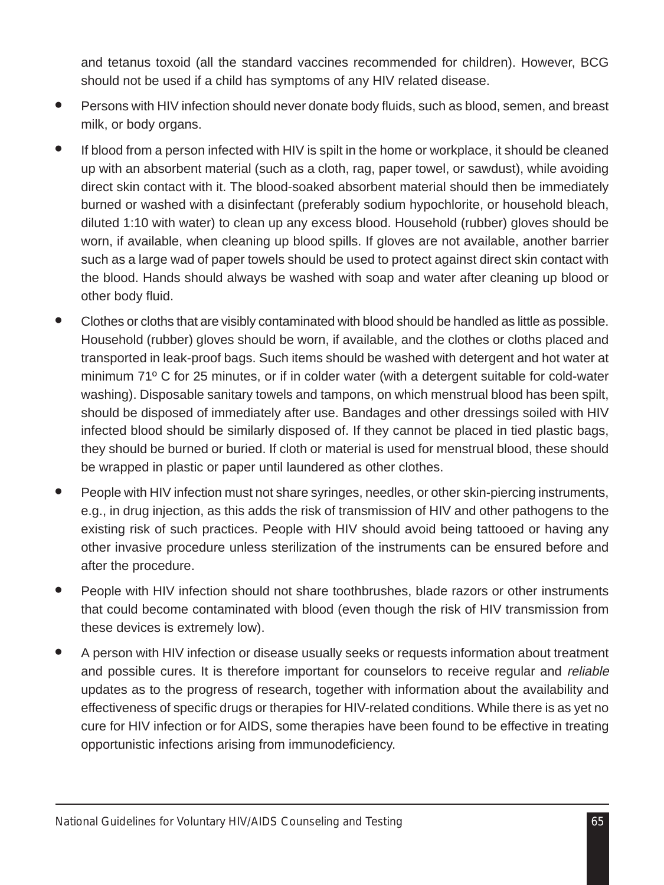and tetanus toxoid (all the standard vaccines recommended for children). However, BCG should not be used if a child has symptoms of any HIV related disease.

- Persons with HIV infection should never donate body fluids, such as blood, semen, and breast milk, or body organs.
- If blood from a person infected with HIV is spilt in the home or workplace, it should be cleaned up with an absorbent material (such as a cloth, rag, paper towel, or sawdust), while avoiding direct skin contact with it. The blood-soaked absorbent material should then be immediately burned or washed with a disinfectant (preferably sodium hypochlorite, or household bleach, diluted 1:10 with water) to clean up any excess blood. Household (rubber) gloves should be worn, if available, when cleaning up blood spills. If gloves are not available, another barrier such as a large wad of paper towels should be used to protect against direct skin contact with the blood. Hands should always be washed with soap and water after cleaning up blood or other body fluid.
- Clothes or cloths that are visibly contaminated with blood should be handled as little as possible. Household (rubber) gloves should be worn, if available, and the clothes or cloths placed and transported in leak-proof bags. Such items should be washed with detergent and hot water at minimum 71º C for 25 minutes, or if in colder water (with a detergent suitable for cold-water washing). Disposable sanitary towels and tampons, on which menstrual blood has been spilt, should be disposed of immediately after use. Bandages and other dressings soiled with HIV infected blood should be similarly disposed of. If they cannot be placed in tied plastic bags, they should be burned or buried. If cloth or material is used for menstrual blood, these should be wrapped in plastic or paper until laundered as other clothes.
- People with HIV infection must not share syringes, needles, or other skin-piercing instruments, e.g., in drug injection, as this adds the risk of transmission of HIV and other pathogens to the existing risk of such practices. People with HIV should avoid being tattooed or having any other invasive procedure unless sterilization of the instruments can be ensured before and after the procedure.
- People with HIV infection should not share toothbrushes, blade razors or other instruments that could become contaminated with blood (even though the risk of HIV transmission from these devices is extremely low).
- A person with HIV infection or disease usually seeks or requests information about treatment and possible cures. It is therefore important for counselors to receive regular and *reliable* updates as to the progress of research, together with information about the availability and effectiveness of specific drugs or therapies for HIV-related conditions. While there is as yet no cure for HIV infection or for AIDS, some therapies have been found to be effective in treating opportunistic infections arising from immunodeficiency.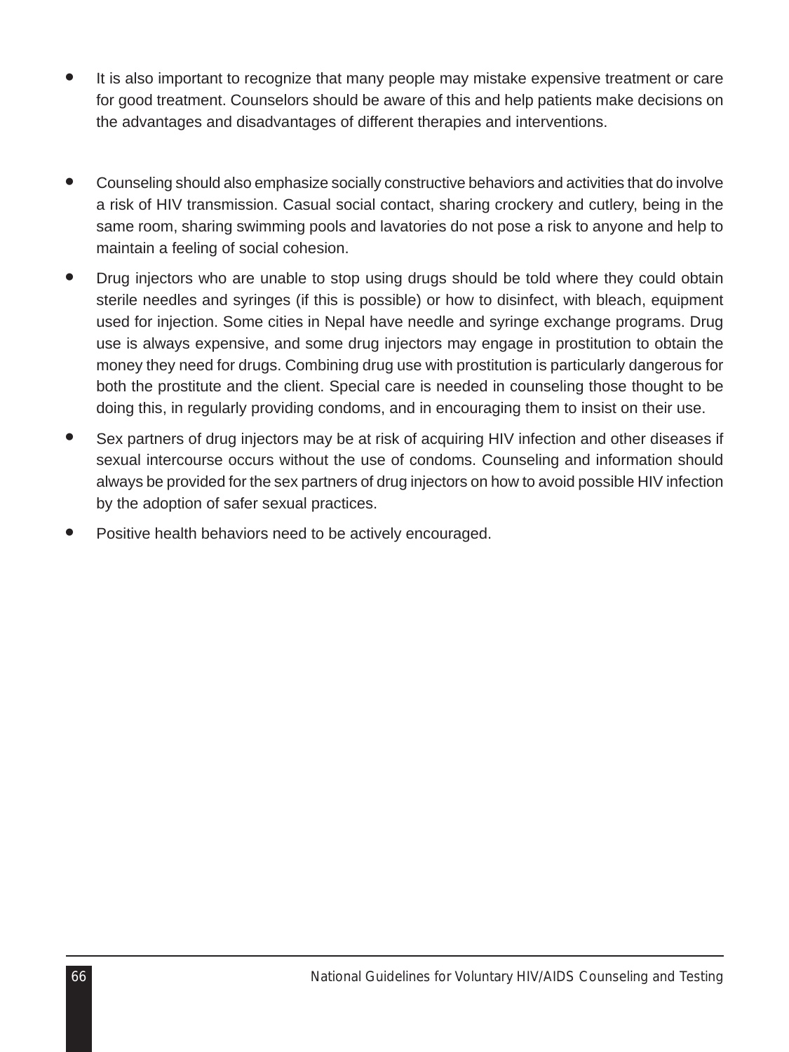- It is also important to recognize that many people may mistake expensive treatment or care for good treatment. Counselors should be aware of this and help patients make decisions on the advantages and disadvantages of different therapies and interventions.

- Counseling should also emphasize socially constructive behaviors and activities that do involve a risk of HIV transmission. Casual social contact, sharing crockery and cutlery, being in the same room, sharing swimming pools and lavatories do not pose a risk to anyone and help to maintain a feeling of social cohesion.
- Drug injectors who are unable to stop using drugs should be told where they could obtain sterile needles and syringes (if this is possible) or how to disinfect, with bleach, equipment used for injection. Some cities in Nepal have needle and syringe exchange programs. Drug use is always expensive, and some drug injectors may engage in prostitution to obtain the money they need for drugs. Combining drug use with prostitution is particularly dangerous for both the prostitute and the client. Special care is needed in counseling those thought to be doing this, in regularly providing condoms, and in encouraging them to insist on their use.
- Sex partners of drug injectors may be at risk of acquiring HIV infection and other diseases if sexual intercourse occurs without the use of condoms. Counseling and information should always be provided for the sex partners of drug injectors on how to avoid possible HIV infection by the adoption of safer sexual practices.
- Positive health behaviors need to be actively encouraged.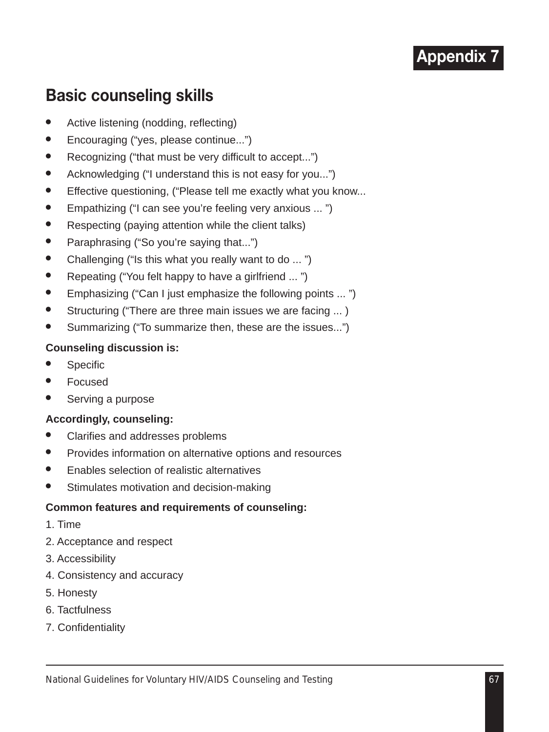# Appendix 7

## Basic counseling skills

- Active listening (nodding, reflecting)
- Encouraging ("yes, please continue...")
- Recognizing ("that must be very difficult to accept...")
- Acknowledging ("I understand this is not easy for you...")
- Effective questioning, ("Please tell me exactly what you know...
- Empathizing ("I can see you're feeling very anxious ... ")
- Respecting (paying attention while the client talks)
- Paraphrasing ("So you're saying that...")
- Challenging ("Is this what you really want to do ... ")
- Repeating ("You felt happy to have a girlfriend ... ")
- Emphasizing ("Can I just emphasize the following points ... ")
- Structuring ("There are three main issues we are facing ... )
- Summarizing ("To summarize then, these are the issues...")

**Counseling discussion is:**

- Specific
- Focused
- Serving a purpose

**Accordingly, counseling:**

- Clarifies and addresses problems
- Provides information on alternative options and resources
- Enables selection of realistic alternatives
- Stimulates motivation and decision-making

**Common features and requirements of counseling:**

1. Time
2. Acceptance and respect
3. Accessibility
4. Consistency and accuracy
5. Honesty
6. Tactfulness
7. Confidentiality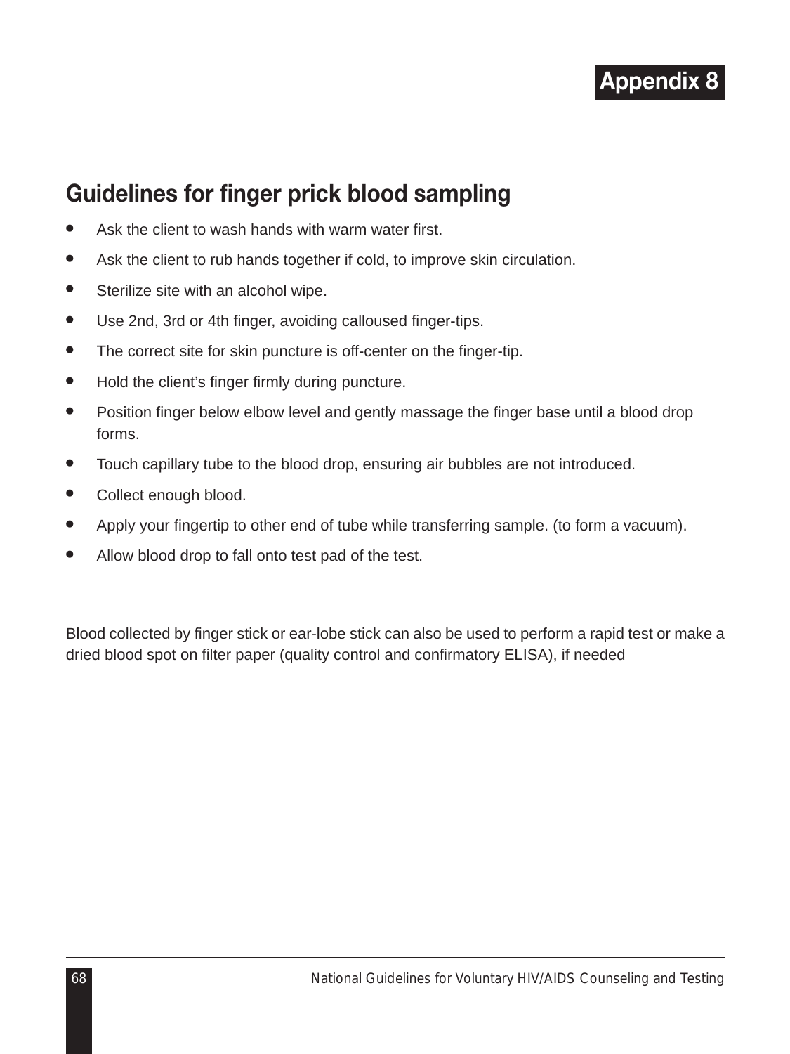# Appendix 8

## Guidelines for finger prick blood sampling

- Ask the client to wash hands with warm water first.
- Ask the client to rub hands together if cold, to improve skin circulation.
- Sterilize site with an alcohol wipe.
- Use 2nd, 3rd or 4th finger, avoiding calloused finger-tips.
- The correct site for skin puncture is off-center on the finger-tip.
- Hold the client's finger firmly during puncture.
- Position finger below elbow level and gently massage the finger base until a blood drop forms.
- Touch capillary tube to the blood drop, ensuring air bubbles are not introduced.
- Collect enough blood.
- Apply your fingertip to other end of tube while transferring sample. (to form a vacuum).
- Allow blood drop to fall onto test pad of the test.

Blood collected by finger stick or ear-lobe stick can also be used to perform a rapid test or make a dried blood spot on filter paper (quality control and confirmatory ELISA), if needed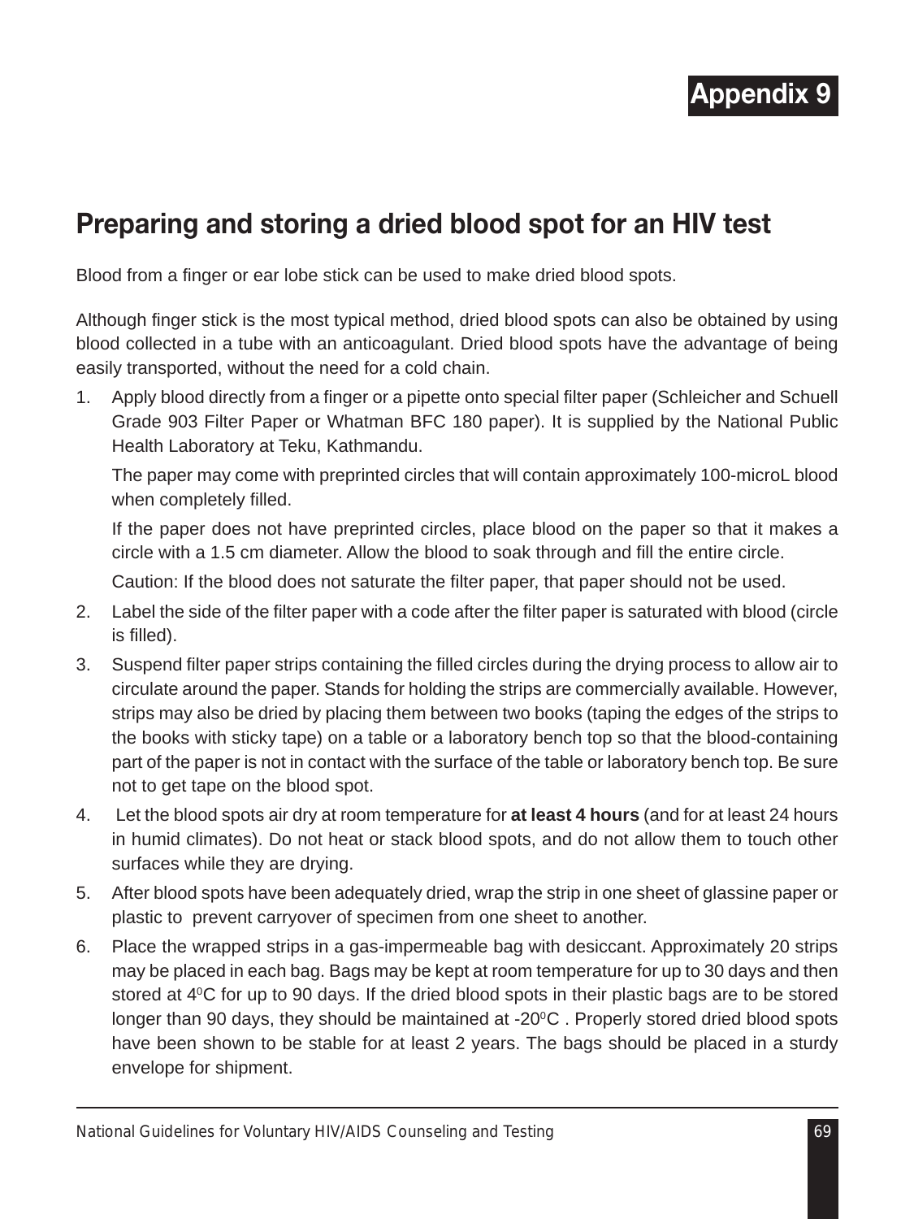# Appendix 9

## Preparing and storing a dried blood spot for an HIV test

Blood from a finger or ear lobe stick can be used to make dried blood spots.

Although finger stick is the most typical method, dried blood spots can also be obtained by using blood collected in a tube with an anticoagulant. Dried blood spots have the advantage of being easily transported, without the need for a cold chain.

1. Apply blood directly from a finger or a pipette onto special filter paper (Schleicher and Schuell Grade 903 Filter Paper or Whatman BFC 180 paper). It is supplied by the National Public Health Laboratory at Teku, Kathmandu.

   The paper may come with preprinted circles that will contain approximately 100-microL blood when completely filled.

   If the paper does not have preprinted circles, place blood on the paper so that it makes a circle with a 1.5 cm diameter. Allow the blood to soak through and fill the entire circle.

   Caution: If the blood does not saturate the filter paper, that paper should not be used.

2. Label the side of the filter paper with a code after the filter paper is saturated with blood (circle is filled).
3. Suspend filter paper strips containing the filled circles during the drying process to allow air to circulate around the paper. Stands for holding the strips are commercially available. However, strips may also be dried by placing them between two books (taping the edges of the strips to the books with sticky tape) on a table or a laboratory bench top so that the blood-containing part of the paper is not in contact with the surface of the table or laboratory bench top. Be sure not to get tape on the blood spot.
4. Let the blood spots air dry at room temperature for **at least 4 hours** (and for at least 24 hours in humid climates). Do not heat or stack blood spots, and do not allow them to touch other surfaces while they are drying.
5. After blood spots have been adequately dried, wrap the strip in one sheet of glassine paper or plastic to prevent carryover of specimen from one sheet to another.
6. Place the wrapped strips in a gas-impermeable bag with desiccant. Approximately 20 strips may be placed in each bag. Bags may be kept at room temperature for up to 30 days and then stored at $4^0$C for up to 90 days. If the dried blood spots in their plastic bags are to be stored longer than 90 days, they should be maintained at $-20^0$C . Properly stored dried blood spots have been shown to be stable for at least 2 years. The bags should be placed in a sturdy envelope for shipment.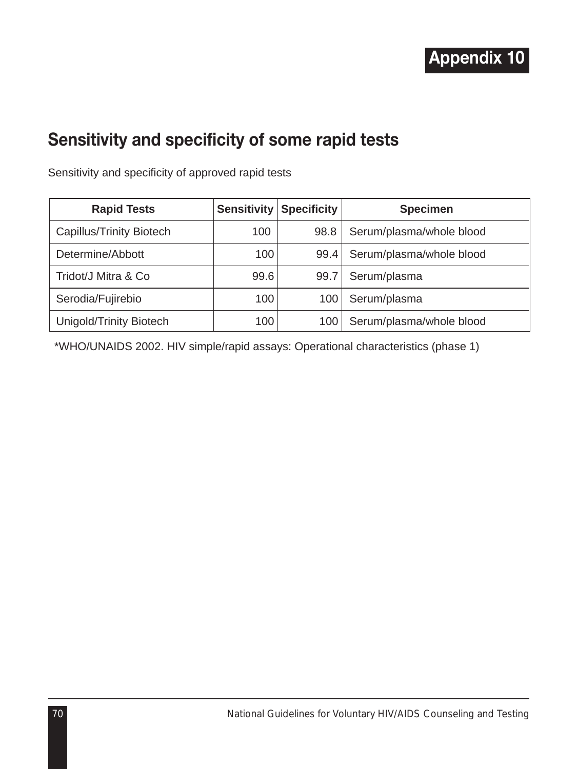# Appendix 10

## Sensitivity and specificity of some rapid tests

Sensitivity and specificity of approved rapid tests

| Rapid Tests | Sensitivity | Specificity | Specimen |
|---|---|---|---|
| Capillus/Trinity Biotech | 100 | 98.8 | Serum/plasma/whole blood |
| Determine/Abbott | 100 | 99.4 | Serum/plasma/whole blood |
| Tridot/J Mitra & Co | 99.6 | 99.7 | Serum/plasma |
| Serodia/Fujirebio | 100 | 100 | Serum/plasma |
| Unigold/Trinity Biotech | 100 | 100 | Serum/plasma/whole blood |

*WHO/UNAIDS 2002. HIV simple/rapid assays: Operational characteristics (phase 1)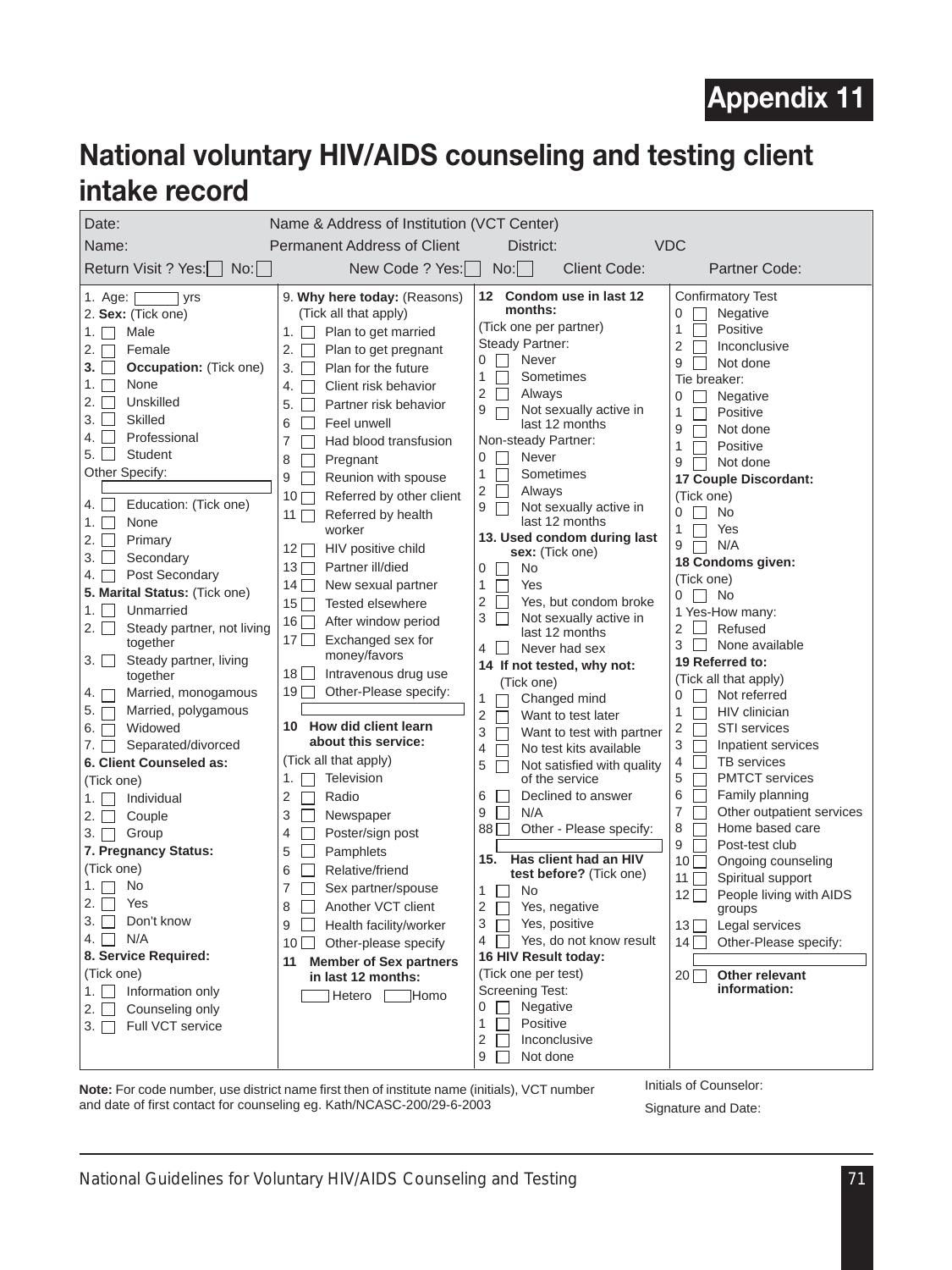# Appendix 11

## National voluntary HIV/AIDS counseling and testing client intake record

Date: Name & Address of Institution (VCT Center)

Name: Permanent Address of Client District: VDC

Return Visit ? Yes: ☐ No: ☐ New Code ? Yes: ☐ No: ☐ Client Code: Partner Code:

1. Age: ☐ yrs

2. **Sex:** (Tick one)
   1. ☐ Male
   2. ☐ Female

3. ☐ **Occupation:** (Tick one)
   1. ☐ None
   2. ☐ Unskilled
   3. ☐ Skilled
   4. ☐ Professional
   5. ☐ Student

   Other Specify: ☐

4. ☐ Education: (Tick one)
   1. ☐ None
   2. ☐ Primary
   3. ☐ Secondary
   4. ☐ Post Secondary

5. **Marital Status:** (Tick one)
   1. ☐ Unmarried
   2. ☐ Steady partner, not living together
   3. ☐ Steady partner, living together
   4. ☐ Married, monogamous
   5. ☐ Married, polygamous
   6. ☐ Widowed
   7. ☐ Separated/divorced

6. **Client Counseled as:** (Tick one)
   1. ☐ Individual
   2. ☐ Couple
   3. ☐ Group

7. **Pregnancy Status:** (Tick one)
   1. ☐ No
   2. ☐ Yes
   3. ☐ Don't know
   4. ☐ N/A

8. **Service Required:** (Tick one)
   1. ☐ Information only
   2. ☐ Counseling only
   3. ☐ Full VCT service

9. **Why here today:** (Reasons) (Tick all that apply)
   1. ☐ Plan to get married
   2. ☐ Plan to get pregnant
   3. ☐ Plan for the future
   4. ☐ Client risk behavior
   5. ☐ Partner risk behavior
   6. ☐ Feel unwell
   7. ☐ Had blood transfusion
   8. ☐ Pregnant
   9. ☐ Reunion with spouse
   10. ☐ Referred by other client
   11. ☐ Referred by health worker
   12. ☐ HIV positive child
   13. ☐ Partner ill/died
   14. ☐ New sexual partner
   15. ☐ Tested elsewhere
   16. ☐ After window period
   17. ☐ Exchanged sex for money/favors
   18. ☐ Intravenous drug use
   19. ☐ Other-Please specify: ☐

10. **How did client learn about this service:** (Tick all that apply)
    1. ☐ Television
    2. ☐ Radio
    3. ☐ Newspaper
    4. ☐ Poster/sign post
    5. ☐ Pamphlets
    6. ☐ Relative/friend
    7. ☐ Sex partner/spouse
    8. ☐ Another VCT client
    9. ☐ Health facility/worker
    10. ☐ Other-please specify

11. **Member of Sex partners in last 12 months:**
    ☐ Hetero ☐ Homo

12. **Condom use in last 12 months:** (Tick one per partner)

    Steady Partner:
    - 0 ☐ Never
    - 1 ☐ Sometimes
    - 2 ☐ Always
    - 9 ☐ Not sexually active in last 12 months

    Non-steady Partner:
    - 0 ☐ Never
    - 1 ☐ Sometimes
    - 2 ☐ Always
    - 9 ☐ Not sexually active in last 12 months

13. **Used condom during last sex:** (Tick one)
    - 0 ☐ No
    - 1 ☐ Yes
    - 2 ☐ Yes, but condom broke
    - 3 ☐ Not sexually active in last 12 months
    - 4 ☐ Never had sex

14. **If not tested, why not:** (Tick one)
    - 1 ☐ Changed mind
    - 2 ☐ Want to test later
    - 3 ☐ Want to test with partner
    - 4 ☐ No test kits available
    - 5 ☐ Not satisfied with quality of the service
    - 6 ☐ Declined to answer
    - 9 ☐ N/A
    - 88 ☐ Other - Please specify: ☐

15. **Has client had an HIV test before?** (Tick one)
    - 1 ☐ No
    - 2 ☐ Yes, negative
    - 3 ☐ Yes, positive
    - 4 ☐ Yes, do not know result

16. **HIV Result today:** (Tick one per test)

    Screening Test:
    - 0 ☐ Negative
    - 1 ☐ Positive
    - 2 ☐ Inconclusive
    - 9 ☐ Not done

    Confirmatory Test
    - 0 ☐ Negative
    - 1 ☐ Positive
    - 2 ☐ Inconclusive
    - 9 ☐ Not done

    Tie breaker:
    - 0 ☐ Negative
    - 1 ☐ Positive
    - 9 ☐ Not done
    - 1 ☐ Positive
    - 9 ☐ Not done

17. **Couple Discordant:** (Tick one)
    - 0 ☐ No
    - 1 ☐ Yes
    - 9 ☐ N/A

18. **Condoms given:** (Tick one)
    - 0 ☐ No
    - 1 Yes-How many:
    - 2 ☐ Refused
    - 3 ☐ None available

19. **Referred to:** (Tick all that apply)
    - 0 ☐ Not referred
    - 1 ☐ HIV clinician
    - 2 ☐ STI services
    - 3 ☐ Inpatient services
    - 4 ☐ TB services
    - 5 ☐ PMTCT services
    - 6 ☐ Family planning
    - 7 ☐ Other outpatient services
    - 8 ☐ Home based care
    - 9 ☐ Post-test club
    - 10 ☐ Ongoing counseling
    - 11 ☐ Spiritual support
    - 12 ☐ People living with AIDS groups
    - 13 ☐ Legal services
    - 14 ☐ Other-Please specify: ☐

20. ☐ **Other relevant information:**

**Note:** For code number, use district name first then of institute name (initials), VCT number and date of first contact for counseling eg. Kath/NCASC-200/29-6-2003

Initials of Counselor:

Signature and Date: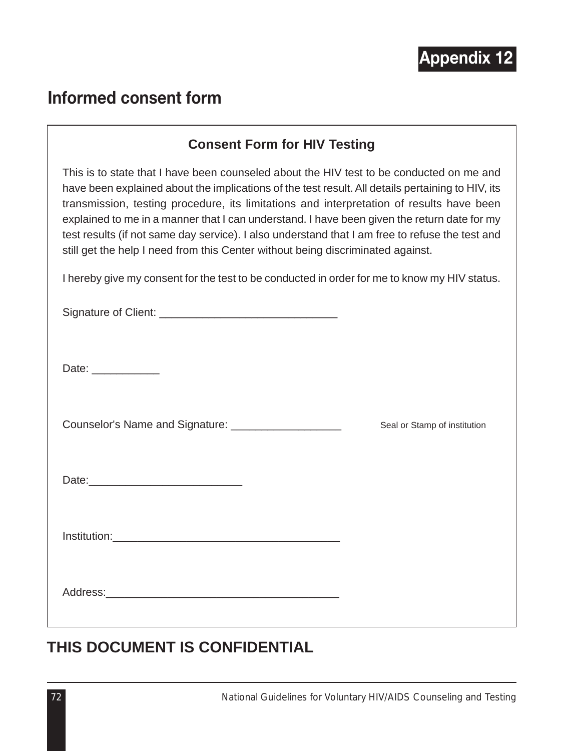**Appendix 12**

## Informed consent form

### Consent Form for HIV Testing

This is to state that I have been counseled about the HIV test to be conducted on me and have been explained about the implications of the test result. All details pertaining to HIV, its transmission, testing procedure, its limitations and interpretation of results have been explained to me in a manner that I can understand. I have been given the return date for my test results (if not same day service). I also understand that I am free to refuse the test and still get the help I need from this Center without being discriminated against.

I hereby give my consent for the test to be conducted in order for me to know my HIV status.

Signature of Client: _____________________________

Date: ___________

Counselor's Name and Signature: __________________ Seal or Stamp of institution

Date:_________________________

Institution:_____________________________________

Address:______________________________________

**THIS DOCUMENT IS CONFIDENTIAL**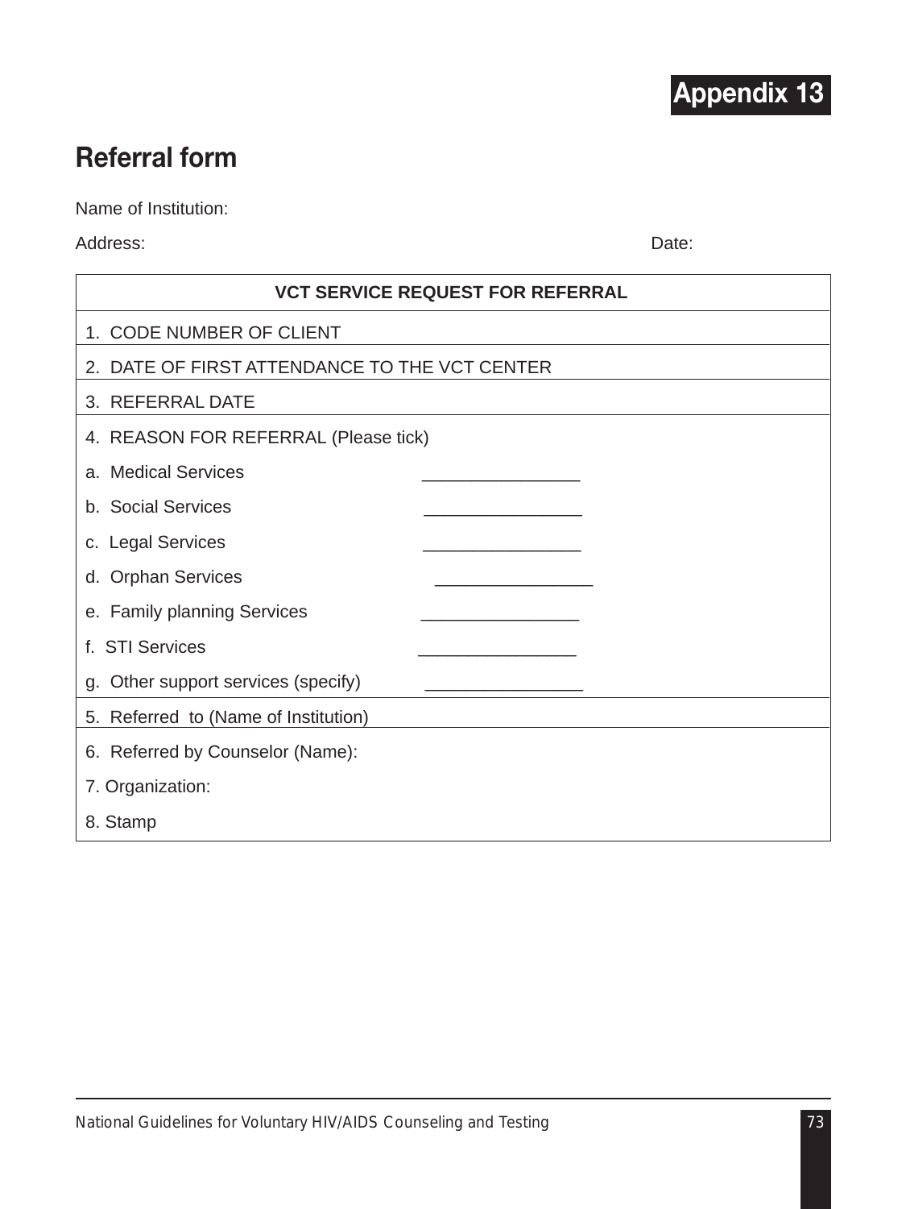**Appendix 13**

# Referral form

Name of Institution:

Address: Date:

| VCT SERVICE REQUEST FOR REFERRAL | |
|---|---|
| 1. CODE NUMBER OF CLIENT | |
| 2. DATE OF FIRST ATTENDANCE TO THE VCT CENTER | |
| 3. REFERRAL DATE | |
| 4. REASON FOR REFERRAL (Please tick) | |
| a. Medical Services | ________________ |
| b. Social Services | ________________ |
| c. Legal Services | ________________ |
| d. Orphan Services | ________________ |
| e. Family planning Services | ________________ |
| f. STI Services | ________________ |
| g. Other support services (specify) | ________________ |
| 5. Referred to (Name of Institution) | |
| 6. Referred by Counselor (Name): | |
| 7. Organization: | |
| 8. Stamp | |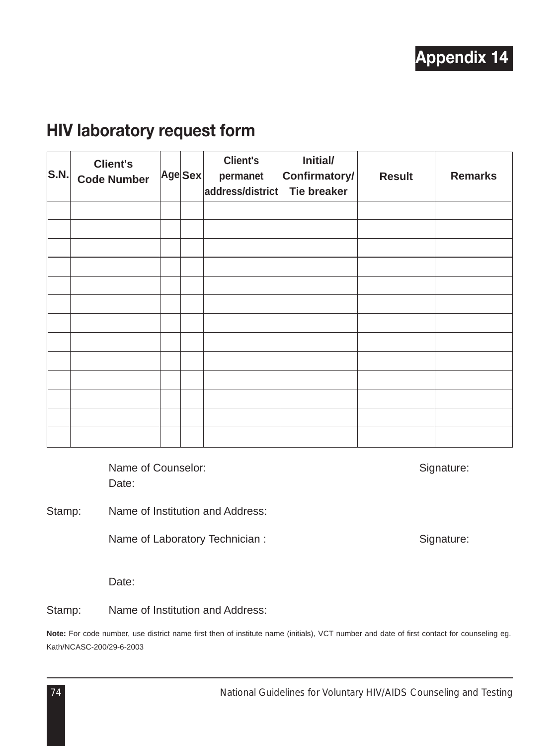# Appendix 14

## HIV laboratory request form

| S.N. | Client's Code Number | Age | Sex | Client's permanet address/district | Initial/ Confirmatory/ Tie breaker | Result | Remarks |
|---|---|---|---|---|---|---|---|
| | | | | | | | |
| | | | | | | | |
| | | | | | | | |
| | | | | | | | |
| | | | | | | | |
| | | | | | | | |
| | | | | | | | |
| | | | | | | | |
| | | | | | | | |
| | | | | | | | |
| | | | | | | | |
| | | | | | | | |
| | | | | | | | |

Name of Counselor: Signature:

Date:

Stamp: Name of Institution and Address:

Name of Laboratory Technician : Signature:

Date:

Stamp: Name of Institution and Address:

**Note:** For code number, use district name first then of institute name (initials), VCT number and date of first contact for counseling eg. Kath/NCASC-200/29-6-2003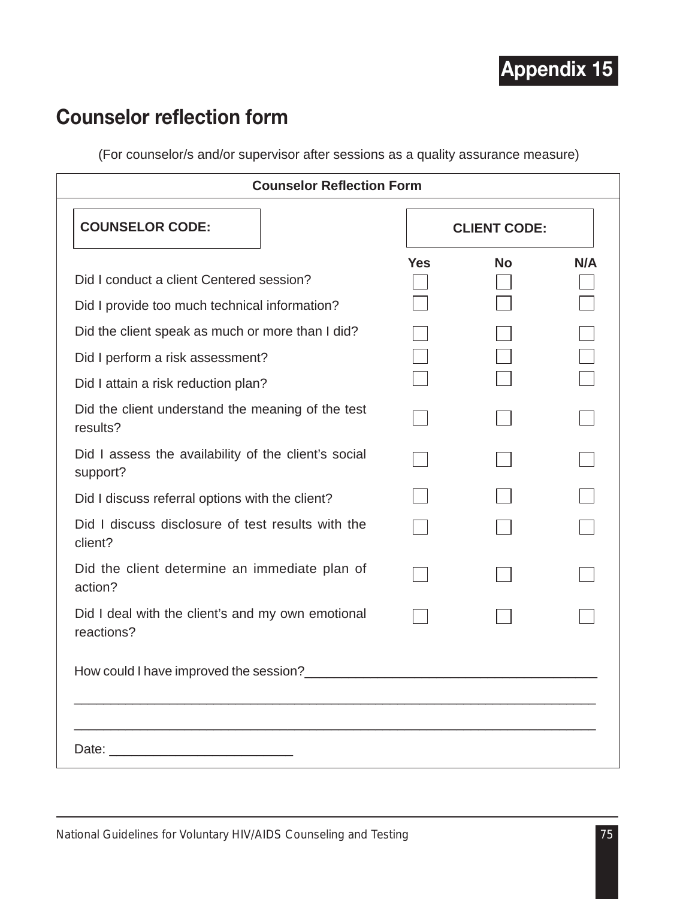**Appendix 15**

## Counselor reflection form

(For counselor/s and/or supervisor after sessions as a quality assurance measure)

**Counselor Reflection Form**

**COUNSELOR CODE:**

**CLIENT CODE:**

| | Yes | No | N/A |
|---|---|---|---|
| Did I conduct a client Centered session? | ☐ | ☐ | ☐ |
| Did I provide too much technical information? | ☐ | ☐ | ☐ |
| Did the client speak as much or more than I did? | ☐ | ☐ | ☐ |
| Did I perform a risk assessment? | ☐ | ☐ | ☐ |
| Did I attain a risk reduction plan? | ☐ | ☐ | ☐ |
| Did the client understand the meaning of the test results? | ☐ | ☐ | ☐ |
| Did I assess the availability of the client's social support? | ☐ | ☐ | ☐ |
| Did I discuss referral options with the client? | ☐ | ☐ | ☐ |
| Did I discuss disclosure of test results with the client? | ☐ | ☐ | ☐ |
| Did the client determine an immediate plan of action? | ☐ | ☐ | ☐ |
| Did I deal with the client's and my own emotional reactions? | ☐ | ☐ | ☐ |

How could I have improved the session?_______________________________________

_______________________________________________________________________

_______________________________________________________________________

Date: ________________________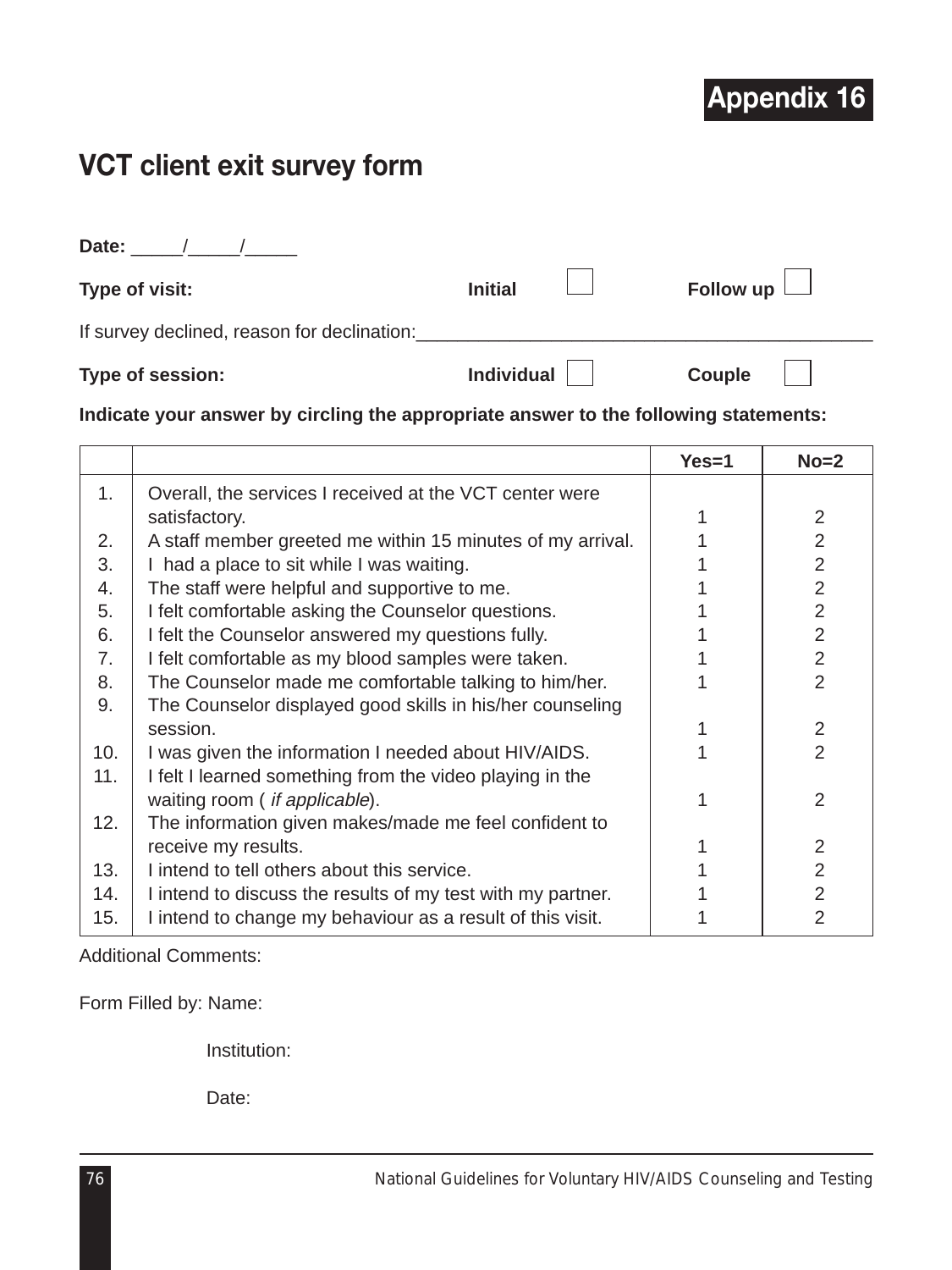Appendix 16

# VCT client exit survey form

**Date:** _____/_____/_____

**Type of visit:** **Initial** ☐ **Follow up** ☐

If survey declined, reason for declination:_____________________________________________

**Type of session:** **Individual** ☐ **Couple** ☐

**Indicate your answer by circling the appropriate answer to the following statements:**

| | | Yes=1 | No=2 |
|---|---|---|---|
| 1. | Overall, the services I received at the VCT center were satisfactory. | 1 | 2 |
| 2. | A staff member greeted me within 15 minutes of my arrival. | 1 | 2 |
| 3. | I had a place to sit while I was waiting. | 1 | 2 |
| 4. | The staff were helpful and supportive to me. | 1 | 2 |
| 5. | I felt comfortable asking the Counselor questions. | 1 | 2 |
| 6. | I felt the Counselor answered my questions fully. | 1 | 2 |
| 7. | I felt comfortable as my blood samples were taken. | 1 | 2 |
| 8. | The Counselor made me comfortable talking to him/her. | 1 | 2 |
| 9. | The Counselor displayed good skills in his/her counseling session. | 1 | 2 |
| 10. | I was given the information I needed about HIV/AIDS. | 1 | 2 |
| 11. | I felt I learned something from the video playing in the waiting room ( *if applicable*). | 1 | 2 |
| 12. | The information given makes/made me feel confident to receive my results. | 1 | 2 |
| 13. | I intend to tell others about this service. | 1 | 2 |
| 14. | I intend to discuss the results of my test with my partner. | 1 | 2 |
| 15. | I intend to change my behaviour as a result of this visit. | 1 | 2 |

Additional Comments:

Form Filled by: Name:

Institution:

Date: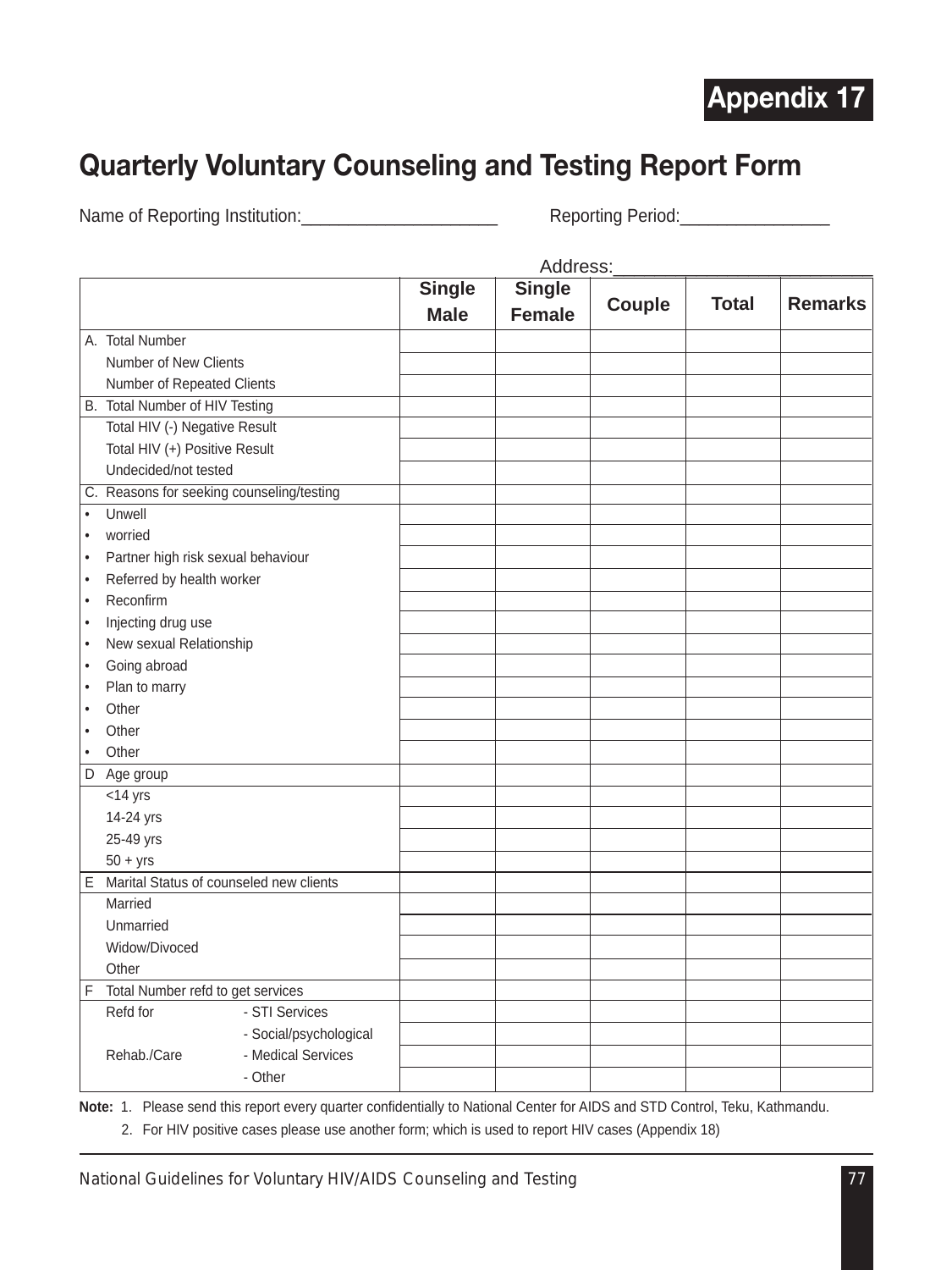# Appendix 17

## Quarterly Voluntary Counseling and Testing Report Form

Name of Reporting Institution:______________________ Reporting Period:________________

Address:__________________________

| | Single Male | Single Female | Couple | Total | Remarks |
|---|---|---|---|---|---|
| A. Total Number | | | | | |
| Number of New Clients | | | | | |
| Number of Repeated Clients | | | | | |
| B. Total Number of HIV Testing | | | | | |
| Total HIV (-) Negative Result | | | | | |
| Total HIV (+) Positive Result | | | | | |
| Undecided/not tested | | | | | |
| C. Reasons for seeking counseling/testing | | | | | |
| • Unwell | | | | | |
| • worried | | | | | |
| • Partner high risk sexual behaviour | | | | | |
| • Referred by health worker | | | | | |
| • Reconfirm | | | | | |
| • Injecting drug use | | | | | |
| • New sexual Relationship | | | | | |
| • Going abroad | | | | | |
| • Plan to marry | | | | | |
| • Other | | | | | |
| • Other | | | | | |
| • Other | | | | | |
| D Age group | | | | | |
| <14 yrs | | | | | |
| 14-24 yrs | | | | | |
| 25-49 yrs | | | | | |
| 50 + yrs | | | | | |
| E Marital Status of counseled new clients | | | | | |
| Married | | | | | |
| Unmarried | | | | | |
| Widow/Divoced | | | | | |
| Other | | | | | |
| F Total Number refd to get services | | | | | |
| Refd for - STI Services | | | | | |
| - Social/psychological | | | | | |
| Rehab./Care - Medical Services | | | | | |
| - Other | | | | | |

**Note:** 1. Please send this report every quarter confidentially to National Center for AIDS and STD Control, Teku, Kathmandu.

2. For HIV positive cases please use another form; which is used to report HIV cases (Appendix 18)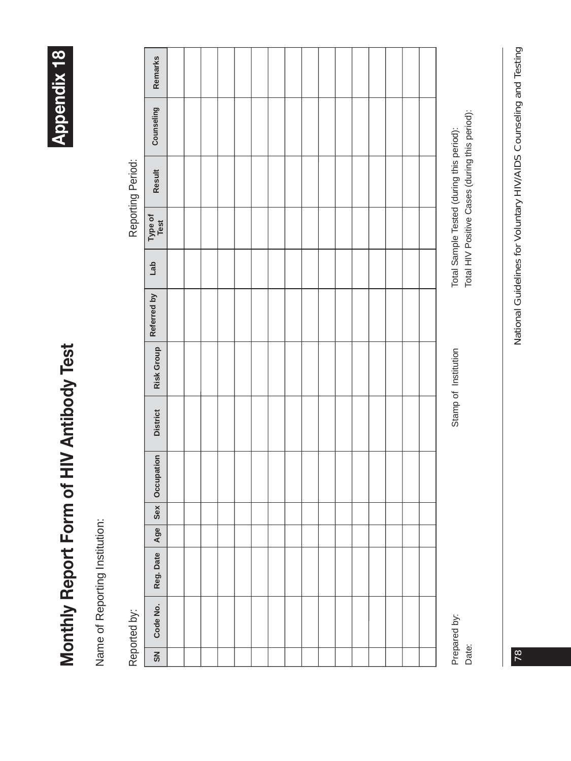# Appendix 18

## Monthly Report Form of HIV Antibody Test

Name of Reporting Institution:

Reported by: Reporting Period:

| SN | Code No. | Reg. Date | Age | Sex | Occupation | District | Risk Group | Referred by | Lab | Type of Test | Result | Counseling | Remarks |
|---|---|---|---|---|---|---|---|---|---|---|---|---|---|
| | | | | | | | | | | | | | |
| | | | | | | | | | | | | | |
| | | | | | | | | | | | | | |
| | | | | | | | | | | | | | |
| | | | | | | | | | | | | | |
| | | | | | | | | | | | | | |
| | | | | | | | | | | | | | |
| | | | | | | | | | | | | | |
| | | | | | | | | | | | | | |
| | | | | | | | | | | | | | |
| | | | | | | | | | | | | | |
| | | | | | | | | | | | | | |
| | | | | | | | | | | | | | |
| | | | | | | | | | | | | | |
| | | | | | | | | | | | | | |
| | | | | | | | | | | | | | |

Prepared by:

Date:

Stamp of Institution

Total Sample Tested (during this period):

Total HIV Positive Cases (during this period):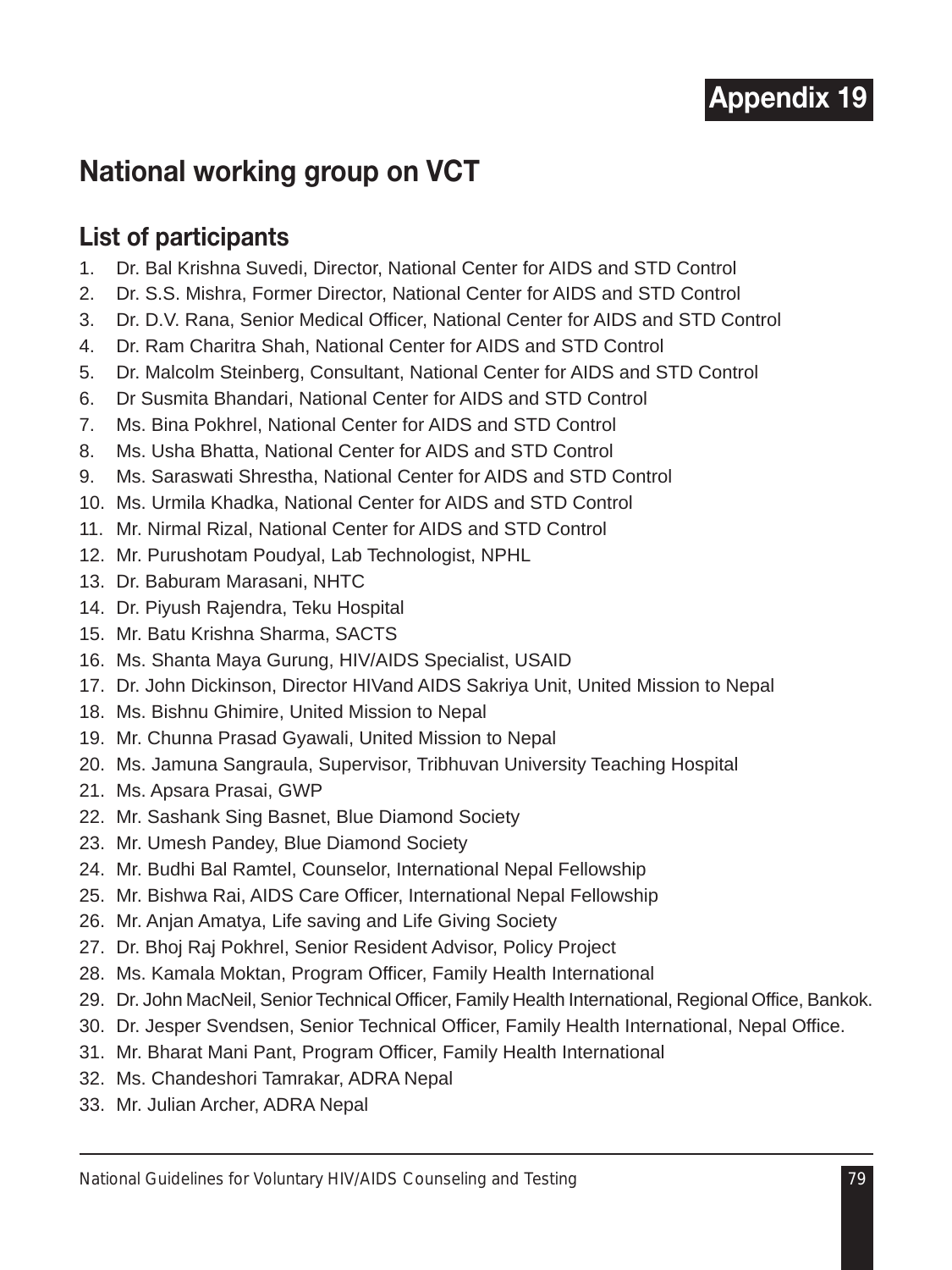# Appendix 19

## National working group on VCT

### List of participants

1. Dr. Bal Krishna Suvedi, Director, National Center for AIDS and STD Control
2. Dr. S.S. Mishra, Former Director, National Center for AIDS and STD Control
3. Dr. D.V. Rana, Senior Medical Officer, National Center for AIDS and STD Control
4. Dr. Ram Charitra Shah, National Center for AIDS and STD Control
5. Dr. Malcolm Steinberg, Consultant, National Center for AIDS and STD Control
6. Dr Susmita Bhandari, National Center for AIDS and STD Control
7. Ms. Bina Pokhrel, National Center for AIDS and STD Control
8. Ms. Usha Bhatta, National Center for AIDS and STD Control
9. Ms. Saraswati Shrestha, National Center for AIDS and STD Control
10. Ms. Urmila Khadka, National Center for AIDS and STD Control
11. Mr. Nirmal Rizal, National Center for AIDS and STD Control
12. Mr. Purushotam Poudyal, Lab Technologist, NPHL
13. Dr. Baburam Marasani, NHTC
14. Dr. Piyush Rajendra, Teku Hospital
15. Mr. Batu Krishna Sharma, SACTS
16. Ms. Shanta Maya Gurung, HIV/AIDS Specialist, USAID
17. Dr. John Dickinson, Director HIVand AIDS Sakriya Unit, United Mission to Nepal
18. Ms. Bishnu Ghimire, United Mission to Nepal
19. Mr. Chunna Prasad Gyawali, United Mission to Nepal
20. Ms. Jamuna Sangraula, Supervisor, Tribhuvan University Teaching Hospital
21. Ms. Apsara Prasai, GWP
22. Mr. Sashank Sing Basnet, Blue Diamond Society
23. Mr. Umesh Pandey, Blue Diamond Society
24. Mr. Budhi Bal Ramtel, Counselor, International Nepal Fellowship
25. Mr. Bishwa Rai, AIDS Care Officer, International Nepal Fellowship
26. Mr. Anjan Amatya, Life saving and Life Giving Society
27. Dr. Bhoj Raj Pokhrel, Senior Resident Advisor, Policy Project
28. Ms. Kamala Moktan, Program Officer, Family Health International
29. Dr. John MacNeil, Senior Technical Officer, Family Health International, Regional Office, Bankok.
30. Dr. Jesper Svendsen, Senior Technical Officer, Family Health International, Nepal Office.
31. Mr. Bharat Mani Pant, Program Officer, Family Health International
32. Ms. Chandeshori Tamrakar, ADRA Nepal
33. Mr. Julian Archer, ADRA Nepal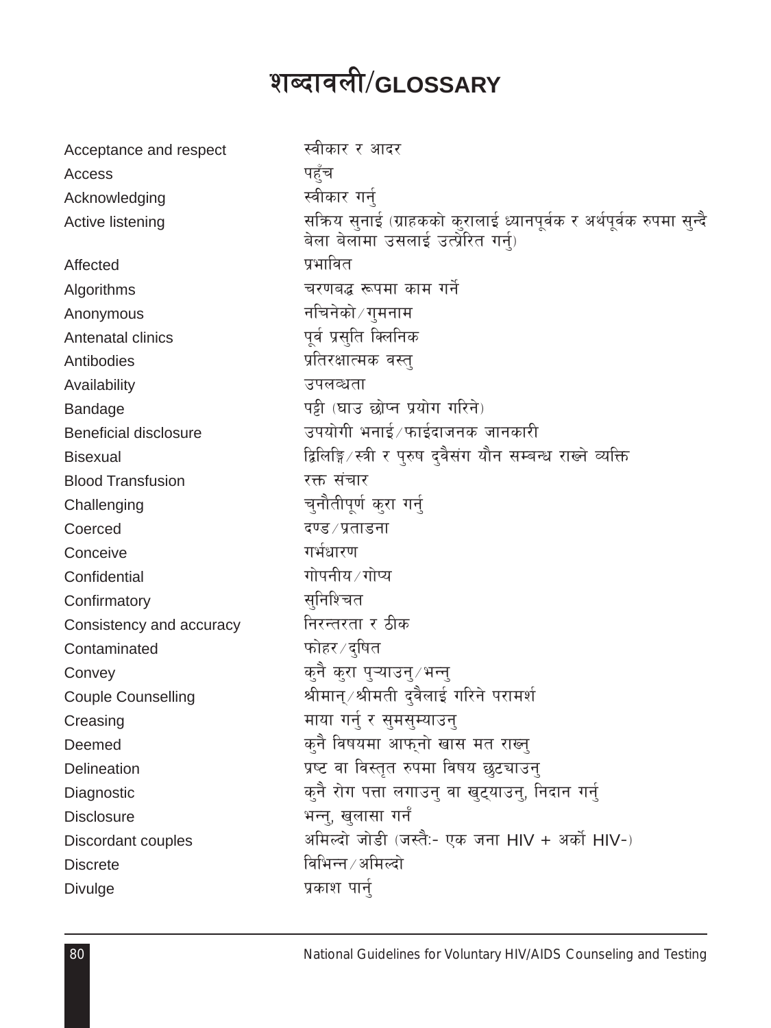# शब्दावली/GLOSSARY

| | |
|---|---|
| Acceptance and respect | स्वीकार र आदर |
| Access | पहुँच |
| Acknowledging | स्वीकार गर्नु |
| Active listening | सक्रिय सुनाई (ग्राहकको कुरालाई ध्यानपूर्वक र अर्थपूर्वक रुपमा सुन्दै बेला बेलामा उसलाई उत्प्रेरित गर्नु) |
| Affected | प्रभावित |
| Algorithms | चरणबद्ध रूपमा काम गर्ने |
| Anonymous | नचिनेको/गुमनाम |
| Antenatal clinics | पूर्व प्रसुति क्लिनिक |
| Antibodies | प्रतिरक्षात्मक वस्तु |
| Availability | उपलब्धता |
| Bandage | पट्टी (घाउ छोप्न प्रयोग गरिने) |
| Beneficial disclosure | उपयोगी भनाई/फाईदाजनक जानकारी |
| Bisexual | द्विलिङ्गि/स्त्री र पुरुष दुवैसंग यौन सम्बन्ध राख्ने व्यक्ति |
| Blood Transfusion | रक्त संचार |
| Challenging | चुनौतीपूर्ण कुरा गर्नु |
| Coerced | दण्ड/प्रताडना |
| Conceive | गर्भधारण |
| Confidential | गोपनीय/गोप्य |
| Confirmatory | सुनिश्चित |
| Consistency and accuracy | निरन्तरता र ठीक |
| Contaminated | फोहर/दुषित |
| Convey | कुनै कुरा पुऱ्याउनु/भन्नु |
| Couple Counselling | श्रीमान्/श्रीमती दुवैलाई गरिने परामर्श |
| Creasing | माया गर्नु र सुमसुम्याउनु |
| Deemed | कुनै विषयमा आफ्नो खास मत राख्नु |
| Delineation | प्रष्ट वा विस्तृत रुपमा विषय छुट्याउनु |
| Diagnostic | कुनै रोग पत्ता लगाउनु वा खुट्याउनु, निदान गर्नु |
| Disclosure | भन्नु, खुलासा गर्नु |
| Discordant couples | अमिल्दो जोडी (जस्तैः- एक जना HIV + अर्को HIV-) |
| Discrete | विभिन्न/अमिल्दो |
| Divulge | प्रकाश पार्नु |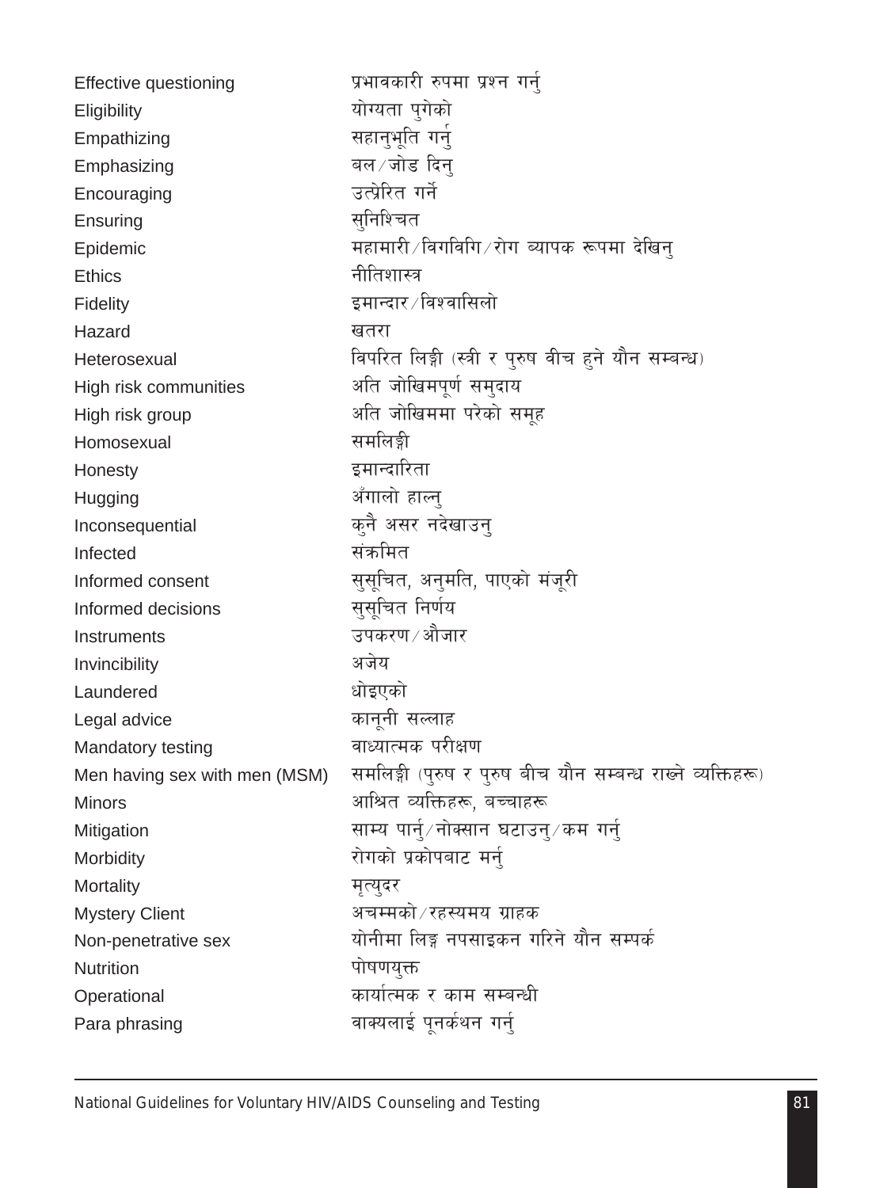| | |
|---|---|
| Effective questioning | प्रभावकारी रुपमा प्रश्न गर्नु |
| Eligibility | योग्यता पुगेको |
| Empathizing | सहानुभूति गर्नु |
| Emphasizing | बल/जोड दिनु |
| Encouraging | उत्प्रेरित गर्ने |
| Ensuring | सुनिश्चित |
| Epidemic | महामारी/विगविगि/रोग व्यापक रूपमा देखिनु |
| Ethics | नीतिशास्त्र |
| Fidelity | इमान्दार/विश्वासिलो |
| Hazard | खतरा |
| Heterosexual | विपरित लिङ्गी (स्त्री र पुरुष वीच हुने यौन सम्बन्ध) |
| High risk communities | अति जोखिमपूर्ण समुदाय |
| High risk group | अति जोखिममा परेको समूह |
| Homosexual | समलिङ्गी |
| Honesty | इमान्दारिता |
| Hugging | अँगालो हाल्नु |
| Inconsequential | कुनै असर नदेखाउनु |
| Infected | संक्रमित |
| Informed consent | सुसूचित, अनुमति, पाएको मंजूरी |
| Informed decisions | सुसूचित निर्णय |
| Instruments | उपकरण/औजार |
| Invincibility | अजेय |
| Laundered | धोइएको |
| Legal advice | कानूनी सल्लाह |
| Mandatory testing | वाध्यात्मक परीक्षण |
| Men having sex with men (MSM) | समलिङ्गी (पुरुष र पुरुष बीच यौन सम्बन्ध राख्ने व्यक्तिहरू) |
| Minors | आश्रित व्यक्तिहरू, बच्चाहरू |
| Mitigation | साम्य पार्नु/नोक्सान घटाउनु/कम गर्नु |
| Morbidity | रोगको प्रकोपबाट मर्नु |
| Mortality | मृत्युदर |
| Mystery Client | अचम्मको/रहस्यमय ग्राहक |
| Non-penetrative sex | योनीमा लिङ्ग नपसाइकन गरिने यौन सम्पर्क |
| Nutrition | पोषणयुक्त |
| Operational | कार्यात्मक र काम सम्बन्धी |
| Para phrasing | वाक्यलाई पूनर्कथन गर्नु |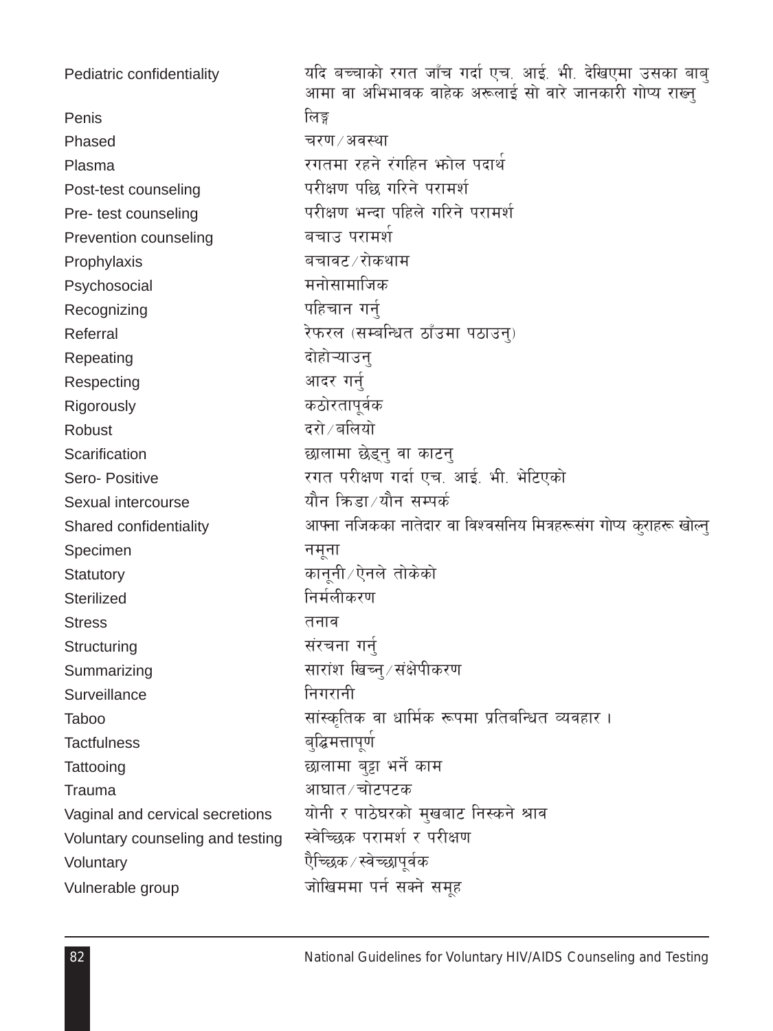| | |
|---|---|
| Pediatric confidentiality | यदि बच्चाको रगत जाँच गर्दा एच. आई. भी. देखिएमा उसका बाबु आमा वा अभिभावक वाहेक अरूलाई सो वारे जानकारी गोप्य राख्नु |
| Penis | लिङ्ग |
| Phased | चरण ⁄ अवस्था |
| Plasma | रगतमा रहने रंगहिन झोल पदार्थ |
| Post-test counseling | परीक्षण पछि गरिने परामर्श |
| Pre- test counseling | परीक्षण भन्दा पहिले गरिने परामर्श |
| Prevention counseling | बचाउ परामर्श |
| Prophylaxis | बचावट ⁄ रोकथाम |
| Psychosocial | मनोसामाजिक |
| Recognizing | पहिचान गर्नु |
| Referral | रेफरल (सम्बन्धित ठाँउमा पठाउनु) |
| Repeating | दोहोर्‍याउनु |
| Respecting | आदर गर्नु |
| Rigorously | कठोरतापूर्वक |
| Robust | दरो ⁄ बलियो |
| Scarification | छालामा छेड्नु वा काटनु |
| Sero- Positive | रगत परीक्षण गर्दा एच. आई. भी. भेटिएको |
| Sexual intercourse | यौन क्रिडा ⁄ यौन सम्पर्क |
| Shared confidentiality | आफ्ना नजिकका नातेदार वा विश्वसनिय मित्रहरूसंग गोप्य कुराहरू खोल्नु |
| Specimen | नमूना |
| Statutory | कानूनी ⁄ ऐनले तोकेको |
| Sterilized | निर्मलीकरण |
| Stress | तनाव |
| Structuring | संरचना गर्नु |
| Summarizing | सारांश खिच्नु ⁄ संक्षेपीकरण |
| Surveillance | निगरानी |
| Taboo | सांस्कृतिक वा धार्मिक रूपमा प्रतिबन्धित व्यवहार । |
| Tactfulness | बुद्धिमत्तापूर्ण |
| Tattooing | छालामा बुट्टा भर्ने काम |
| Trauma | आघात ⁄ चोटपटक |
| Vaginal and cervical secretions | योनी र पाठेघरको मुखबाट निस्कने श्राव |
| Voluntary counseling and testing | स्वेच्छिक परामर्श र परीक्षण |
| Voluntary | ऐच्छिक ⁄ स्वेच्छापूर्वक |
| Vulnerable group | जोखिममा पर्न सक्ने समूह |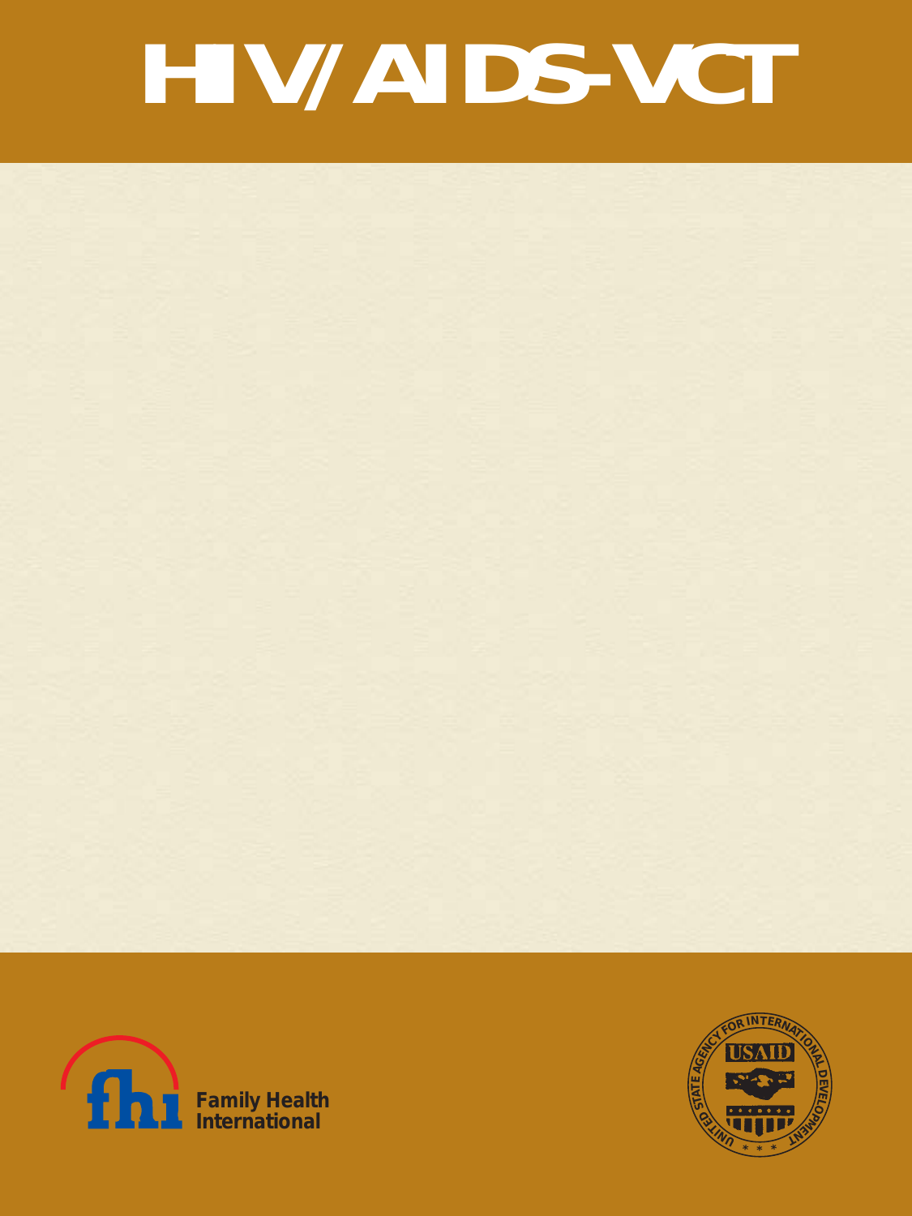# HIV/AIDS-VCT

Family Health International

USAID

UNITED STATE AGENCY FOR INTERNATIONAL DEVELOPMENT